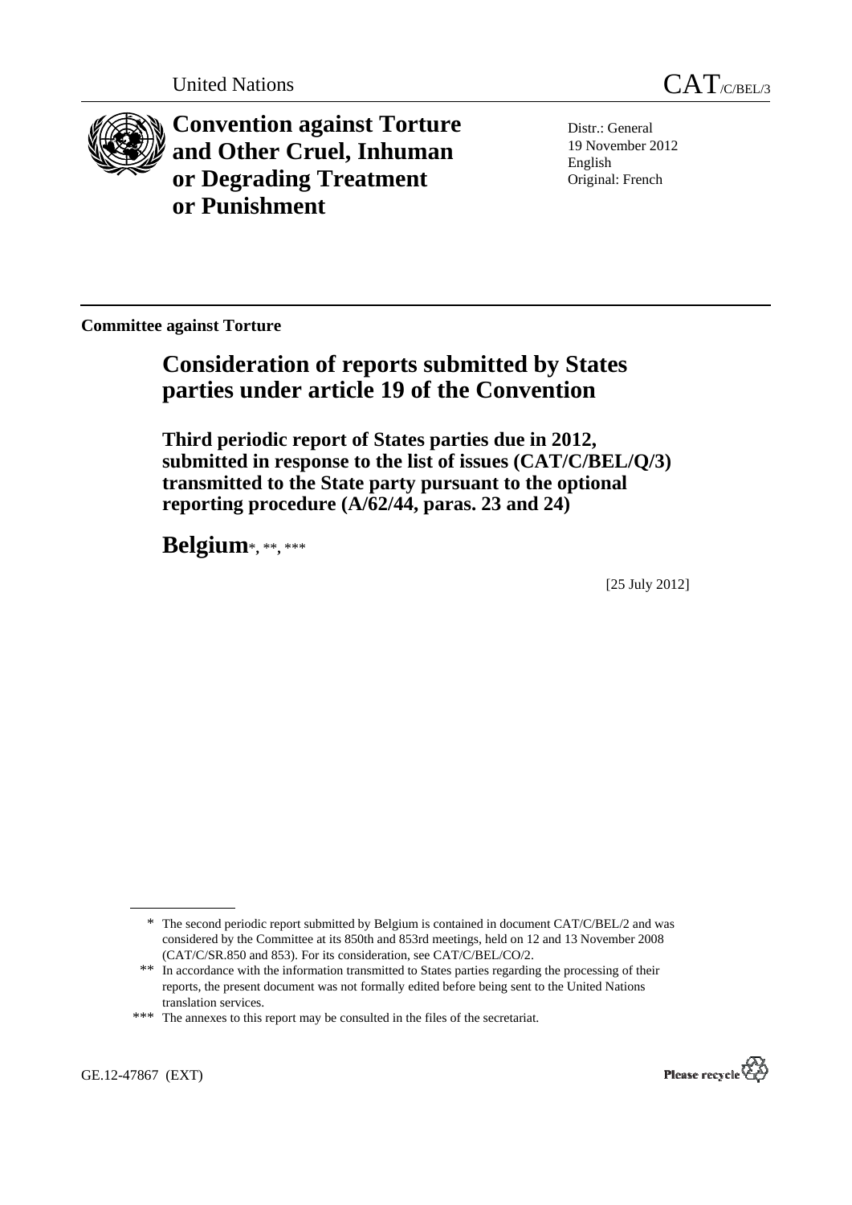United Nations CAT/C/BEL/3

# Convention against Torture and Other Cruel, Inhuman or Degrading Treatment or Punishment

Distr.: General
19 November 2012
English
Original: French

**Committee against Torture**

## Consideration of reports submitted by States parties under article 19 of the Convention

### Third periodic report of States parties due in 2012, submitted in response to the list of issues (CAT/C/BEL/Q/3) transmitted to the State party pursuant to the optional reporting procedure (A/62/44, paras. 23 and 24)

## Belgium*, **, ***

[25 July 2012]

---

\* The second periodic report submitted by Belgium is contained in document CAT/C/BEL/2 and was considered by the Committee at its 850th and 853rd meetings, held on 12 and 13 November 2008 (CAT/C/SR.850 and 853). For its consideration, see CAT/C/BEL/CO/2.

\*\* In accordance with the information transmitted to States parties regarding the processing of their reports, the present document was not formally edited before being sent to the United Nations translation services.

\*\*\* The annexes to this report may be consulted in the files of the secretariat.

GE.12-47867 (EXT)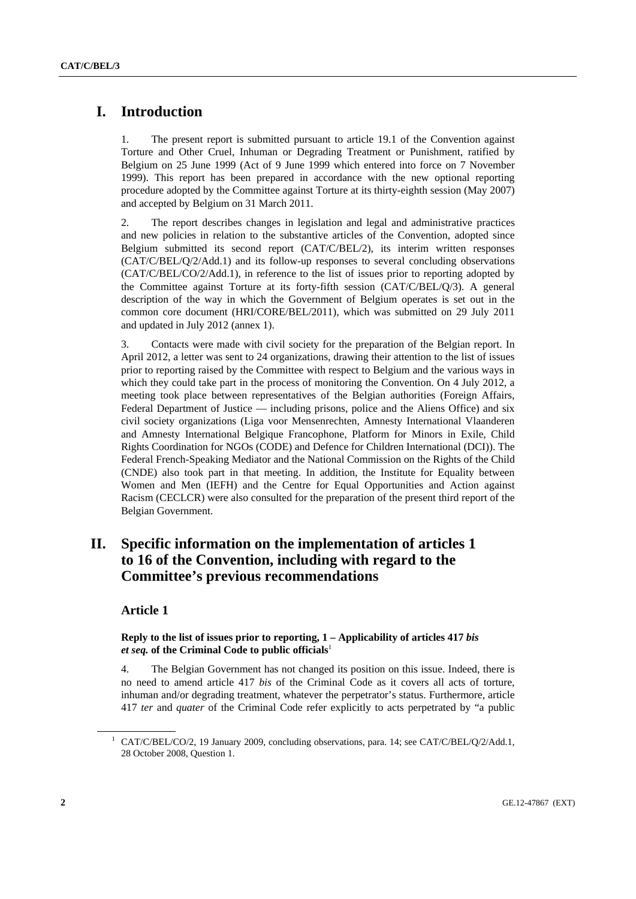# I. Introduction

1. The present report is submitted pursuant to article 19.1 of the Convention against Torture and Other Cruel, Inhuman or Degrading Treatment or Punishment, ratified by Belgium on 25 June 1999 (Act of 9 June 1999 which entered into force on 7 November 1999). This report has been prepared in accordance with the new optional reporting procedure adopted by the Committee against Torture at its thirty-eighth session (May 2007) and accepted by Belgium on 31 March 2011.

2. The report describes changes in legislation and legal and administrative practices and new policies in relation to the substantive articles of the Convention, adopted since Belgium submitted its second report (CAT/C/BEL/2), its interim written responses (CAT/C/BEL/Q/2/Add.1) and its follow-up responses to several concluding observations (CAT/C/BEL/CO/2/Add.1), in reference to the list of issues prior to reporting adopted by the Committee against Torture at its forty-fifth session (CAT/C/BEL/Q/3). A general description of the way in which the Government of Belgium operates is set out in the common core document (HRI/CORE/BEL/2011), which was submitted on 29 July 2011 and updated in July 2012 (annex 1).

3. Contacts were made with civil society for the preparation of the Belgian report. In April 2012, a letter was sent to 24 organizations, drawing their attention to the list of issues prior to reporting raised by the Committee with respect to Belgium and the various ways in which they could take part in the process of monitoring the Convention. On 4 July 2012, a meeting took place between representatives of the Belgian authorities (Foreign Affairs, Federal Department of Justice — including prisons, police and the Aliens Office) and six civil society organizations (Liga voor Mensenrechten, Amnesty International Vlaanderen and Amnesty International Belgique Francophone, Platform for Minors in Exile, Child Rights Coordination for NGOs (CODE) and Defence for Children International (DCI)). The Federal French-Speaking Mediator and the National Commission on the Rights of the Child (CNDE) also took part in that meeting. In addition, the Institute for Equality between Women and Men (IEFH) and the Centre for Equal Opportunities and Action against Racism (CECLCR) were also consulted for the preparation of the present third report of the Belgian Government.

# II. Specific information on the implementation of articles 1 to 16 of the Convention, including with regard to the Committee's previous recommendations

## Article 1

### Reply to the list of issues prior to reporting, 1 – Applicability of articles 417 *bis et seq.* of the Criminal Code to public officials[1]

4. The Belgian Government has not changed its position on this issue. Indeed, there is no need to amend article 417 *bis* of the Criminal Code as it covers all acts of torture, inhuman and/or degrading treatment, whatever the perpetrator's status. Furthermore, article 417 *ter* and *quater* of the Criminal Code refer explicitly to acts perpetrated by "a public

[1] CAT/C/BEL/CO/2, 19 January 2009, concluding observations, para. 14; see CAT/C/BEL/Q/2/Add.1, 28 October 2008, Question 1.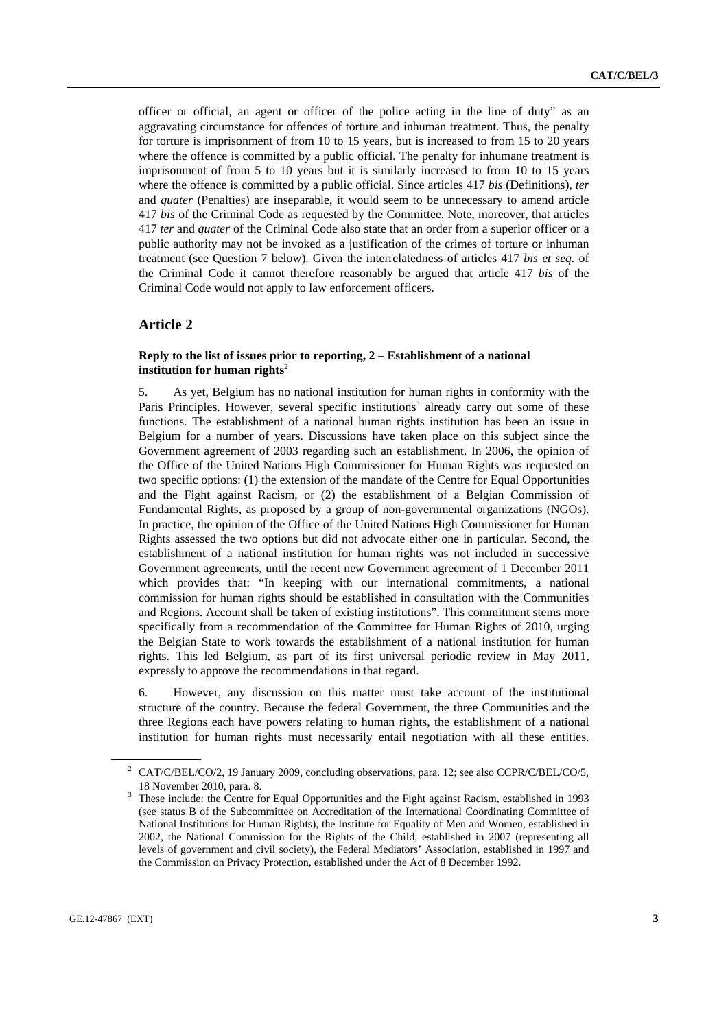officer or official, an agent or officer of the police acting in the line of duty" as an aggravating circumstance for offences of torture and inhuman treatment. Thus, the penalty for torture is imprisonment of from 10 to 15 years, but is increased to from 15 to 20 years where the offence is committed by a public official. The penalty for inhumane treatment is imprisonment of from 5 to 10 years but it is similarly increased to from 10 to 15 years where the offence is committed by a public official. Since articles 417 *bis* (Definitions), *ter* and *quater* (Penalties) are inseparable, it would seem to be unnecessary to amend article 417 *bis* of the Criminal Code as requested by the Committee. Note, moreover, that articles 417 *ter* and *quater* of the Criminal Code also state that an order from a superior officer or a public authority may not be invoked as a justification of the crimes of torture or inhuman treatment (see Question 7 below). Given the interrelatedness of articles 417 *bis et seq.* of the Criminal Code it cannot therefore reasonably be argued that article 417 *bis* of the Criminal Code would not apply to law enforcement officers.

## Article 2

### Reply to the list of issues prior to reporting, 2 – Establishment of a national institution for human rights[2]

5. As yet, Belgium has no national institution for human rights in conformity with the Paris Principles. However, several specific institutions[3] already carry out some of these functions. The establishment of a national human rights institution has been an issue in Belgium for a number of years. Discussions have taken place on this subject since the Government agreement of 2003 regarding such an establishment. In 2006, the opinion of the Office of the United Nations High Commissioner for Human Rights was requested on two specific options: (1) the extension of the mandate of the Centre for Equal Opportunities and the Fight against Racism, or (2) the establishment of a Belgian Commission of Fundamental Rights, as proposed by a group of non-governmental organizations (NGOs). In practice, the opinion of the Office of the United Nations High Commissioner for Human Rights assessed the two options but did not advocate either one in particular. Second, the establishment of a national institution for human rights was not included in successive Government agreements, until the recent new Government agreement of 1 December 2011 which provides that: "In keeping with our international commitments, a national commission for human rights should be established in consultation with the Communities and Regions. Account shall be taken of existing institutions". This commitment stems more specifically from a recommendation of the Committee for Human Rights of 2010, urging the Belgian State to work towards the establishment of a national institution for human rights. This led Belgium, as part of its first universal periodic review in May 2011, expressly to approve the recommendations in that regard.

6. However, any discussion on this matter must take account of the institutional structure of the country. Because the federal Government, the three Communities and the three Regions each have powers relating to human rights, the establishment of a national institution for human rights must necessarily entail negotiation with all these entities.

---

[2] CAT/C/BEL/CO/2, 19 January 2009, concluding observations, para. 12; see also CCPR/C/BEL/CO/5, 18 November 2010, para. 8.

[3] These include: the Centre for Equal Opportunities and the Fight against Racism, established in 1993 (see status B of the Subcommittee on Accreditation of the International Coordinating Committee of National Institutions for Human Rights), the Institute for Equality of Men and Women, established in 2002, the National Commission for the Rights of the Child, established in 2007 (representing all levels of government and civil society), the Federal Mediators' Association, established in 1997 and the Commission on Privacy Protection, established under the Act of 8 December 1992.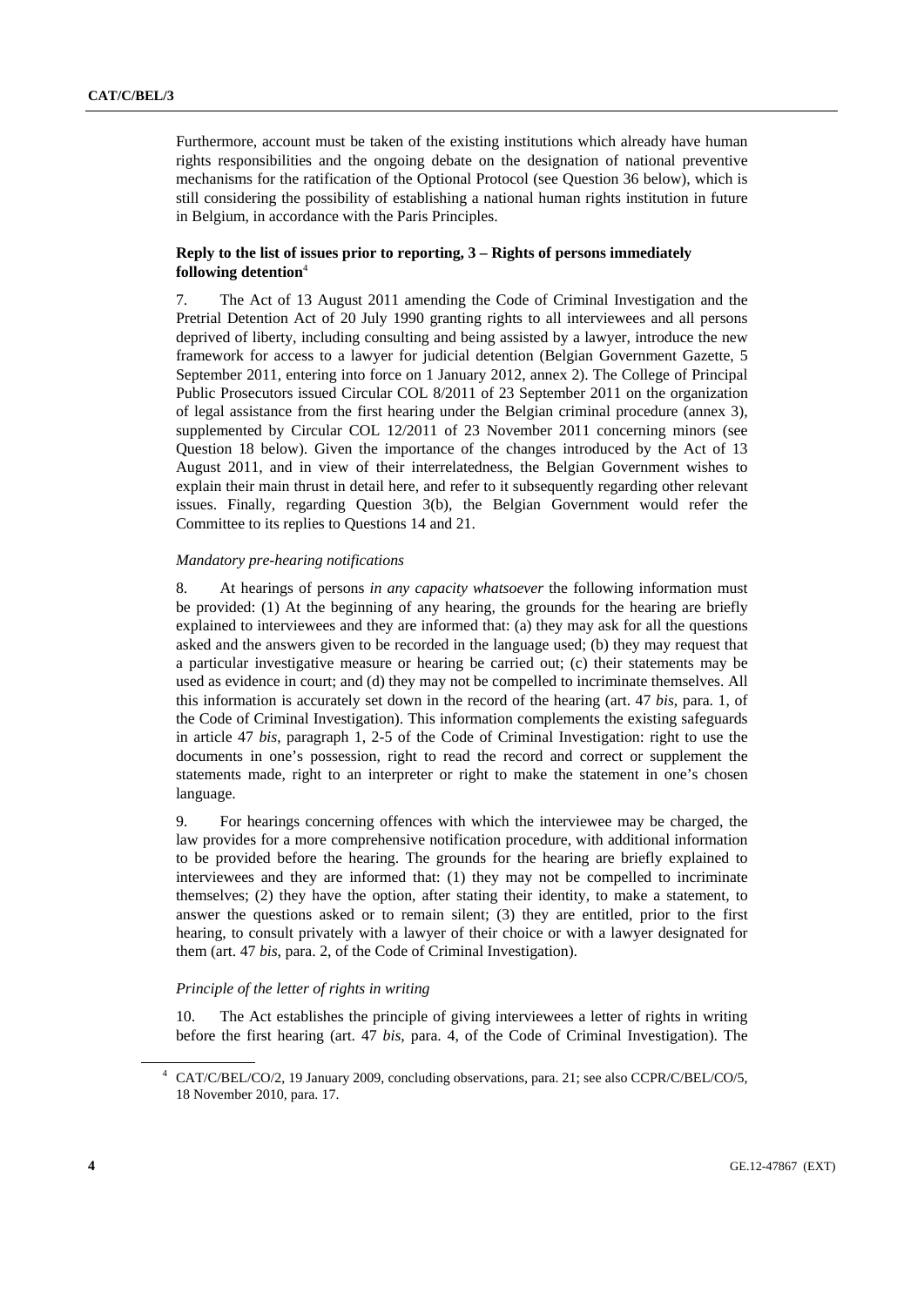Furthermore, account must be taken of the existing institutions which already have human rights responsibilities and the ongoing debate on the designation of national preventive mechanisms for the ratification of the Optional Protocol (see Question 36 below), which is still considering the possibility of establishing a national human rights institution in future in Belgium, in accordance with the Paris Principles.

### Reply to the list of issues prior to reporting, 3 – Rights of persons immediately following detention[4]

7. The Act of 13 August 2011 amending the Code of Criminal Investigation and the Pretrial Detention Act of 20 July 1990 granting rights to all interviewees and all persons deprived of liberty, including consulting and being assisted by a lawyer, introduce the new framework for access to a lawyer for judicial detention (Belgian Government Gazette, 5 September 2011, entering into force on 1 January 2012, annex 2). The College of Principal Public Prosecutors issued Circular COL 8/2011 of 23 September 2011 on the organization of legal assistance from the first hearing under the Belgian criminal procedure (annex 3), supplemented by Circular COL 12/2011 of 23 November 2011 concerning minors (see Question 18 below). Given the importance of the changes introduced by the Act of 13 August 2011, and in view of their interrelatedness, the Belgian Government wishes to explain their main thrust in detail here, and refer to it subsequently regarding other relevant issues. Finally, regarding Question 3(b), the Belgian Government would refer the Committee to its replies to Questions 14 and 21.

#### *Mandatory pre-hearing notifications*

8. At hearings of persons *in any capacity whatsoever* the following information must be provided: (1) At the beginning of any hearing, the grounds for the hearing are briefly explained to interviewees and they are informed that: (a) they may ask for all the questions asked and the answers given to be recorded in the language used; (b) they may request that a particular investigative measure or hearing be carried out; (c) their statements may be used as evidence in court; and (d) they may not be compelled to incriminate themselves. All this information is accurately set down in the record of the hearing (art. 47 *bis*, para. 1, of the Code of Criminal Investigation). This information complements the existing safeguards in article 47 *bis*, paragraph 1, 2-5 of the Code of Criminal Investigation: right to use the documents in one's possession, right to read the record and correct or supplement the statements made, right to an interpreter or right to make the statement in one's chosen language.

9. For hearings concerning offences with which the interviewee may be charged, the law provides for a more comprehensive notification procedure, with additional information to be provided before the hearing. The grounds for the hearing are briefly explained to interviewees and they are informed that: (1) they may not be compelled to incriminate themselves; (2) they have the option, after stating their identity, to make a statement, to answer the questions asked or to remain silent; (3) they are entitled, prior to the first hearing, to consult privately with a lawyer of their choice or with a lawyer designated for them (art. 47 *bis*, para. 2, of the Code of Criminal Investigation).

#### *Principle of the letter of rights in writing*

10. The Act establishes the principle of giving interviewees a letter of rights in writing before the first hearing (art. 47 *bis*, para. 4, of the Code of Criminal Investigation). The

[4] CAT/C/BEL/CO/2, 19 January 2009, concluding observations, para. 21; see also CCPR/C/BEL/CO/5, 18 November 2010, para. 17.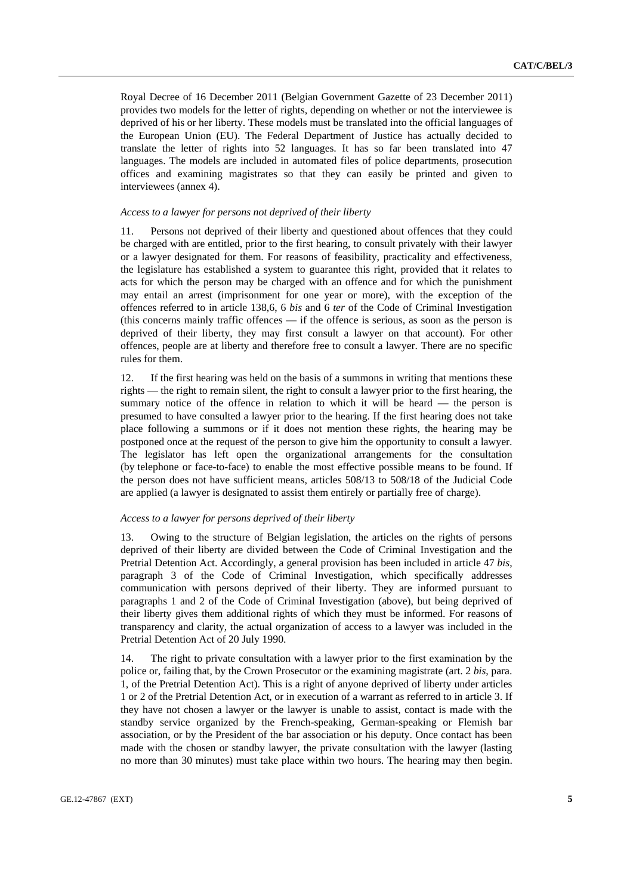Royal Decree of 16 December 2011 (Belgian Government Gazette of 23 December 2011) provides two models for the letter of rights, depending on whether or not the interviewee is deprived of his or her liberty. These models must be translated into the official languages of the European Union (EU). The Federal Department of Justice has actually decided to translate the letter of rights into 52 languages. It has so far been translated into 47 languages. The models are included in automated files of police departments, prosecution offices and examining magistrates so that they can easily be printed and given to interviewees (annex 4).

*Access to a lawyer for persons not deprived of their liberty*

11. Persons not deprived of their liberty and questioned about offences that they could be charged with are entitled, prior to the first hearing, to consult privately with their lawyer or a lawyer designated for them. For reasons of feasibility, practicality and effectiveness, the legislature has established a system to guarantee this right, provided that it relates to acts for which the person may be charged with an offence and for which the punishment may entail an arrest (imprisonment for one year or more), with the exception of the offences referred to in article 138,6, 6 *bis* and 6 *ter* of the Code of Criminal Investigation (this concerns mainly traffic offences — if the offence is serious, as soon as the person is deprived of their liberty, they may first consult a lawyer on that account). For other offences, people are at liberty and therefore free to consult a lawyer. There are no specific rules for them.

12. If the first hearing was held on the basis of a summons in writing that mentions these rights — the right to remain silent, the right to consult a lawyer prior to the first hearing, the summary notice of the offence in relation to which it will be heard — the person is presumed to have consulted a lawyer prior to the hearing. If the first hearing does not take place following a summons or if it does not mention these rights, the hearing may be postponed once at the request of the person to give him the opportunity to consult a lawyer. The legislator has left open the organizational arrangements for the consultation (by telephone or face-to-face) to enable the most effective possible means to be found. If the person does not have sufficient means, articles 508/13 to 508/18 of the Judicial Code are applied (a lawyer is designated to assist them entirely or partially free of charge).

*Access to a lawyer for persons deprived of their liberty*

13. Owing to the structure of Belgian legislation, the articles on the rights of persons deprived of their liberty are divided between the Code of Criminal Investigation and the Pretrial Detention Act. Accordingly, a general provision has been included in article 47 *bis*, paragraph 3 of the Code of Criminal Investigation, which specifically addresses communication with persons deprived of their liberty. They are informed pursuant to paragraphs 1 and 2 of the Code of Criminal Investigation (above), but being deprived of their liberty gives them additional rights of which they must be informed. For reasons of transparency and clarity, the actual organization of access to a lawyer was included in the Pretrial Detention Act of 20 July 1990.

14. The right to private consultation with a lawyer prior to the first examination by the police or, failing that, by the Crown Prosecutor or the examining magistrate (art. 2 *bis*, para. 1, of the Pretrial Detention Act). This is a right of anyone deprived of liberty under articles 1 or 2 of the Pretrial Detention Act, or in execution of a warrant as referred to in article 3. If they have not chosen a lawyer or the lawyer is unable to assist, contact is made with the standby service organized by the French-speaking, German-speaking or Flemish bar association, or by the President of the bar association or his deputy. Once contact has been made with the chosen or standby lawyer, the private consultation with the lawyer (lasting no more than 30 minutes) must take place within two hours. The hearing may then begin.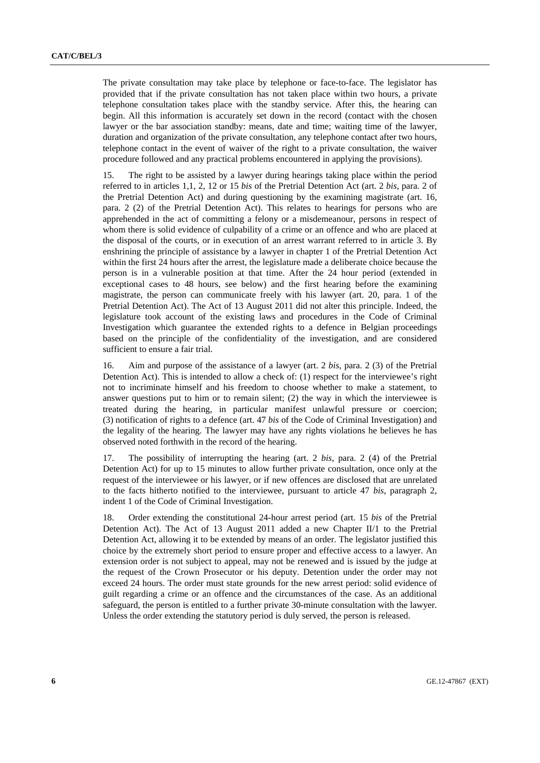The private consultation may take place by telephone or face-to-face. The legislator has provided that if the private consultation has not taken place within two hours, a private telephone consultation takes place with the standby service. After this, the hearing can begin. All this information is accurately set down in the record (contact with the chosen lawyer or the bar association standby: means, date and time; waiting time of the lawyer, duration and organization of the private consultation, any telephone contact after two hours, telephone contact in the event of waiver of the right to a private consultation, the waiver procedure followed and any practical problems encountered in applying the provisions).

15. The right to be assisted by a lawyer during hearings taking place within the period referred to in articles 1,1, 2, 12 or 15 *bis* of the Pretrial Detention Act (art. 2 *bis*, para. 2 of the Pretrial Detention Act) and during questioning by the examining magistrate (art. 16, para. 2 (2) of the Pretrial Detention Act). This relates to hearings for persons who are apprehended in the act of committing a felony or a misdemeanour, persons in respect of whom there is solid evidence of culpability of a crime or an offence and who are placed at the disposal of the courts, or in execution of an arrest warrant referred to in article 3. By enshrining the principle of assistance by a lawyer in chapter 1 of the Pretrial Detention Act within the first 24 hours after the arrest, the legislature made a deliberate choice because the person is in a vulnerable position at that time. After the 24 hour period (extended in exceptional cases to 48 hours, see below) and the first hearing before the examining magistrate, the person can communicate freely with his lawyer (art. 20, para. 1 of the Pretrial Detention Act). The Act of 13 August 2011 did not alter this principle. Indeed, the legislature took account of the existing laws and procedures in the Code of Criminal Investigation which guarantee the extended rights to a defence in Belgian proceedings based on the principle of the confidentiality of the investigation, and are considered sufficient to ensure a fair trial.

16. Aim and purpose of the assistance of a lawyer (art. 2 *bis*, para. 2 (3) of the Pretrial Detention Act). This is intended to allow a check of: (1) respect for the interviewee's right not to incriminate himself and his freedom to choose whether to make a statement, to answer questions put to him or to remain silent; (2) the way in which the interviewee is treated during the hearing, in particular manifest unlawful pressure or coercion; (3) notification of rights to a defence (art. 47 *bis* of the Code of Criminal Investigation) and the legality of the hearing. The lawyer may have any rights violations he believes he has observed noted forthwith in the record of the hearing.

17. The possibility of interrupting the hearing (art. 2 *bis*, para. 2 (4) of the Pretrial Detention Act) for up to 15 minutes to allow further private consultation, once only at the request of the interviewee or his lawyer, or if new offences are disclosed that are unrelated to the facts hitherto notified to the interviewee, pursuant to article 47 *bis*, paragraph 2, indent 1 of the Code of Criminal Investigation.

18. Order extending the constitutional 24-hour arrest period (art. 15 *bis* of the Pretrial Detention Act). The Act of 13 August 2011 added a new Chapter II/1 to the Pretrial Detention Act, allowing it to be extended by means of an order. The legislator justified this choice by the extremely short period to ensure proper and effective access to a lawyer. An extension order is not subject to appeal, may not be renewed and is issued by the judge at the request of the Crown Prosecutor or his deputy. Detention under the order may not exceed 24 hours. The order must state grounds for the new arrest period: solid evidence of guilt regarding a crime or an offence and the circumstances of the case. As an additional safeguard, the person is entitled to a further private 30-minute consultation with the lawyer. Unless the order extending the statutory period is duly served, the person is released.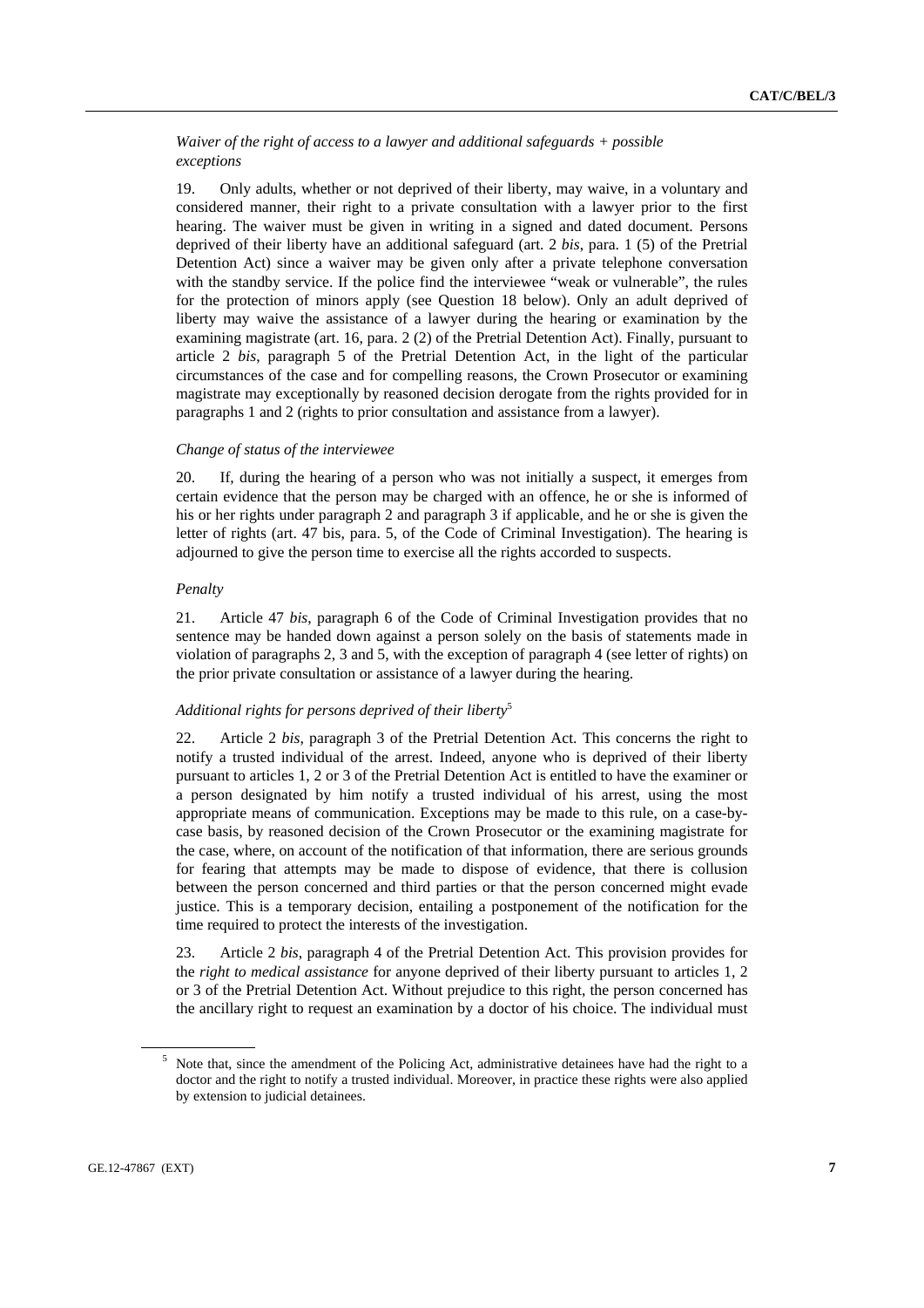*Waiver of the right of access to a lawyer and additional safeguards + possible exceptions*

19. Only adults, whether or not deprived of their liberty, may waive, in a voluntary and considered manner, their right to a private consultation with a lawyer prior to the first hearing. The waiver must be given in writing in a signed and dated document. Persons deprived of their liberty have an additional safeguard (art. 2 *bis*, para. 1 (5) of the Pretrial Detention Act) since a waiver may be given only after a private telephone conversation with the standby service. If the police find the interviewee "weak or vulnerable", the rules for the protection of minors apply (see Question 18 below). Only an adult deprived of liberty may waive the assistance of a lawyer during the hearing or examination by the examining magistrate (art. 16, para. 2 (2) of the Pretrial Detention Act). Finally, pursuant to article 2 *bis*, paragraph 5 of the Pretrial Detention Act, in the light of the particular circumstances of the case and for compelling reasons, the Crown Prosecutor or examining magistrate may exceptionally by reasoned decision derogate from the rights provided for in paragraphs 1 and 2 (rights to prior consultation and assistance from a lawyer).

*Change of status of the interviewee*

20. If, during the hearing of a person who was not initially a suspect, it emerges from certain evidence that the person may be charged with an offence, he or she is informed of his or her rights under paragraph 2 and paragraph 3 if applicable, and he or she is given the letter of rights (art. 47 bis, para. 5, of the Code of Criminal Investigation). The hearing is adjourned to give the person time to exercise all the rights accorded to suspects.

*Penalty*

21. Article 47 *bis*, paragraph 6 of the Code of Criminal Investigation provides that no sentence may be handed down against a person solely on the basis of statements made in violation of paragraphs 2, 3 and 5, with the exception of paragraph 4 (see letter of rights) on the prior private consultation or assistance of a lawyer during the hearing.

*Additional rights for persons deprived of their liberty*[5]

22. Article 2 *bis*, paragraph 3 of the Pretrial Detention Act. This concerns the right to notify a trusted individual of the arrest. Indeed, anyone who is deprived of their liberty pursuant to articles 1, 2 or 3 of the Pretrial Detention Act is entitled to have the examiner or a person designated by him notify a trusted individual of his arrest, using the most appropriate means of communication. Exceptions may be made to this rule, on a case-by-case basis, by reasoned decision of the Crown Prosecutor or the examining magistrate for the case, where, on account of the notification of that information, there are serious grounds for fearing that attempts may be made to dispose of evidence, that there is collusion between the person concerned and third parties or that the person concerned might evade justice. This is a temporary decision, entailing a postponement of the notification for the time required to protect the interests of the investigation.

23. Article 2 *bis*, paragraph 4 of the Pretrial Detention Act. This provision provides for the *right to medical assistance* for anyone deprived of their liberty pursuant to articles 1, 2 or 3 of the Pretrial Detention Act. Without prejudice to this right, the person concerned has the ancillary right to request an examination by a doctor of his choice. The individual must

[5] Note that, since the amendment of the Policing Act, administrative detainees have had the right to a doctor and the right to notify a trusted individual. Moreover, in practice these rights were also applied by extension to judicial detainees.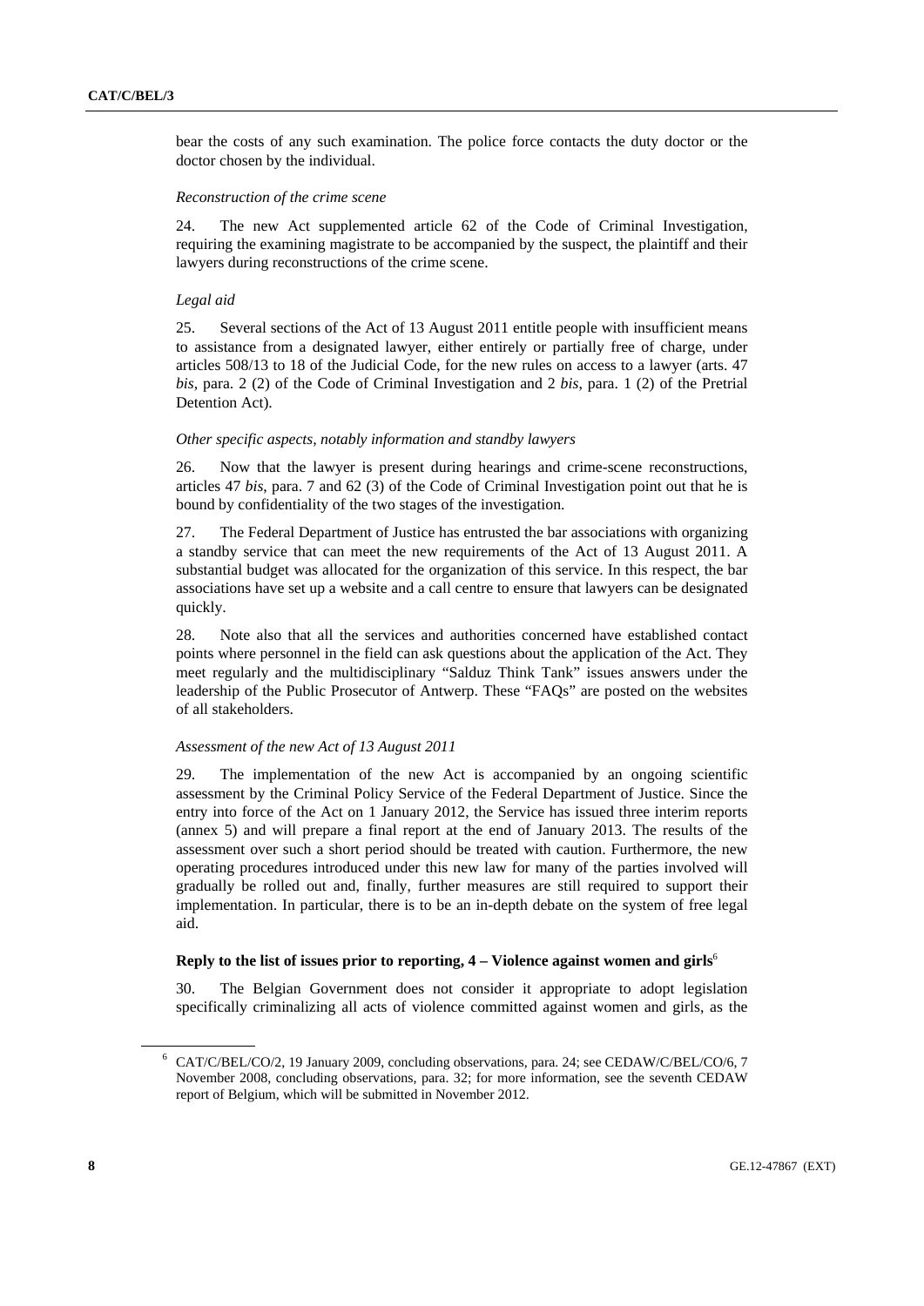bear the costs of any such examination. The police force contacts the duty doctor or the doctor chosen by the individual.

*Reconstruction of the crime scene*

24. The new Act supplemented article 62 of the Code of Criminal Investigation, requiring the examining magistrate to be accompanied by the suspect, the plaintiff and their lawyers during reconstructions of the crime scene.

*Legal aid*

25. Several sections of the Act of 13 August 2011 entitle people with insufficient means to assistance from a designated lawyer, either entirely or partially free of charge, under articles 508/13 to 18 of the Judicial Code, for the new rules on access to a lawyer (arts. 47 *bis*, para. 2 (2) of the Code of Criminal Investigation and 2 *bis*, para. 1 (2) of the Pretrial Detention Act).

*Other specific aspects, notably information and standby lawyers*

26. Now that the lawyer is present during hearings and crime-scene reconstructions, articles 47 *bis*, para. 7 and 62 (3) of the Code of Criminal Investigation point out that he is bound by confidentiality of the two stages of the investigation.

27. The Federal Department of Justice has entrusted the bar associations with organizing a standby service that can meet the new requirements of the Act of 13 August 2011. A substantial budget was allocated for the organization of this service. In this respect, the bar associations have set up a website and a call centre to ensure that lawyers can be designated quickly.

28. Note also that all the services and authorities concerned have established contact points where personnel in the field can ask questions about the application of the Act. They meet regularly and the multidisciplinary "Salduz Think Tank" issues answers under the leadership of the Public Prosecutor of Antwerp. These "FAQs" are posted on the websites of all stakeholders.

*Assessment of the new Act of 13 August 2011*

29. The implementation of the new Act is accompanied by an ongoing scientific assessment by the Criminal Policy Service of the Federal Department of Justice. Since the entry into force of the Act on 1 January 2012, the Service has issued three interim reports (annex 5) and will prepare a final report at the end of January 2013. The results of the assessment over such a short period should be treated with caution. Furthermore, the new operating procedures introduced under this new law for many of the parties involved will gradually be rolled out and, finally, further measures are still required to support their implementation. In particular, there is to be an in-depth debate on the system of free legal aid.

### Reply to the list of issues prior to reporting, 4 – Violence against women and girls[6]

30. The Belgian Government does not consider it appropriate to adopt legislation specifically criminalizing all acts of violence committed against women and girls, as the

---

[6] CAT/C/BEL/CO/2, 19 January 2009, concluding observations, para. 24; see CEDAW/C/BEL/CO/6, 7 November 2008, concluding observations, para. 32; for more information, see the seventh CEDAW report of Belgium, which will be submitted in November 2012.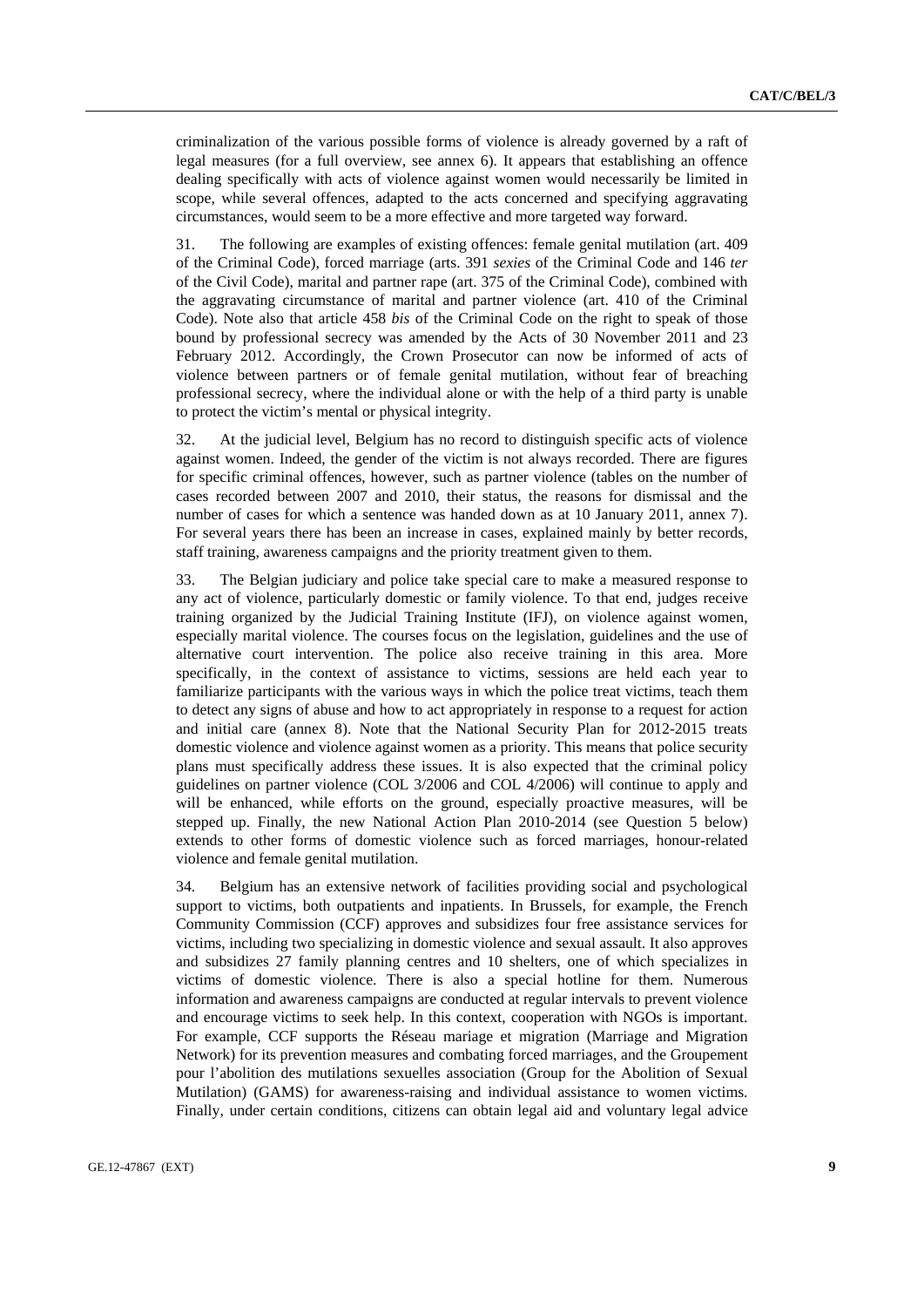criminalization of the various possible forms of violence is already governed by a raft of legal measures (for a full overview, see annex 6). It appears that establishing an offence dealing specifically with acts of violence against women would necessarily be limited in scope, while several offences, adapted to the acts concerned and specifying aggravating circumstances, would seem to be a more effective and more targeted way forward.

31. The following are examples of existing offences: female genital mutilation (art. 409 of the Criminal Code), forced marriage (arts. 391 *sexies* of the Criminal Code and 146 *ter* of the Civil Code), marital and partner rape (art. 375 of the Criminal Code), combined with the aggravating circumstance of marital and partner violence (art. 410 of the Criminal Code). Note also that article 458 *bis* of the Criminal Code on the right to speak of those bound by professional secrecy was amended by the Acts of 30 November 2011 and 23 February 2012. Accordingly, the Crown Prosecutor can now be informed of acts of violence between partners or of female genital mutilation, without fear of breaching professional secrecy, where the individual alone or with the help of a third party is unable to protect the victim's mental or physical integrity.

32. At the judicial level, Belgium has no record to distinguish specific acts of violence against women. Indeed, the gender of the victim is not always recorded. There are figures for specific criminal offences, however, such as partner violence (tables on the number of cases recorded between 2007 and 2010, their status, the reasons for dismissal and the number of cases for which a sentence was handed down as at 10 January 2011, annex 7). For several years there has been an increase in cases, explained mainly by better records, staff training, awareness campaigns and the priority treatment given to them.

33. The Belgian judiciary and police take special care to make a measured response to any act of violence, particularly domestic or family violence. To that end, judges receive training organized by the Judicial Training Institute (IFJ), on violence against women, especially marital violence. The courses focus on the legislation, guidelines and the use of alternative court intervention. The police also receive training in this area. More specifically, in the context of assistance to victims, sessions are held each year to familiarize participants with the various ways in which the police treat victims, teach them to detect any signs of abuse and how to act appropriately in response to a request for action and initial care (annex 8). Note that the National Security Plan for 2012-2015 treats domestic violence and violence against women as a priority. This means that police security plans must specifically address these issues. It is also expected that the criminal policy guidelines on partner violence (COL 3/2006 and COL 4/2006) will continue to apply and will be enhanced, while efforts on the ground, especially proactive measures, will be stepped up. Finally, the new National Action Plan 2010-2014 (see Question 5 below) extends to other forms of domestic violence such as forced marriages, honour-related violence and female genital mutilation.

34. Belgium has an extensive network of facilities providing social and psychological support to victims, both outpatients and inpatients. In Brussels, for example, the French Community Commission (CCF) approves and subsidizes four free assistance services for victims, including two specializing in domestic violence and sexual assault. It also approves and subsidizes 27 family planning centres and 10 shelters, one of which specializes in victims of domestic violence. There is also a special hotline for them. Numerous information and awareness campaigns are conducted at regular intervals to prevent violence and encourage victims to seek help. In this context, cooperation with NGOs is important. For example, CCF supports the Réseau mariage et migration (Marriage and Migration Network) for its prevention measures and combating forced marriages, and the Groupement pour l'abolition des mutilations sexuelles association (Group for the Abolition of Sexual Mutilation) (GAMS) for awareness-raising and individual assistance to women victims. Finally, under certain conditions, citizens can obtain legal aid and voluntary legal advice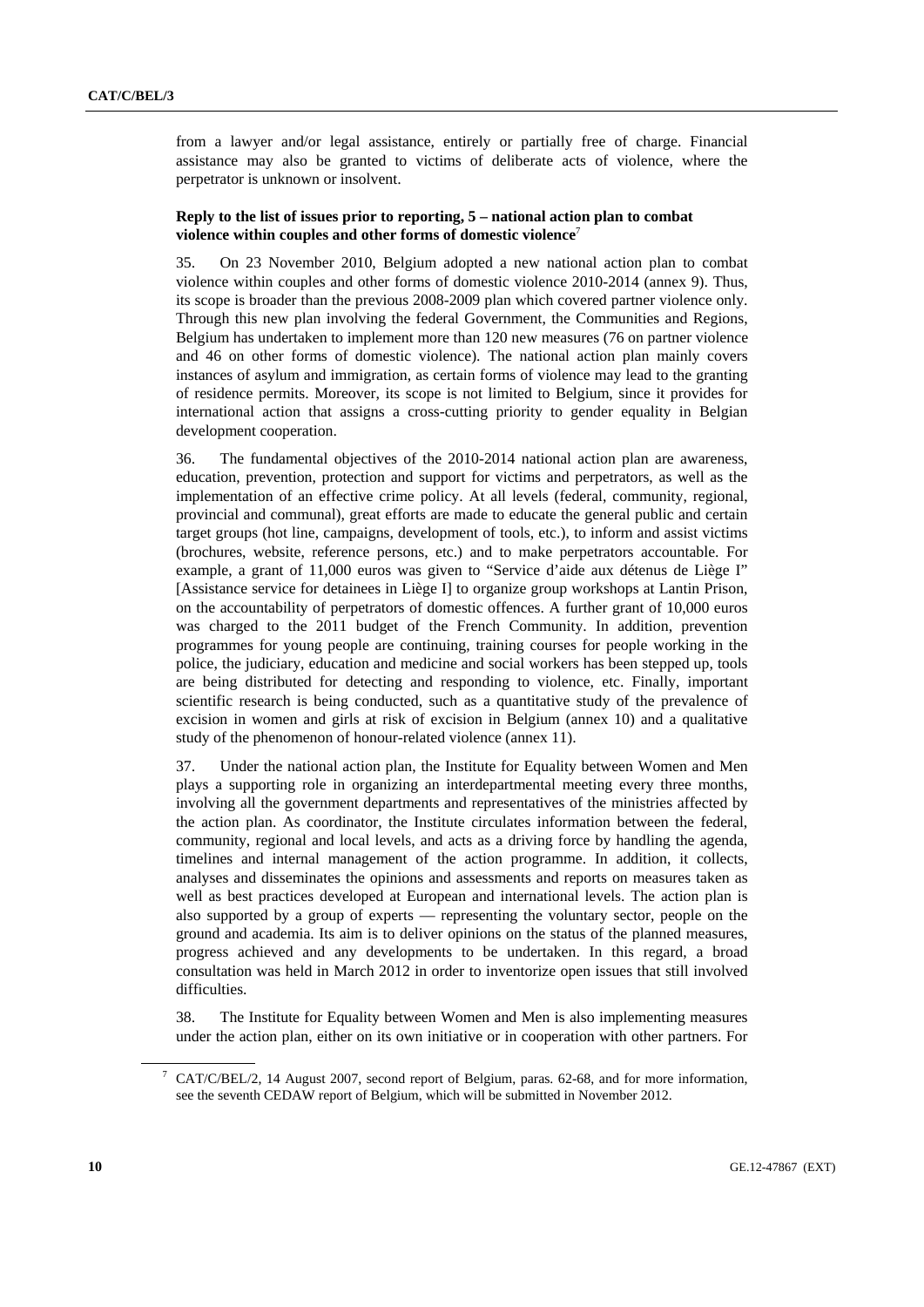from a lawyer and/or legal assistance, entirely or partially free of charge. Financial assistance may also be granted to victims of deliberate acts of violence, where the perpetrator is unknown or insolvent.

**Reply to the list of issues prior to reporting, 5 – national action plan to combat violence within couples and other forms of domestic violence**[7]

35. On 23 November 2010, Belgium adopted a new national action plan to combat violence within couples and other forms of domestic violence 2010-2014 (annex 9). Thus, its scope is broader than the previous 2008-2009 plan which covered partner violence only. Through this new plan involving the federal Government, the Communities and Regions, Belgium has undertaken to implement more than 120 new measures (76 on partner violence and 46 on other forms of domestic violence). The national action plan mainly covers instances of asylum and immigration, as certain forms of violence may lead to the granting of residence permits. Moreover, its scope is not limited to Belgium, since it provides for international action that assigns a cross-cutting priority to gender equality in Belgian development cooperation.

36. The fundamental objectives of the 2010-2014 national action plan are awareness, education, prevention, protection and support for victims and perpetrators, as well as the implementation of an effective crime policy. At all levels (federal, community, regional, provincial and communal), great efforts are made to educate the general public and certain target groups (hot line, campaigns, development of tools, etc.), to inform and assist victims (brochures, website, reference persons, etc.) and to make perpetrators accountable. For example, a grant of 11,000 euros was given to "Service d'aide aux détenus de Liège I" [Assistance service for detainees in Liège I] to organize group workshops at Lantin Prison, on the accountability of perpetrators of domestic offences. A further grant of 10,000 euros was charged to the 2011 budget of the French Community. In addition, prevention programmes for young people are continuing, training courses for people working in the police, the judiciary, education and medicine and social workers has been stepped up, tools are being distributed for detecting and responding to violence, etc. Finally, important scientific research is being conducted, such as a quantitative study of the prevalence of excision in women and girls at risk of excision in Belgium (annex 10) and a qualitative study of the phenomenon of honour-related violence (annex 11).

37. Under the national action plan, the Institute for Equality between Women and Men plays a supporting role in organizing an interdepartmental meeting every three months, involving all the government departments and representatives of the ministries affected by the action plan. As coordinator, the Institute circulates information between the federal, community, regional and local levels, and acts as a driving force by handling the agenda, timelines and internal management of the action programme. In addition, it collects, analyses and disseminates the opinions and assessments and reports on measures taken as well as best practices developed at European and international levels. The action plan is also supported by a group of experts — representing the voluntary sector, people on the ground and academia. Its aim is to deliver opinions on the status of the planned measures, progress achieved and any developments to be undertaken. In this regard, a broad consultation was held in March 2012 in order to inventorize open issues that still involved difficulties.

38. The Institute for Equality between Women and Men is also implementing measures under the action plan, either on its own initiative or in cooperation with other partners. For

[7] CAT/C/BEL/2, 14 August 2007, second report of Belgium, paras. 62-68, and for more information, see the seventh CEDAW report of Belgium, which will be submitted in November 2012.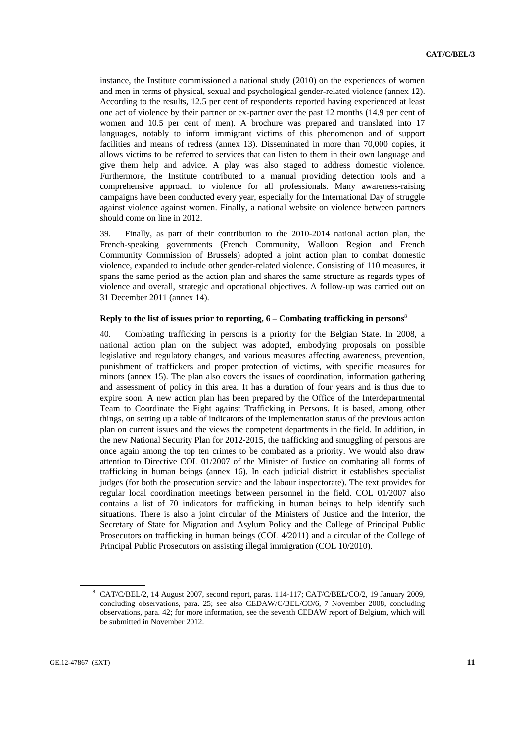instance, the Institute commissioned a national study (2010) on the experiences of women and men in terms of physical, sexual and psychological gender-related violence (annex 12). According to the results, 12.5 per cent of respondents reported having experienced at least one act of violence by their partner or ex-partner over the past 12 months (14.9 per cent of women and 10.5 per cent of men). A brochure was prepared and translated into 17 languages, notably to inform immigrant victims of this phenomenon and of support facilities and means of redress (annex 13). Disseminated in more than 70,000 copies, it allows victims to be referred to services that can listen to them in their own language and give them help and advice. A play was also staged to address domestic violence. Furthermore, the Institute contributed to a manual providing detection tools and a comprehensive approach to violence for all professionals. Many awareness-raising campaigns have been conducted every year, especially for the International Day of struggle against violence against women. Finally, a national website on violence between partners should come on line in 2012.

39. Finally, as part of their contribution to the 2010-2014 national action plan, the French-speaking governments (French Community, Walloon Region and French Community Commission of Brussels) adopted a joint action plan to combat domestic violence, expanded to include other gender-related violence. Consisting of 110 measures, it spans the same period as the action plan and shares the same structure as regards types of violence and overall, strategic and operational objectives. A follow-up was carried out on 31 December 2011 (annex 14).

### Reply to the list of issues prior to reporting, 6 – Combating trafficking in persons[8]

40. Combating trafficking in persons is a priority for the Belgian State. In 2008, a national action plan on the subject was adopted, embodying proposals on possible legislative and regulatory changes, and various measures affecting awareness, prevention, punishment of traffickers and proper protection of victims, with specific measures for minors (annex 15). The plan also covers the issues of coordination, information gathering and assessment of policy in this area. It has a duration of four years and is thus due to expire soon. A new action plan has been prepared by the Office of the Interdepartmental Team to Coordinate the Fight against Trafficking in Persons. It is based, among other things, on setting up a table of indicators of the implementation status of the previous action plan on current issues and the views the competent departments in the field. In addition, in the new National Security Plan for 2012-2015, the trafficking and smuggling of persons are once again among the top ten crimes to be combated as a priority. We would also draw attention to Directive COL 01/2007 of the Minister of Justice on combating all forms of trafficking in human beings (annex 16). In each judicial district it establishes specialist judges (for both the prosecution service and the labour inspectorate). The text provides for regular local coordination meetings between personnel in the field. COL 01/2007 also contains a list of 70 indicators for trafficking in human beings to help identify such situations. There is also a joint circular of the Ministers of Justice and the Interior, the Secretary of State for Migration and Asylum Policy and the College of Principal Public Prosecutors on trafficking in human beings (COL 4/2011) and a circular of the College of Principal Public Prosecutors on assisting illegal immigration (COL 10/2010).

---

[8] CAT/C/BEL/2, 14 August 2007, second report, paras. 114-117; CAT/C/BEL/CO/2, 19 January 2009, concluding observations, para. 25; see also CEDAW/C/BEL/CO/6, 7 November 2008, concluding observations, para. 42; for more information, see the seventh CEDAW report of Belgium, which will be submitted in November 2012.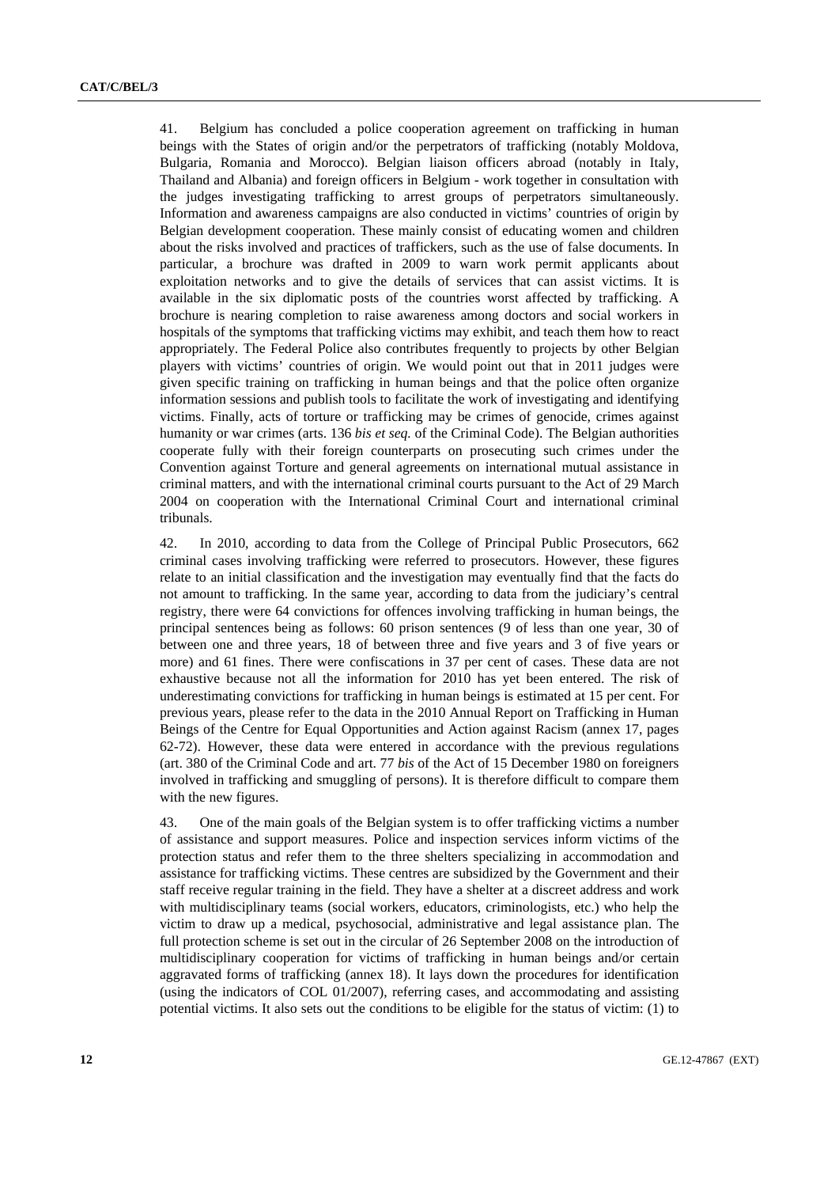41. Belgium has concluded a police cooperation agreement on trafficking in human beings with the States of origin and/or the perpetrators of trafficking (notably Moldova, Bulgaria, Romania and Morocco). Belgian liaison officers abroad (notably in Italy, Thailand and Albania) and foreign officers in Belgium - work together in consultation with the judges investigating trafficking to arrest groups of perpetrators simultaneously. Information and awareness campaigns are also conducted in victims' countries of origin by Belgian development cooperation. These mainly consist of educating women and children about the risks involved and practices of traffickers, such as the use of false documents. In particular, a brochure was drafted in 2009 to warn work permit applicants about exploitation networks and to give the details of services that can assist victims. It is available in the six diplomatic posts of the countries worst affected by trafficking. A brochure is nearing completion to raise awareness among doctors and social workers in hospitals of the symptoms that trafficking victims may exhibit, and teach them how to react appropriately. The Federal Police also contributes frequently to projects by other Belgian players with victims' countries of origin. We would point out that in 2011 judges were given specific training on trafficking in human beings and that the police often organize information sessions and publish tools to facilitate the work of investigating and identifying victims. Finally, acts of torture or trafficking may be crimes of genocide, crimes against humanity or war crimes (arts. 136 *bis et seq.* of the Criminal Code). The Belgian authorities cooperate fully with their foreign counterparts on prosecuting such crimes under the Convention against Torture and general agreements on international mutual assistance in criminal matters, and with the international criminal courts pursuant to the Act of 29 March 2004 on cooperation with the International Criminal Court and international criminal tribunals.

42. In 2010, according to data from the College of Principal Public Prosecutors, 662 criminal cases involving trafficking were referred to prosecutors. However, these figures relate to an initial classification and the investigation may eventually find that the facts do not amount to trafficking. In the same year, according to data from the judiciary's central registry, there were 64 convictions for offences involving trafficking in human beings, the principal sentences being as follows: 60 prison sentences (9 of less than one year, 30 of between one and three years, 18 of between three and five years and 3 of five years or more) and 61 fines. There were confiscations in 37 per cent of cases. These data are not exhaustive because not all the information for 2010 has yet been entered. The risk of underestimating convictions for trafficking in human beings is estimated at 15 per cent. For previous years, please refer to the data in the 2010 Annual Report on Trafficking in Human Beings of the Centre for Equal Opportunities and Action against Racism (annex 17, pages 62-72). However, these data were entered in accordance with the previous regulations (art. 380 of the Criminal Code and art. 77 *bis* of the Act of 15 December 1980 on foreigners involved in trafficking and smuggling of persons). It is therefore difficult to compare them with the new figures.

43. One of the main goals of the Belgian system is to offer trafficking victims a number of assistance and support measures. Police and inspection services inform victims of the protection status and refer them to the three shelters specializing in accommodation and assistance for trafficking victims. These centres are subsidized by the Government and their staff receive regular training in the field. They have a shelter at a discreet address and work with multidisciplinary teams (social workers, educators, criminologists, etc.) who help the victim to draw up a medical, psychosocial, administrative and legal assistance plan. The full protection scheme is set out in the circular of 26 September 2008 on the introduction of multidisciplinary cooperation for victims of trafficking in human beings and/or certain aggravated forms of trafficking (annex 18). It lays down the procedures for identification (using the indicators of COL 01/2007), referring cases, and accommodating and assisting potential victims. It also sets out the conditions to be eligible for the status of victim: (1) to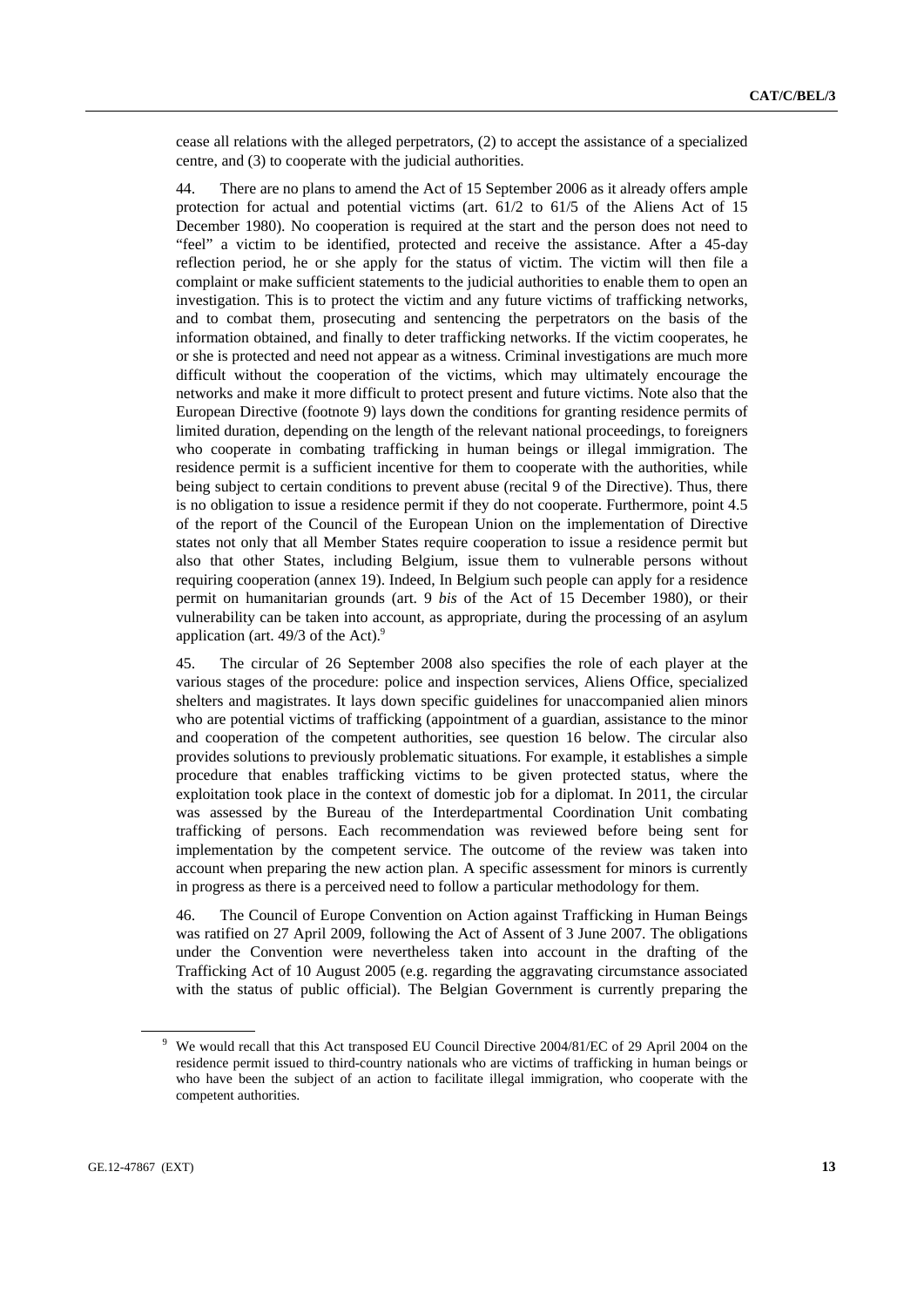cease all relations with the alleged perpetrators, (2) to accept the assistance of a specialized centre, and (3) to cooperate with the judicial authorities.

44. There are no plans to amend the Act of 15 September 2006 as it already offers ample protection for actual and potential victims (art. 61/2 to 61/5 of the Aliens Act of 15 December 1980). No cooperation is required at the start and the person does not need to "feel" a victim to be identified, protected and receive the assistance. After a 45-day reflection period, he or she apply for the status of victim. The victim will then file a complaint or make sufficient statements to the judicial authorities to enable them to open an investigation. This is to protect the victim and any future victims of trafficking networks, and to combat them, prosecuting and sentencing the perpetrators on the basis of the information obtained, and finally to deter trafficking networks. If the victim cooperates, he or she is protected and need not appear as a witness. Criminal investigations are much more difficult without the cooperation of the victims, which may ultimately encourage the networks and make it more difficult to protect present and future victims. Note also that the European Directive (footnote 9) lays down the conditions for granting residence permits of limited duration, depending on the length of the relevant national proceedings, to foreigners who cooperate in combating trafficking in human beings or illegal immigration. The residence permit is a sufficient incentive for them to cooperate with the authorities, while being subject to certain conditions to prevent abuse (recital 9 of the Directive). Thus, there is no obligation to issue a residence permit if they do not cooperate. Furthermore, point 4.5 of the report of the Council of the European Union on the implementation of Directive states not only that all Member States require cooperation to issue a residence permit but also that other States, including Belgium, issue them to vulnerable persons without requiring cooperation (annex 19). Indeed, In Belgium such people can apply for a residence permit on humanitarian grounds (art. 9 *bis* of the Act of 15 December 1980), or their vulnerability can be taken into account, as appropriate, during the processing of an asylum application (art. 49/3 of the Act).[9]

45. The circular of 26 September 2008 also specifies the role of each player at the various stages of the procedure: police and inspection services, Aliens Office, specialized shelters and magistrates. It lays down specific guidelines for unaccompanied alien minors who are potential victims of trafficking (appointment of a guardian, assistance to the minor and cooperation of the competent authorities, see question 16 below. The circular also provides solutions to previously problematic situations. For example, it establishes a simple procedure that enables trafficking victims to be given protected status, where the exploitation took place in the context of domestic job for a diplomat. In 2011, the circular was assessed by the Bureau of the Interdepartmental Coordination Unit combating trafficking of persons. Each recommendation was reviewed before being sent for implementation by the competent service. The outcome of the review was taken into account when preparing the new action plan. A specific assessment for minors is currently in progress as there is a perceived need to follow a particular methodology for them.

46. The Council of Europe Convention on Action against Trafficking in Human Beings was ratified on 27 April 2009, following the Act of Assent of 3 June 2007. The obligations under the Convention were nevertheless taken into account in the drafting of the Trafficking Act of 10 August 2005 (e.g. regarding the aggravating circumstance associated with the status of public official). The Belgian Government is currently preparing the

---

[9] We would recall that this Act transposed EU Council Directive 2004/81/EC of 29 April 2004 on the residence permit issued to third-country nationals who are victims of trafficking in human beings or who have been the subject of an action to facilitate illegal immigration, who cooperate with the competent authorities.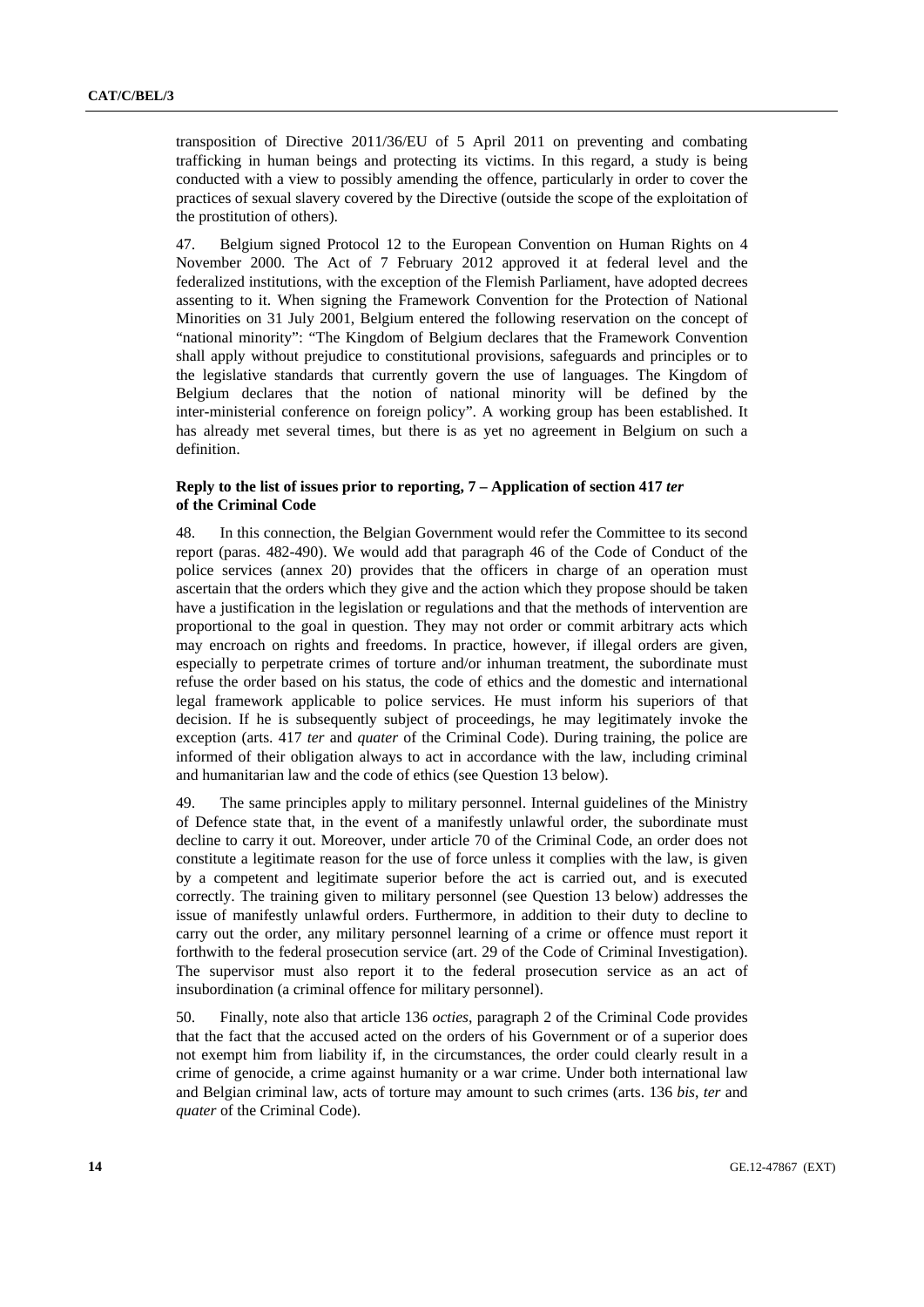transposition of Directive 2011/36/EU of 5 April 2011 on preventing and combating trafficking in human beings and protecting its victims. In this regard, a study is being conducted with a view to possibly amending the offence, particularly in order to cover the practices of sexual slavery covered by the Directive (outside the scope of the exploitation of the prostitution of others).

47. Belgium signed Protocol 12 to the European Convention on Human Rights on 4 November 2000. The Act of 7 February 2012 approved it at federal level and the federalized institutions, with the exception of the Flemish Parliament, have adopted decrees assenting to it. When signing the Framework Convention for the Protection of National Minorities on 31 July 2001, Belgium entered the following reservation on the concept of "national minority": "The Kingdom of Belgium declares that the Framework Convention shall apply without prejudice to constitutional provisions, safeguards and principles or to the legislative standards that currently govern the use of languages. The Kingdom of Belgium declares that the notion of national minority will be defined by the inter-ministerial conference on foreign policy". A working group has been established. It has already met several times, but there is as yet no agreement in Belgium on such a definition.

### Reply to the list of issues prior to reporting, 7 – Application of section 417 *ter* of the Criminal Code

48. In this connection, the Belgian Government would refer the Committee to its second report (paras. 482-490). We would add that paragraph 46 of the Code of Conduct of the police services (annex 20) provides that the officers in charge of an operation must ascertain that the orders which they give and the action which they propose should be taken have a justification in the legislation or regulations and that the methods of intervention are proportional to the goal in question. They may not order or commit arbitrary acts which may encroach on rights and freedoms. In practice, however, if illegal orders are given, especially to perpetrate crimes of torture and/or inhuman treatment, the subordinate must refuse the order based on his status, the code of ethics and the domestic and international legal framework applicable to police services. He must inform his superiors of that decision. If he is subsequently subject of proceedings, he may legitimately invoke the exception (arts. 417 *ter* and *quater* of the Criminal Code). During training, the police are informed of their obligation always to act in accordance with the law, including criminal and humanitarian law and the code of ethics (see Question 13 below).

49. The same principles apply to military personnel. Internal guidelines of the Ministry of Defence state that, in the event of a manifestly unlawful order, the subordinate must decline to carry it out. Moreover, under article 70 of the Criminal Code, an order does not constitute a legitimate reason for the use of force unless it complies with the law, is given by a competent and legitimate superior before the act is carried out, and is executed correctly. The training given to military personnel (see Question 13 below) addresses the issue of manifestly unlawful orders. Furthermore, in addition to their duty to decline to carry out the order, any military personnel learning of a crime or offence must report it forthwith to the federal prosecution service (art. 29 of the Code of Criminal Investigation). The supervisor must also report it to the federal prosecution service as an act of insubordination (a criminal offence for military personnel).

50. Finally, note also that article 136 *octies*, paragraph 2 of the Criminal Code provides that the fact that the accused acted on the orders of his Government or of a superior does not exempt him from liability if, in the circumstances, the order could clearly result in a crime of genocide, a crime against humanity or a war crime. Under both international law and Belgian criminal law, acts of torture may amount to such crimes (arts. 136 *bis*, *ter* and *quater* of the Criminal Code).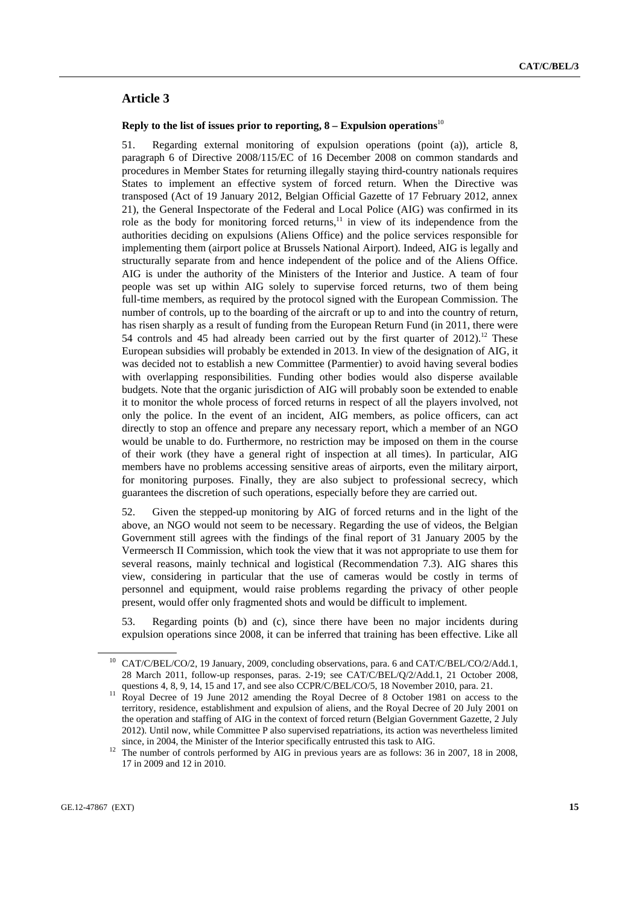## Article 3

### Reply to the list of issues prior to reporting, 8 – Expulsion operations[10]

51. Regarding external monitoring of expulsion operations (point (a)), article 8, paragraph 6 of Directive 2008/115/EC of 16 December 2008 on common standards and procedures in Member States for returning illegally staying third-country nationals requires States to implement an effective system of forced return. When the Directive was transposed (Act of 19 January 2012, Belgian Official Gazette of 17 February 2012, annex 21), the General Inspectorate of the Federal and Local Police (AIG) was confirmed in its role as the body for monitoring forced returns,[11] in view of its independence from the authorities deciding on expulsions (Aliens Office) and the police services responsible for implementing them (airport police at Brussels National Airport). Indeed, AIG is legally and structurally separate from and hence independent of the police and of the Aliens Office. AIG is under the authority of the Ministers of the Interior and Justice. A team of four people was set up within AIG solely to supervise forced returns, two of them being full-time members, as required by the protocol signed with the European Commission. The number of controls, up to the boarding of the aircraft or up to and into the country of return, has risen sharply as a result of funding from the European Return Fund (in 2011, there were 54 controls and 45 had already been carried out by the first quarter of 2012).[12] These European subsidies will probably be extended in 2013. In view of the designation of AIG, it was decided not to establish a new Committee (Parmentier) to avoid having several bodies with overlapping responsibilities. Funding other bodies would also disperse available budgets. Note that the organic jurisdiction of AIG will probably soon be extended to enable it to monitor the whole process of forced returns in respect of all the players involved, not only the police. In the event of an incident, AIG members, as police officers, can act directly to stop an offence and prepare any necessary report, which a member of an NGO would be unable to do. Furthermore, no restriction may be imposed on them in the course of their work (they have a general right of inspection at all times). In particular, AIG members have no problems accessing sensitive areas of airports, even the military airport, for monitoring purposes. Finally, they are also subject to professional secrecy, which guarantees the discretion of such operations, especially before they are carried out.

52. Given the stepped-up monitoring by AIG of forced returns and in the light of the above, an NGO would not seem to be necessary. Regarding the use of videos, the Belgian Government still agrees with the findings of the final report of 31 January 2005 by the Vermeersch II Commission, which took the view that it was not appropriate to use them for several reasons, mainly technical and logistical (Recommendation 7.3). AIG shares this view, considering in particular that the use of cameras would be costly in terms of personnel and equipment, would raise problems regarding the privacy of other people present, would offer only fragmented shots and would be difficult to implement.

53. Regarding points (b) and (c), since there have been no major incidents during expulsion operations since 2008, it can be inferred that training has been effective. Like all

---

[10] CAT/C/BEL/CO/2, 19 January, 2009, concluding observations, para. 6 and CAT/C/BEL/CO/2/Add.1, 28 March 2011, follow-up responses, paras. 2-19; see CAT/C/BEL/Q/2/Add.1, 21 October 2008, questions 4, 8, 9, 14, 15 and 17, and see also CCPR/C/BEL/CO/5, 18 November 2010, para. 21.

[11] Royal Decree of 19 June 2012 amending the Royal Decree of 8 October 1981 on access to the territory, residence, establishment and expulsion of aliens, and the Royal Decree of 20 July 2001 on the operation and staffing of AIG in the context of forced return (Belgian Government Gazette, 2 July 2012). Until now, while Committee P also supervised repatriations, its action was nevertheless limited since, in 2004, the Minister of the Interior specifically entrusted this task to AIG.

[12] The number of controls performed by AIG in previous years are as follows: 36 in 2007, 18 in 2008, 17 in 2009 and 12 in 2010.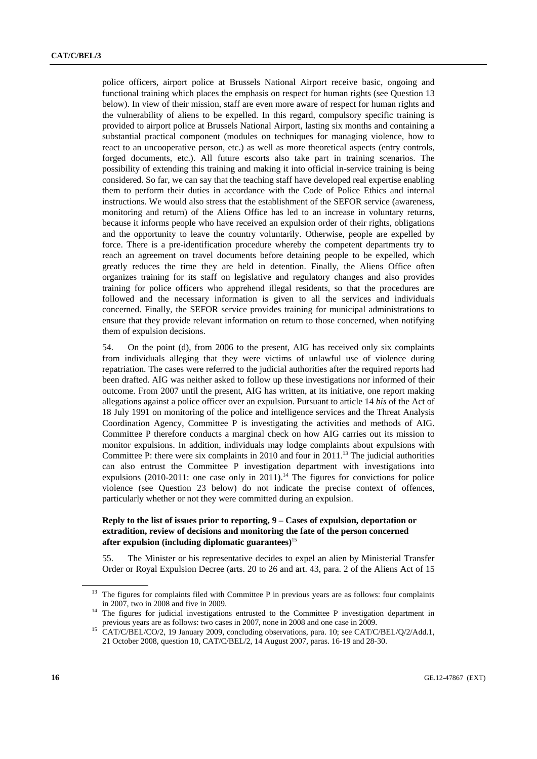police officers, airport police at Brussels National Airport receive basic, ongoing and functional training which places the emphasis on respect for human rights (see Question 13 below). In view of their mission, staff are even more aware of respect for human rights and the vulnerability of aliens to be expelled. In this regard, compulsory specific training is provided to airport police at Brussels National Airport, lasting six months and containing a substantial practical component (modules on techniques for managing violence, how to react to an uncooperative person, etc.) as well as more theoretical aspects (entry controls, forged documents, etc.). All future escorts also take part in training scenarios. The possibility of extending this training and making it into official in-service training is being considered. So far, we can say that the teaching staff have developed real expertise enabling them to perform their duties in accordance with the Code of Police Ethics and internal instructions. We would also stress that the establishment of the SEFOR service (awareness, monitoring and return) of the Aliens Office has led to an increase in voluntary returns, because it informs people who have received an expulsion order of their rights, obligations and the opportunity to leave the country voluntarily. Otherwise, people are expelled by force. There is a pre-identification procedure whereby the competent departments try to reach an agreement on travel documents before detaining people to be expelled, which greatly reduces the time they are held in detention. Finally, the Aliens Office often organizes training for its staff on legislative and regulatory changes and also provides training for police officers who apprehend illegal residents, so that the procedures are followed and the necessary information is given to all the services and individuals concerned. Finally, the SEFOR service provides training for municipal administrations to ensure that they provide relevant information on return to those concerned, when notifying them of expulsion decisions.

54. On the point (d), from 2006 to the present, AIG has received only six complaints from individuals alleging that they were victims of unlawful use of violence during repatriation. The cases were referred to the judicial authorities after the required reports had been drafted. AIG was neither asked to follow up these investigations nor informed of their outcome. From 2007 until the present, AIG has written, at its initiative, one report making allegations against a police officer over an expulsion. Pursuant to article 14 *bis* of the Act of 18 July 1991 on monitoring of the police and intelligence services and the Threat Analysis Coordination Agency, Committee P is investigating the activities and methods of AIG. Committee P therefore conducts a marginal check on how AIG carries out its mission to monitor expulsions. In addition, individuals may lodge complaints about expulsions with Committee P: there were six complaints in 2010 and four in 2011.[13] The judicial authorities can also entrust the Committee P investigation department with investigations into expulsions (2010-2011: one case only in 2011).[14] The figures for convictions for police violence (see Question 23 below) do not indicate the precise context of offences, particularly whether or not they were committed during an expulsion.

### Reply to the list of issues prior to reporting, 9 – Cases of expulsion, deportation or extradition, review of decisions and monitoring the fate of the person concerned after expulsion (including diplomatic guarantees)[15]

55. The Minister or his representative decides to expel an alien by Ministerial Transfer Order or Royal Expulsion Decree (arts. 20 to 26 and art. 43, para. 2 of the Aliens Act of 15

---

[13] The figures for complaints filed with Committee P in previous years are as follows: four complaints in 2007, two in 2008 and five in 2009.

[14] The figures for judicial investigations entrusted to the Committee P investigation department in previous years are as follows: two cases in 2007, none in 2008 and one case in 2009.

[15] CAT/C/BEL/CO/2, 19 January 2009, concluding observations, para. 10; see CAT/C/BEL/Q/2/Add.1, 21 October 2008, question 10, CAT/C/BEL/2, 14 August 2007, paras. 16-19 and 28-30.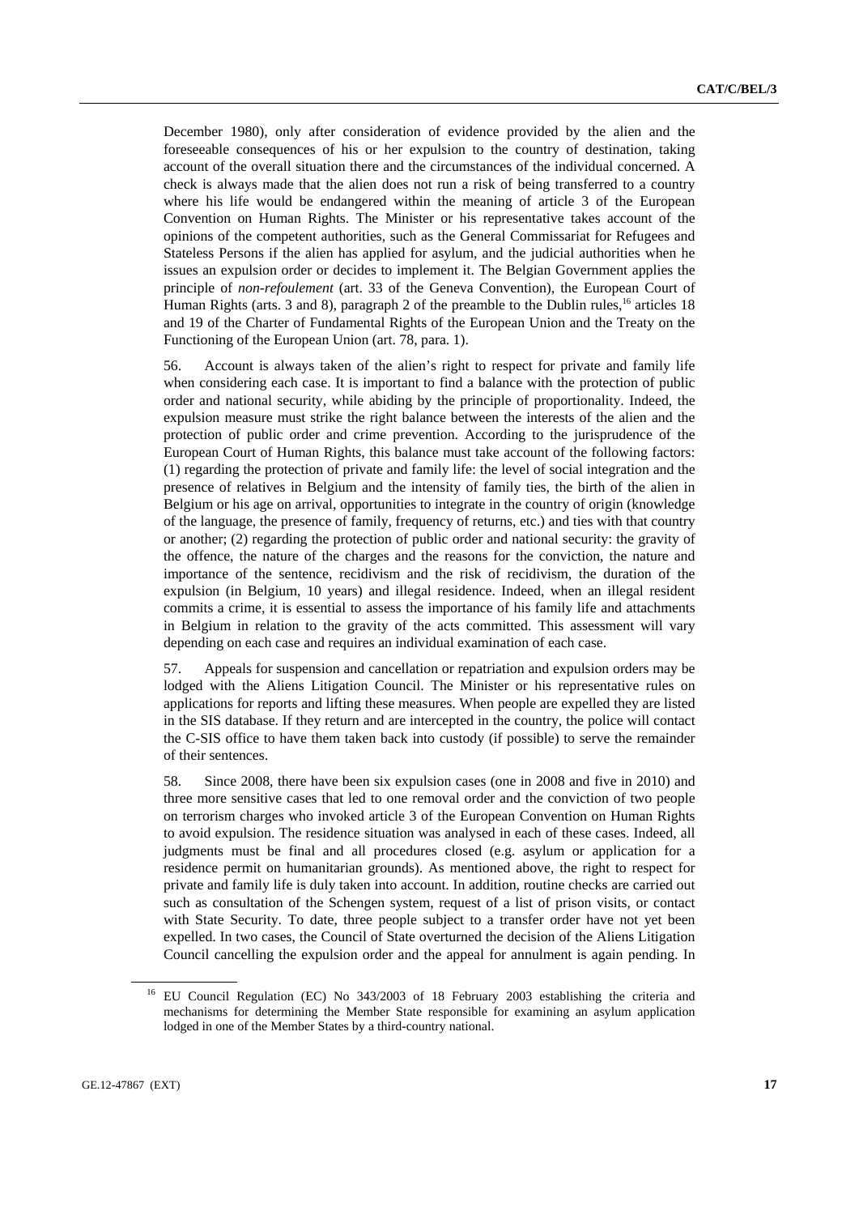December 1980), only after consideration of evidence provided by the alien and the foreseeable consequences of his or her expulsion to the country of destination, taking account of the overall situation there and the circumstances of the individual concerned. A check is always made that the alien does not run a risk of being transferred to a country where his life would be endangered within the meaning of article 3 of the European Convention on Human Rights. The Minister or his representative takes account of the opinions of the competent authorities, such as the General Commissariat for Refugees and Stateless Persons if the alien has applied for asylum, and the judicial authorities when he issues an expulsion order or decides to implement it. The Belgian Government applies the principle of *non-refoulement* (art. 33 of the Geneva Convention), the European Court of Human Rights (arts. 3 and 8), paragraph 2 of the preamble to the Dublin rules,[16] articles 18 and 19 of the Charter of Fundamental Rights of the European Union and the Treaty on the Functioning of the European Union (art. 78, para. 1).

56. Account is always taken of the alien's right to respect for private and family life when considering each case. It is important to find a balance with the protection of public order and national security, while abiding by the principle of proportionality. Indeed, the expulsion measure must strike the right balance between the interests of the alien and the protection of public order and crime prevention. According to the jurisprudence of the European Court of Human Rights, this balance must take account of the following factors: (1) regarding the protection of private and family life: the level of social integration and the presence of relatives in Belgium and the intensity of family ties, the birth of the alien in Belgium or his age on arrival, opportunities to integrate in the country of origin (knowledge of the language, the presence of family, frequency of returns, etc.) and ties with that country or another; (2) regarding the protection of public order and national security: the gravity of the offence, the nature of the charges and the reasons for the conviction, the nature and importance of the sentence, recidivism and the risk of recidivism, the duration of the expulsion (in Belgium, 10 years) and illegal residence. Indeed, when an illegal resident commits a crime, it is essential to assess the importance of his family life and attachments in Belgium in relation to the gravity of the acts committed. This assessment will vary depending on each case and requires an individual examination of each case.

57. Appeals for suspension and cancellation or repatriation and expulsion orders may be lodged with the Aliens Litigation Council. The Minister or his representative rules on applications for reports and lifting these measures. When people are expelled they are listed in the SIS database. If they return and are intercepted in the country, the police will contact the C-SIS office to have them taken back into custody (if possible) to serve the remainder of their sentences.

58. Since 2008, there have been six expulsion cases (one in 2008 and five in 2010) and three more sensitive cases that led to one removal order and the conviction of two people on terrorism charges who invoked article 3 of the European Convention on Human Rights to avoid expulsion. The residence situation was analysed in each of these cases. Indeed, all judgments must be final and all procedures closed (e.g. asylum or application for a residence permit on humanitarian grounds). As mentioned above, the right to respect for private and family life is duly taken into account. In addition, routine checks are carried out such as consultation of the Schengen system, request of a list of prison visits, or contact with State Security. To date, three people subject to a transfer order have not yet been expelled. In two cases, the Council of State overturned the decision of the Aliens Litigation Council cancelling the expulsion order and the appeal for annulment is again pending. In

[16] EU Council Regulation (EC) No 343/2003 of 18 February 2003 establishing the criteria and mechanisms for determining the Member State responsible for examining an asylum application lodged in one of the Member States by a third-country national.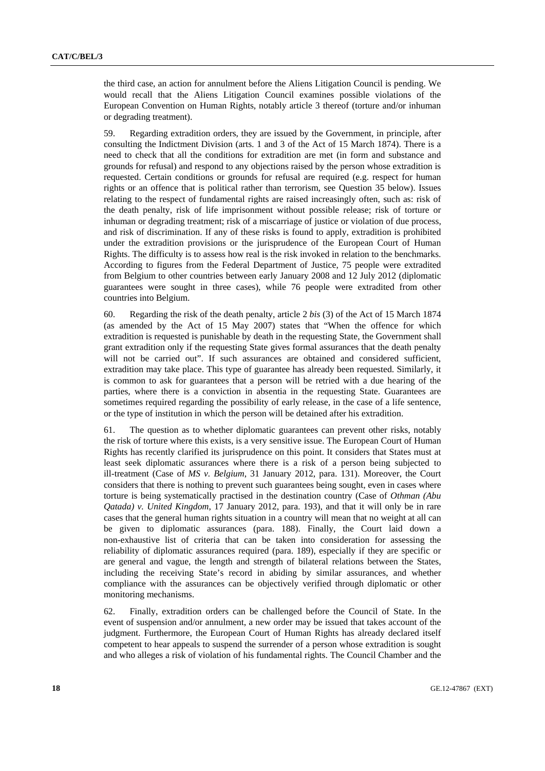the third case, an action for annulment before the Aliens Litigation Council is pending. We would recall that the Aliens Litigation Council examines possible violations of the European Convention on Human Rights, notably article 3 thereof (torture and/or inhuman or degrading treatment).

59. Regarding extradition orders, they are issued by the Government, in principle, after consulting the Indictment Division (arts. 1 and 3 of the Act of 15 March 1874). There is a need to check that all the conditions for extradition are met (in form and substance and grounds for refusal) and respond to any objections raised by the person whose extradition is requested. Certain conditions or grounds for refusal are required (e.g. respect for human rights or an offence that is political rather than terrorism, see Question 35 below). Issues relating to the respect of fundamental rights are raised increasingly often, such as: risk of the death penalty, risk of life imprisonment without possible release; risk of torture or inhuman or degrading treatment; risk of a miscarriage of justice or violation of due process, and risk of discrimination. If any of these risks is found to apply, extradition is prohibited under the extradition provisions or the jurisprudence of the European Court of Human Rights. The difficulty is to assess how real is the risk invoked in relation to the benchmarks. According to figures from the Federal Department of Justice, 75 people were extradited from Belgium to other countries between early January 2008 and 12 July 2012 (diplomatic guarantees were sought in three cases), while 76 people were extradited from other countries into Belgium.

60. Regarding the risk of the death penalty, article 2 *bis* (3) of the Act of 15 March 1874 (as amended by the Act of 15 May 2007) states that "When the offence for which extradition is requested is punishable by death in the requesting State, the Government shall grant extradition only if the requesting State gives formal assurances that the death penalty will not be carried out". If such assurances are obtained and considered sufficient, extradition may take place. This type of guarantee has already been requested. Similarly, it is common to ask for guarantees that a person will be retried with a due hearing of the parties, where there is a conviction in absentia in the requesting State. Guarantees are sometimes required regarding the possibility of early release, in the case of a life sentence, or the type of institution in which the person will be detained after his extradition.

61. The question as to whether diplomatic guarantees can prevent other risks, notably the risk of torture where this exists, is a very sensitive issue. The European Court of Human Rights has recently clarified its jurisprudence on this point. It considers that States must at least seek diplomatic assurances where there is a risk of a person being subjected to ill-treatment (Case of *MS v. Belgium*, 31 January 2012, para. 131). Moreover, the Court considers that there is nothing to prevent such guarantees being sought, even in cases where torture is being systematically practised in the destination country (Case of *Othman (Abu Qatada) v. United Kingdom*, 17 January 2012, para. 193), and that it will only be in rare cases that the general human rights situation in a country will mean that no weight at all can be given to diplomatic assurances (para. 188). Finally, the Court laid down a non-exhaustive list of criteria that can be taken into consideration for assessing the reliability of diplomatic assurances required (para. 189), especially if they are specific or are general and vague, the length and strength of bilateral relations between the States, including the receiving State's record in abiding by similar assurances, and whether compliance with the assurances can be objectively verified through diplomatic or other monitoring mechanisms.

62. Finally, extradition orders can be challenged before the Council of State. In the event of suspension and/or annulment, a new order may be issued that takes account of the judgment. Furthermore, the European Court of Human Rights has already declared itself competent to hear appeals to suspend the surrender of a person whose extradition is sought and who alleges a risk of violation of his fundamental rights. The Council Chamber and the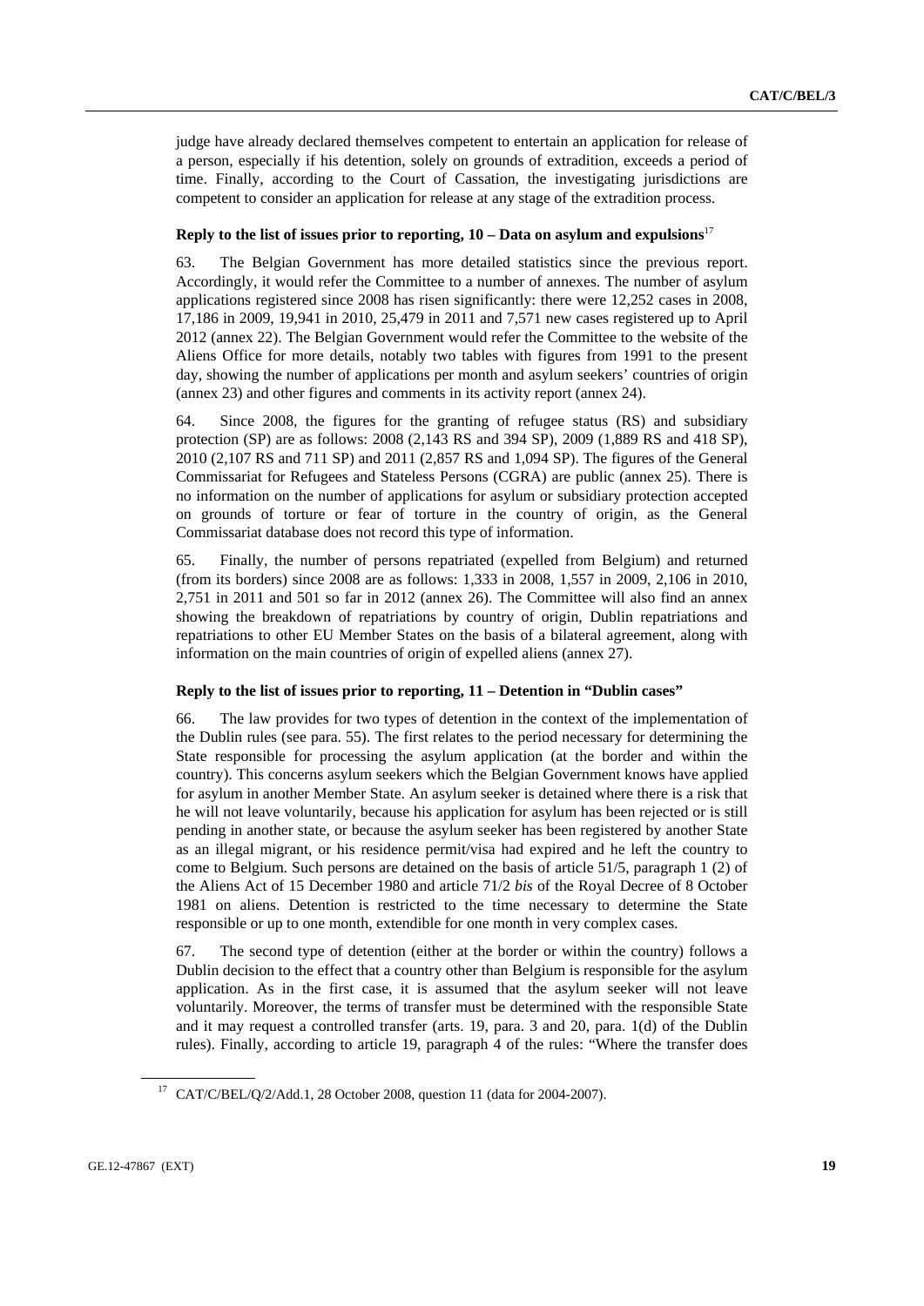judge have already declared themselves competent to entertain an application for release of a person, especially if his detention, solely on grounds of extradition, exceeds a period of time. Finally, according to the Court of Cassation, the investigating jurisdictions are competent to consider an application for release at any stage of the extradition process.

### Reply to the list of issues prior to reporting, 10 – Data on asylum and expulsions[17]

63. The Belgian Government has more detailed statistics since the previous report. Accordingly, it would refer the Committee to a number of annexes. The number of asylum applications registered since 2008 has risen significantly: there were 12,252 cases in 2008, 17,186 in 2009, 19,941 in 2010, 25,479 in 2011 and 7,571 new cases registered up to April 2012 (annex 22). The Belgian Government would refer the Committee to the website of the Aliens Office for more details, notably two tables with figures from 1991 to the present day, showing the number of applications per month and asylum seekers' countries of origin (annex 23) and other figures and comments in its activity report (annex 24).

64. Since 2008, the figures for the granting of refugee status (RS) and subsidiary protection (SP) are as follows: 2008 (2,143 RS and 394 SP), 2009 (1,889 RS and 418 SP), 2010 (2,107 RS and 711 SP) and 2011 (2,857 RS and 1,094 SP). The figures of the General Commissariat for Refugees and Stateless Persons (CGRA) are public (annex 25). There is no information on the number of applications for asylum or subsidiary protection accepted on grounds of torture or fear of torture in the country of origin, as the General Commissariat database does not record this type of information.

65. Finally, the number of persons repatriated (expelled from Belgium) and returned (from its borders) since 2008 are as follows: 1,333 in 2008, 1,557 in 2009, 2,106 in 2010, 2,751 in 2011 and 501 so far in 2012 (annex 26). The Committee will also find an annex showing the breakdown of repatriations by country of origin, Dublin repatriations and repatriations to other EU Member States on the basis of a bilateral agreement, along with information on the main countries of origin of expelled aliens (annex 27).

### Reply to the list of issues prior to reporting, 11 – Detention in "Dublin cases"

66. The law provides for two types of detention in the context of the implementation of the Dublin rules (see para. 55). The first relates to the period necessary for determining the State responsible for processing the asylum application (at the border and within the country). This concerns asylum seekers which the Belgian Government knows have applied for asylum in another Member State. An asylum seeker is detained where there is a risk that he will not leave voluntarily, because his application for asylum has been rejected or is still pending in another state, or because the asylum seeker has been registered by another State as an illegal migrant, or his residence permit/visa had expired and he left the country to come to Belgium. Such persons are detained on the basis of article 51/5, paragraph 1 (2) of the Aliens Act of 15 December 1980 and article 71/2 *bis* of the Royal Decree of 8 October 1981 on aliens. Detention is restricted to the time necessary to determine the State responsible or up to one month, extendible for one month in very complex cases.

67. The second type of detention (either at the border or within the country) follows a Dublin decision to the effect that a country other than Belgium is responsible for the asylum application. As in the first case, it is assumed that the asylum seeker will not leave voluntarily. Moreover, the terms of transfer must be determined with the responsible State and it may request a controlled transfer (arts. 19, para. 3 and 20, para. 1(d) of the Dublin rules). Finally, according to article 19, paragraph 4 of the rules: "Where the transfer does

[17] CAT/C/BEL/Q/2/Add.1, 28 October 2008, question 11 (data for 2004-2007).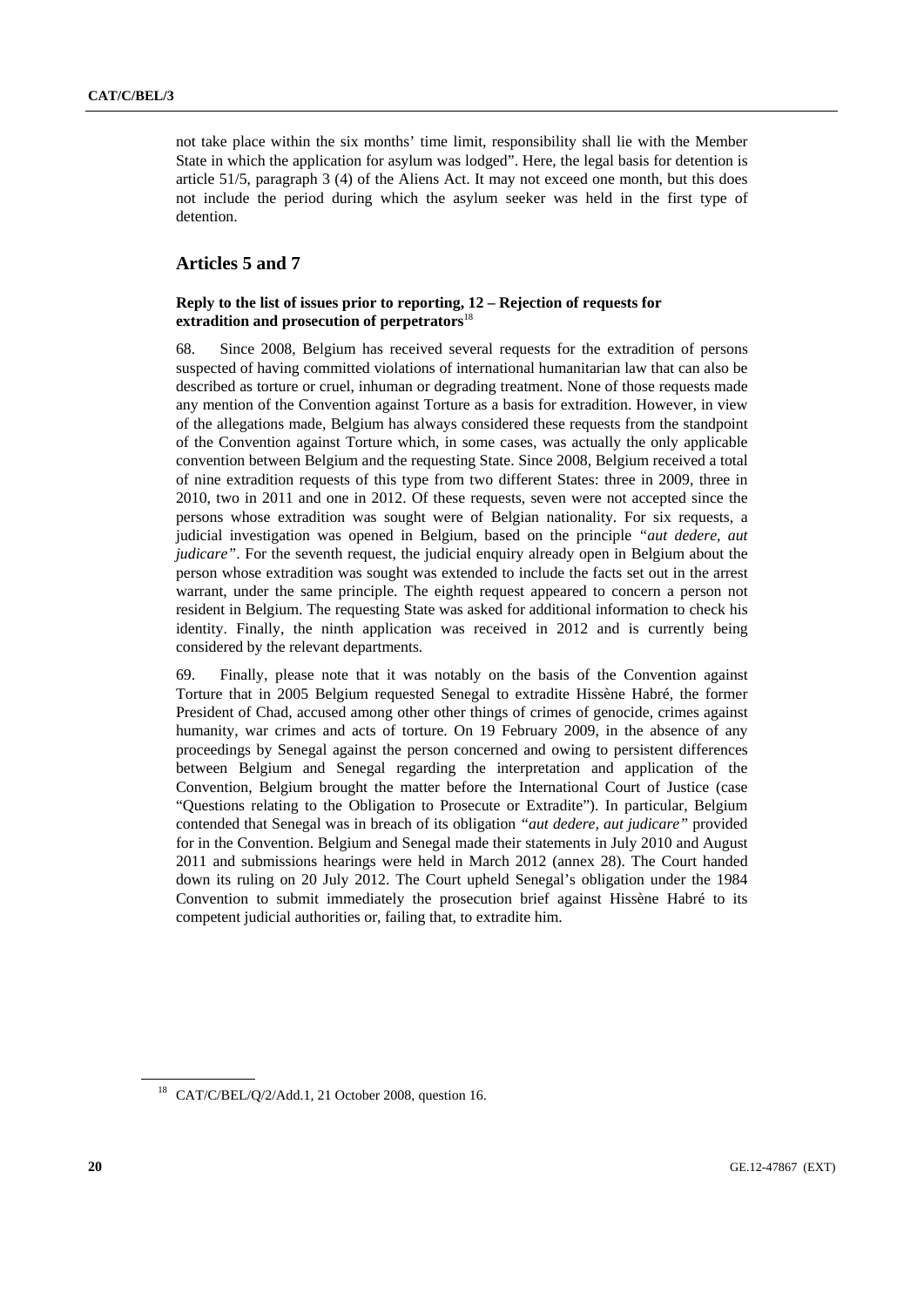not take place within the six months' time limit, responsibility shall lie with the Member State in which the application for asylum was lodged". Here, the legal basis for detention is article 51/5, paragraph 3 (4) of the Aliens Act. It may not exceed one month, but this does not include the period during which the asylum seeker was held in the first type of detention.

## Articles 5 and 7

### Reply to the list of issues prior to reporting, 12 – Rejection of requests for extradition and prosecution of perpetrators[18]

68. Since 2008, Belgium has received several requests for the extradition of persons suspected of having committed violations of international humanitarian law that can also be described as torture or cruel, inhuman or degrading treatment. None of those requests made any mention of the Convention against Torture as a basis for extradition. However, in view of the allegations made, Belgium has always considered these requests from the standpoint of the Convention against Torture which, in some cases, was actually the only applicable convention between Belgium and the requesting State. Since 2008, Belgium received a total of nine extradition requests of this type from two different States: three in 2009, three in 2010, two in 2011 and one in 2012. Of these requests, seven were not accepted since the persons whose extradition was sought were of Belgian nationality. For six requests, a judicial investigation was opened in Belgium, based on the principle *"aut dedere, aut judicare"*. For the seventh request, the judicial enquiry already open in Belgium about the person whose extradition was sought was extended to include the facts set out in the arrest warrant, under the same principle. The eighth request appeared to concern a person not resident in Belgium. The requesting State was asked for additional information to check his identity. Finally, the ninth application was received in 2012 and is currently being considered by the relevant departments.

69. Finally, please note that it was notably on the basis of the Convention against Torture that in 2005 Belgium requested Senegal to extradite Hissène Habré, the former President of Chad, accused among other other things of crimes of genocide, crimes against humanity, war crimes and acts of torture. On 19 February 2009, in the absence of any proceedings by Senegal against the person concerned and owing to persistent differences between Belgium and Senegal regarding the interpretation and application of the Convention, Belgium brought the matter before the International Court of Justice (case "Questions relating to the Obligation to Prosecute or Extradite"). In particular, Belgium contended that Senegal was in breach of its obligation *"aut dedere, aut judicare"* provided for in the Convention. Belgium and Senegal made their statements in July 2010 and August 2011 and submissions hearings were held in March 2012 (annex 28). The Court handed down its ruling on 20 July 2012. The Court upheld Senegal's obligation under the 1984 Convention to submit immediately the prosecution brief against Hissène Habré to its competent judicial authorities or, failing that, to extradite him.

[18] CAT/C/BEL/Q/2/Add.1, 21 October 2008, question 16.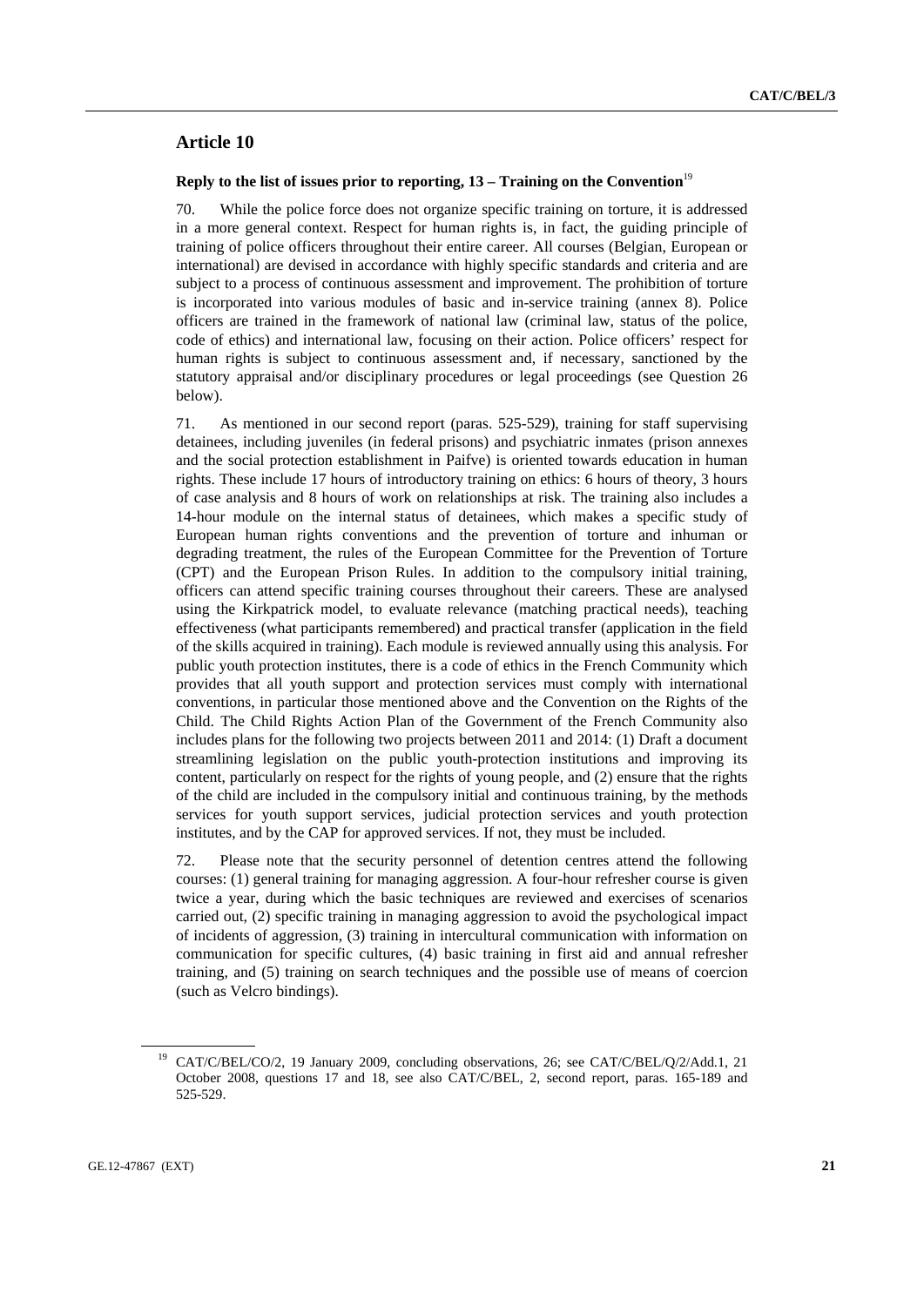## Article 10

### Reply to the list of issues prior to reporting, 13 – Training on the Convention[19]

70. While the police force does not organize specific training on torture, it is addressed in a more general context. Respect for human rights is, in fact, the guiding principle of training of police officers throughout their entire career. All courses (Belgian, European or international) are devised in accordance with highly specific standards and criteria and are subject to a process of continuous assessment and improvement. The prohibition of torture is incorporated into various modules of basic and in-service training (annex 8). Police officers are trained in the framework of national law (criminal law, status of the police, code of ethics) and international law, focusing on their action. Police officers' respect for human rights is subject to continuous assessment and, if necessary, sanctioned by the statutory appraisal and/or disciplinary procedures or legal proceedings (see Question 26 below).

71. As mentioned in our second report (paras. 525-529), training for staff supervising detainees, including juveniles (in federal prisons) and psychiatric inmates (prison annexes and the social protection establishment in Paifve) is oriented towards education in human rights. These include 17 hours of introductory training on ethics: 6 hours of theory, 3 hours of case analysis and 8 hours of work on relationships at risk. The training also includes a 14-hour module on the internal status of detainees, which makes a specific study of European human rights conventions and the prevention of torture and inhuman or degrading treatment, the rules of the European Committee for the Prevention of Torture (CPT) and the European Prison Rules. In addition to the compulsory initial training, officers can attend specific training courses throughout their careers. These are analysed using the Kirkpatrick model, to evaluate relevance (matching practical needs), teaching effectiveness (what participants remembered) and practical transfer (application in the field of the skills acquired in training). Each module is reviewed annually using this analysis. For public youth protection institutes, there is a code of ethics in the French Community which provides that all youth support and protection services must comply with international conventions, in particular those mentioned above and the Convention on the Rights of the Child. The Child Rights Action Plan of the Government of the French Community also includes plans for the following two projects between 2011 and 2014: (1) Draft a document streamlining legislation on the public youth-protection institutions and improving its content, particularly on respect for the rights of young people, and (2) ensure that the rights of the child are included in the compulsory initial and continuous training, by the methods services for youth support services, judicial protection services and youth protection institutes, and by the CAP for approved services. If not, they must be included.

72. Please note that the security personnel of detention centres attend the following courses: (1) general training for managing aggression. A four-hour refresher course is given twice a year, during which the basic techniques are reviewed and exercises of scenarios carried out, (2) specific training in managing aggression to avoid the psychological impact of incidents of aggression, (3) training in intercultural communication with information on communication for specific cultures, (4) basic training in first aid and annual refresher training, and (5) training on search techniques and the possible use of means of coercion (such as Velcro bindings).

---

[19] CAT/C/BEL/CO/2, 19 January 2009, concluding observations, 26; see CAT/C/BEL/Q/2/Add.1, 21 October 2008, questions 17 and 18, see also CAT/C/BEL, 2, second report, paras. 165-189 and 525-529.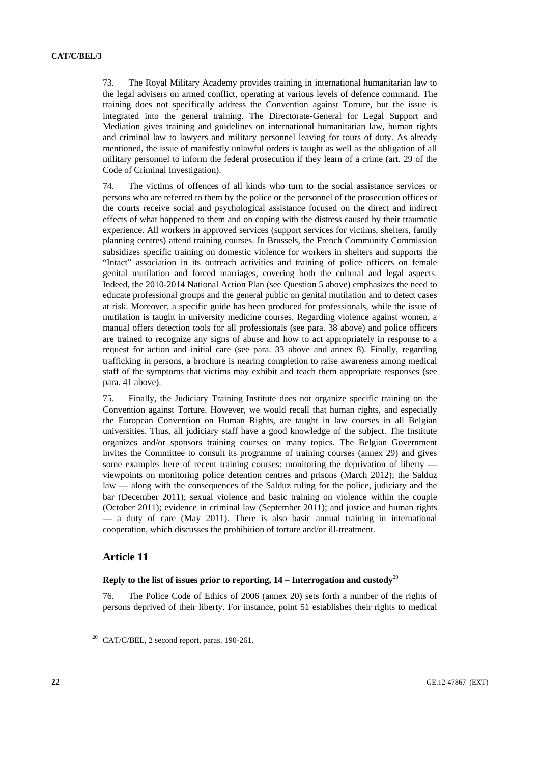73. The Royal Military Academy provides training in international humanitarian law to the legal advisers on armed conflict, operating at various levels of defence command. The training does not specifically address the Convention against Torture, but the issue is integrated into the general training. The Directorate-General for Legal Support and Mediation gives training and guidelines on international humanitarian law, human rights and criminal law to lawyers and military personnel leaving for tours of duty. As already mentioned, the issue of manifestly unlawful orders is taught as well as the obligation of all military personnel to inform the federal prosecution if they learn of a crime (art. 29 of the Code of Criminal Investigation).

74. The victims of offences of all kinds who turn to the social assistance services or persons who are referred to them by the police or the personnel of the prosecution offices or the courts receive social and psychological assistance focused on the direct and indirect effects of what happened to them and on coping with the distress caused by their traumatic experience. All workers in approved services (support services for victims, shelters, family planning centres) attend training courses. In Brussels, the French Community Commission subsidizes specific training on domestic violence for workers in shelters and supports the "Intact" association in its outreach activities and training of police officers on female genital mutilation and forced marriages, covering both the cultural and legal aspects. Indeed, the 2010-2014 National Action Plan (see Question 5 above) emphasizes the need to educate professional groups and the general public on genital mutilation and to detect cases at risk. Moreover, a specific guide has been produced for professionals, while the issue of mutilation is taught in university medicine courses. Regarding violence against women, a manual offers detection tools for all professionals (see para. 38 above) and police officers are trained to recognize any signs of abuse and how to act appropriately in response to a request for action and initial care (see para. 33 above and annex 8). Finally, regarding trafficking in persons, a brochure is nearing completion to raise awareness among medical staff of the symptoms that victims may exhibit and teach them appropriate responses (see para. 41 above).

75. Finally, the Judiciary Training Institute does not organize specific training on the Convention against Torture. However, we would recall that human rights, and especially the European Convention on Human Rights, are taught in law courses in all Belgian universities. Thus, all judiciary staff have a good knowledge of the subject. The Institute organizes and/or sponsors training courses on many topics. The Belgian Government invites the Committee to consult its programme of training courses (annex 29) and gives some examples here of recent training courses: monitoring the deprivation of liberty — viewpoints on monitoring police detention centres and prisons (March 2012); the Salduz law — along with the consequences of the Salduz ruling for the police, judiciary and the bar (December 2011); sexual violence and basic training on violence within the couple (October 2011); evidence in criminal law (September 2011); and justice and human rights — a duty of care (May 2011). There is also basic annual training in international cooperation, which discusses the prohibition of torture and/or ill-treatment.

## Article 11

### Reply to the list of issues prior to reporting, 14 – Interrogation and custody[20]

76. The Police Code of Ethics of 2006 (annex 20) sets forth a number of the rights of persons deprived of their liberty. For instance, point 51 establishes their rights to medical

[20] CAT/C/BEL, 2 second report, paras. 190-261.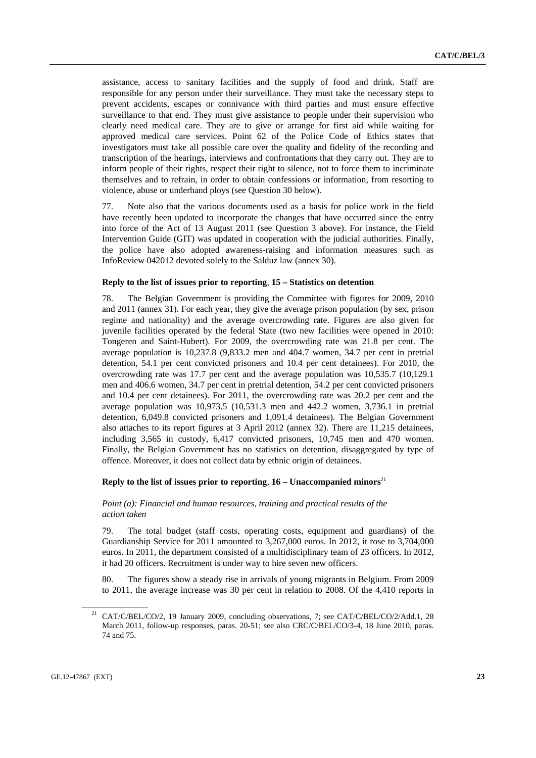assistance, access to sanitary facilities and the supply of food and drink. Staff are responsible for any person under their surveillance. They must take the necessary steps to prevent accidents, escapes or connivance with third parties and must ensure effective surveillance to that end. They must give assistance to people under their supervision who clearly need medical care. They are to give or arrange for first aid while waiting for approved medical care services. Point 62 of the Police Code of Ethics states that investigators must take all possible care over the quality and fidelity of the recording and transcription of the hearings, interviews and confrontations that they carry out. They are to inform people of their rights, respect their right to silence, not to force them to incriminate themselves and to refrain, in order to obtain confessions or information, from resorting to violence, abuse or underhand ploys (see Question 30 below).

77. Note also that the various documents used as a basis for police work in the field have recently been updated to incorporate the changes that have occurred since the entry into force of the Act of 13 August 2011 (see Question 3 above). For instance, the Field Intervention Guide (GIT) was updated in cooperation with the judicial authorities. Finally, the police have also adopted awareness-raising and information measures such as InfoReview 042012 devoted solely to the Salduz law (annex 30).

### Reply to the list of issues prior to reporting, 15 – Statistics on detention

78. The Belgian Government is providing the Committee with figures for 2009, 2010 and 2011 (annex 31). For each year, they give the average prison population (by sex, prison regime and nationality) and the average overcrowding rate. Figures are also given for juvenile facilities operated by the federal State (two new facilities were opened in 2010: Tongeren and Saint-Hubert). For 2009, the overcrowding rate was 21.8 per cent. The average population is 10,237.8 (9,833.2 men and 404.7 women, 34.7 per cent in pretrial detention, 54.1 per cent convicted prisoners and 10.4 per cent detainees). For 2010, the overcrowding rate was 17.7 per cent and the average population was 10,535.7 (10,129.1 men and 406.6 women, 34.7 per cent in pretrial detention, 54.2 per cent convicted prisoners and 10.4 per cent detainees). For 2011, the overcrowding rate was 20.2 per cent and the average population was 10,973.5 (10,531.3 men and 442.2 women, 3,736.1 in pretrial detention, 6,049.8 convicted prisoners and 1,091.4 detainees). The Belgian Government also attaches to its report figures at 3 April 2012 (annex 32). There are 11,215 detainees, including 3,565 in custody, 6,417 convicted prisoners, 10,745 men and 470 women. Finally, the Belgian Government has no statistics on detention, disaggregated by type of offence. Moreover, it does not collect data by ethnic origin of detainees.

### Reply to the list of issues prior to reporting, 16 – Unaccompanied minors[21]

*Point (a): Financial and human resources, training and practical results of the action taken*

79. The total budget (staff costs, operating costs, equipment and guardians) of the Guardianship Service for 2011 amounted to 3,267,000 euros. In 2012, it rose to 3,704,000 euros. In 2011, the department consisted of a multidisciplinary team of 23 officers. In 2012, it had 20 officers. Recruitment is under way to hire seven new officers.

80. The figures show a steady rise in arrivals of young migrants in Belgium. From 2009 to 2011, the average increase was 30 per cent in relation to 2008. Of the 4,410 reports in

---

[21] CAT/C/BEL/CO/2, 19 January 2009, concluding observations, 7; see CAT/C/BEL/CO/2/Add.1, 28 March 2011, follow-up responses, paras. 20-51; see also CRC/C/BEL/CO/3-4, 18 June 2010, paras. 74 and 75.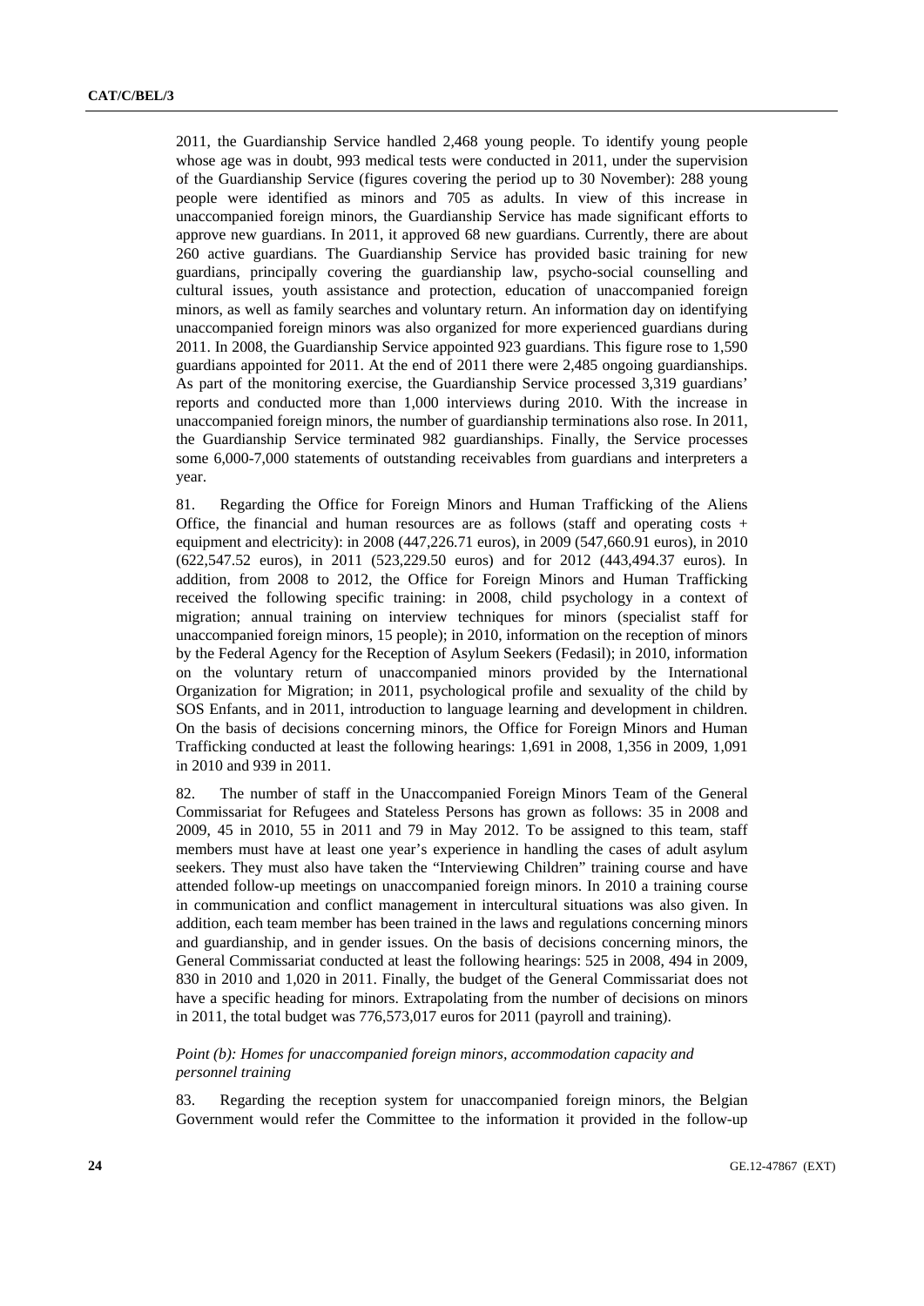2011, the Guardianship Service handled 2,468 young people. To identify young people whose age was in doubt, 993 medical tests were conducted in 2011, under the supervision of the Guardianship Service (figures covering the period up to 30 November): 288 young people were identified as minors and 705 as adults. In view of this increase in unaccompanied foreign minors, the Guardianship Service has made significant efforts to approve new guardians. In 2011, it approved 68 new guardians. Currently, there are about 260 active guardians. The Guardianship Service has provided basic training for new guardians, principally covering the guardianship law, psycho-social counselling and cultural issues, youth assistance and protection, education of unaccompanied foreign minors, as well as family searches and voluntary return. An information day on identifying unaccompanied foreign minors was also organized for more experienced guardians during 2011. In 2008, the Guardianship Service appointed 923 guardians. This figure rose to 1,590 guardians appointed for 2011. At the end of 2011 there were 2,485 ongoing guardianships. As part of the monitoring exercise, the Guardianship Service processed 3,319 guardians' reports and conducted more than 1,000 interviews during 2010. With the increase in unaccompanied foreign minors, the number of guardianship terminations also rose. In 2011, the Guardianship Service terminated 982 guardianships. Finally, the Service processes some 6,000-7,000 statements of outstanding receivables from guardians and interpreters a year.

81. Regarding the Office for Foreign Minors and Human Trafficking of the Aliens Office, the financial and human resources are as follows (staff and operating costs + equipment and electricity): in 2008 (447,226.71 euros), in 2009 (547,660.91 euros), in 2010 (622,547.52 euros), in 2011 (523,229.50 euros) and for 2012 (443,494.37 euros). In addition, from 2008 to 2012, the Office for Foreign Minors and Human Trafficking received the following specific training: in 2008, child psychology in a context of migration; annual training on interview techniques for minors (specialist staff for unaccompanied foreign minors, 15 people); in 2010, information on the reception of minors by the Federal Agency for the Reception of Asylum Seekers (Fedasil); in 2010, information on the voluntary return of unaccompanied minors provided by the International Organization for Migration; in 2011, psychological profile and sexuality of the child by SOS Enfants, and in 2011, introduction to language learning and development in children. On the basis of decisions concerning minors, the Office for Foreign Minors and Human Trafficking conducted at least the following hearings: 1,691 in 2008, 1,356 in 2009, 1,091 in 2010 and 939 in 2011.

82. The number of staff in the Unaccompanied Foreign Minors Team of the General Commissariat for Refugees and Stateless Persons has grown as follows: 35 in 2008 and 2009, 45 in 2010, 55 in 2011 and 79 in May 2012. To be assigned to this team, staff members must have at least one year's experience in handling the cases of adult asylum seekers. They must also have taken the "Interviewing Children" training course and have attended follow-up meetings on unaccompanied foreign minors. In 2010 a training course in communication and conflict management in intercultural situations was also given. In addition, each team member has been trained in the laws and regulations concerning minors and guardianship, and in gender issues. On the basis of decisions concerning minors, the General Commissariat conducted at least the following hearings: 525 in 2008, 494 in 2009, 830 in 2010 and 1,020 in 2011. Finally, the budget of the General Commissariat does not have a specific heading for minors. Extrapolating from the number of decisions on minors in 2011, the total budget was 776,573,017 euros for 2011 (payroll and training).

*Point (b): Homes for unaccompanied foreign minors, accommodation capacity and personnel training*

83. Regarding the reception system for unaccompanied foreign minors, the Belgian Government would refer the Committee to the information it provided in the follow-up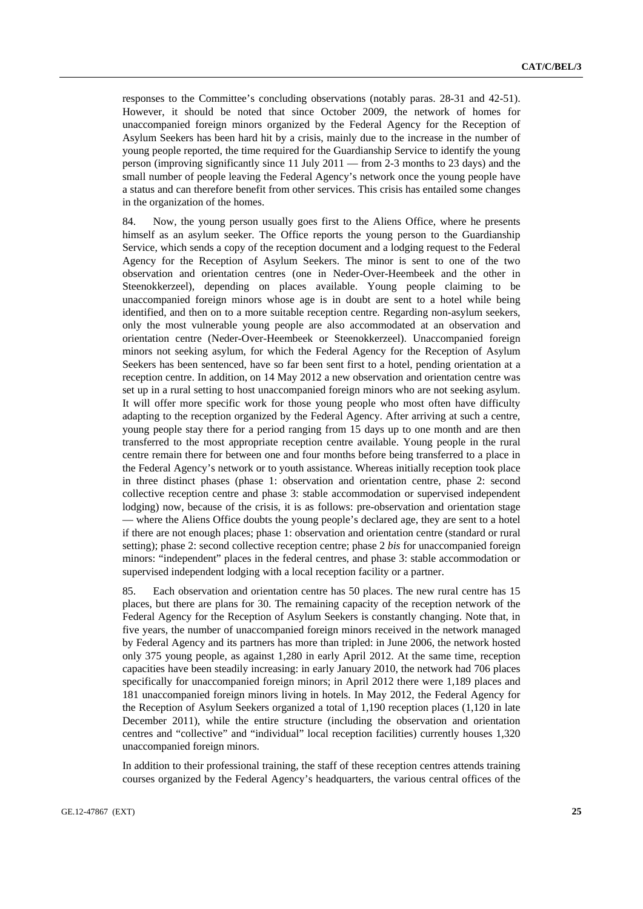responses to the Committee's concluding observations (notably paras. 28-31 and 42-51). However, it should be noted that since October 2009, the network of homes for unaccompanied foreign minors organized by the Federal Agency for the Reception of Asylum Seekers has been hard hit by a crisis, mainly due to the increase in the number of young people reported, the time required for the Guardianship Service to identify the young person (improving significantly since 11 July 2011 — from 2-3 months to 23 days) and the small number of people leaving the Federal Agency's network once the young people have a status and can therefore benefit from other services. This crisis has entailed some changes in the organization of the homes.

84. Now, the young person usually goes first to the Aliens Office, where he presents himself as an asylum seeker. The Office reports the young person to the Guardianship Service, which sends a copy of the reception document and a lodging request to the Federal Agency for the Reception of Asylum Seekers. The minor is sent to one of the two observation and orientation centres (one in Neder-Over-Heembeek and the other in Steenokkerzeel), depending on places available. Young people claiming to be unaccompanied foreign minors whose age is in doubt are sent to a hotel while being identified, and then on to a more suitable reception centre. Regarding non-asylum seekers, only the most vulnerable young people are also accommodated at an observation and orientation centre (Neder-Over-Heembeek or Steenokkerzeel). Unaccompanied foreign minors not seeking asylum, for which the Federal Agency for the Reception of Asylum Seekers has been sentenced, have so far been sent first to a hotel, pending orientation at a reception centre. In addition, on 14 May 2012 a new observation and orientation centre was set up in a rural setting to host unaccompanied foreign minors who are not seeking asylum. It will offer more specific work for those young people who most often have difficulty adapting to the reception organized by the Federal Agency. After arriving at such a centre, young people stay there for a period ranging from 15 days up to one month and are then transferred to the most appropriate reception centre available. Young people in the rural centre remain there for between one and four months before being transferred to a place in the Federal Agency's network or to youth assistance. Whereas initially reception took place in three distinct phases (phase 1: observation and orientation centre, phase 2: second collective reception centre and phase 3: stable accommodation or supervised independent lodging) now, because of the crisis, it is as follows: pre-observation and orientation stage — where the Aliens Office doubts the young people's declared age, they are sent to a hotel if there are not enough places; phase 1: observation and orientation centre (standard or rural setting); phase 2: second collective reception centre; phase 2 *bis* for unaccompanied foreign minors: "independent" places in the federal centres, and phase 3: stable accommodation or supervised independent lodging with a local reception facility or a partner.

85. Each observation and orientation centre has 50 places. The new rural centre has 15 places, but there are plans for 30. The remaining capacity of the reception network of the Federal Agency for the Reception of Asylum Seekers is constantly changing. Note that, in five years, the number of unaccompanied foreign minors received in the network managed by Federal Agency and its partners has more than tripled: in June 2006, the network hosted only 375 young people, as against 1,280 in early April 2012. At the same time, reception capacities have been steadily increasing: in early January 2010, the network had 706 places specifically for unaccompanied foreign minors; in April 2012 there were 1,189 places and 181 unaccompanied foreign minors living in hotels. In May 2012, the Federal Agency for the Reception of Asylum Seekers organized a total of 1,190 reception places (1,120 in late December 2011), while the entire structure (including the observation and orientation centres and "collective" and "individual" local reception facilities) currently houses 1,320 unaccompanied foreign minors.

In addition to their professional training, the staff of these reception centres attends training courses organized by the Federal Agency's headquarters, the various central offices of the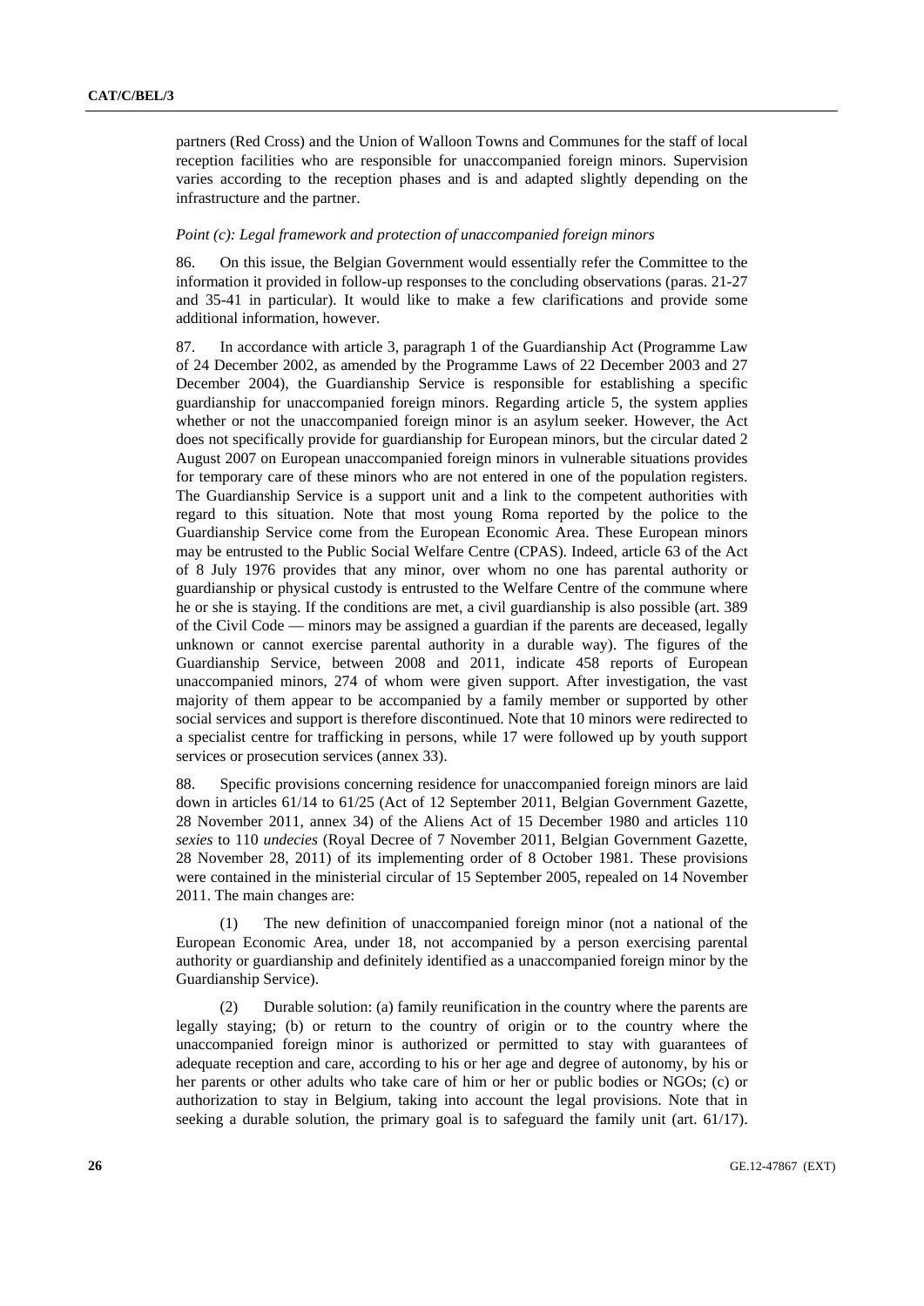partners (Red Cross) and the Union of Walloon Towns and Communes for the staff of local reception facilities who are responsible for unaccompanied foreign minors. Supervision varies according to the reception phases and is and adapted slightly depending on the infrastructure and the partner.

*Point (c): Legal framework and protection of unaccompanied foreign minors*

86. On this issue, the Belgian Government would essentially refer the Committee to the information it provided in follow-up responses to the concluding observations (paras. 21-27 and 35-41 in particular). It would like to make a few clarifications and provide some additional information, however.

87. In accordance with article 3, paragraph 1 of the Guardianship Act (Programme Law of 24 December 2002, as amended by the Programme Laws of 22 December 2003 and 27 December 2004), the Guardianship Service is responsible for establishing a specific guardianship for unaccompanied foreign minors. Regarding article 5, the system applies whether or not the unaccompanied foreign minor is an asylum seeker. However, the Act does not specifically provide for guardianship for European minors, but the circular dated 2 August 2007 on European unaccompanied foreign minors in vulnerable situations provides for temporary care of these minors who are not entered in one of the population registers. The Guardianship Service is a support unit and a link to the competent authorities with regard to this situation. Note that most young Roma reported by the police to the Guardianship Service come from the European Economic Area. These European minors may be entrusted to the Public Social Welfare Centre (CPAS). Indeed, article 63 of the Act of 8 July 1976 provides that any minor, over whom no one has parental authority or guardianship or physical custody is entrusted to the Welfare Centre of the commune where he or she is staying. If the conditions are met, a civil guardianship is also possible (art. 389 of the Civil Code — minors may be assigned a guardian if the parents are deceased, legally unknown or cannot exercise parental authority in a durable way). The figures of the Guardianship Service, between 2008 and 2011, indicate 458 reports of European unaccompanied minors, 274 of whom were given support. After investigation, the vast majority of them appear to be accompanied by a family member or supported by other social services and support is therefore discontinued. Note that 10 minors were redirected to a specialist centre for trafficking in persons, while 17 were followed up by youth support services or prosecution services (annex 33).

88. Specific provisions concerning residence for unaccompanied foreign minors are laid down in articles 61/14 to 61/25 (Act of 12 September 2011, Belgian Government Gazette, 28 November 2011, annex 34) of the Aliens Act of 15 December 1980 and articles 110 *sexies* to 110 *undecies* (Royal Decree of 7 November 2011, Belgian Government Gazette, 28 November 28, 2011) of its implementing order of 8 October 1981. These provisions were contained in the ministerial circular of 15 September 2005, repealed on 14 November 2011. The main changes are:

(1) The new definition of unaccompanied foreign minor (not a national of the European Economic Area, under 18, not accompanied by a person exercising parental authority or guardianship and definitely identified as a unaccompanied foreign minor by the Guardianship Service).

(2) Durable solution: (a) family reunification in the country where the parents are legally staying; (b) or return to the country of origin or to the country where the unaccompanied foreign minor is authorized or permitted to stay with guarantees of adequate reception and care, according to his or her age and degree of autonomy, by his or her parents or other adults who take care of him or her or public bodies or NGOs; (c) or authorization to stay in Belgium, taking into account the legal provisions. Note that in seeking a durable solution, the primary goal is to safeguard the family unit (art. 61/17).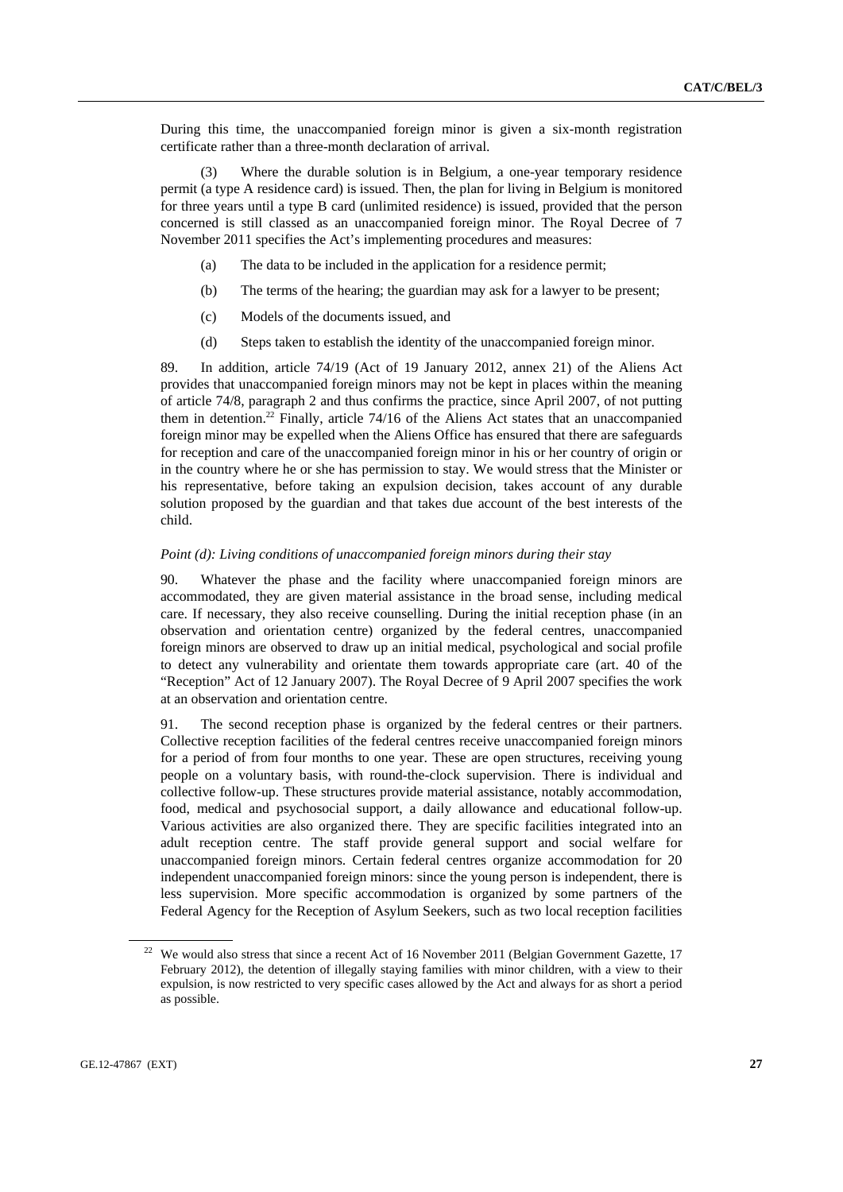During this time, the unaccompanied foreign minor is given a six-month registration certificate rather than a three-month declaration of arrival.

(3) Where the durable solution is in Belgium, a one-year temporary residence permit (a type A residence card) is issued. Then, the plan for living in Belgium is monitored for three years until a type B card (unlimited residence) is issued, provided that the person concerned is still classed as an unaccompanied foreign minor. The Royal Decree of 7 November 2011 specifies the Act's implementing procedures and measures:

(a) The data to be included in the application for a residence permit;

(b) The terms of the hearing; the guardian may ask for a lawyer to be present;

(c) Models of the documents issued, and

(d) Steps taken to establish the identity of the unaccompanied foreign minor.

89. In addition, article 74/19 (Act of 19 January 2012, annex 21) of the Aliens Act provides that unaccompanied foreign minors may not be kept in places within the meaning of article 74/8, paragraph 2 and thus confirms the practice, since April 2007, of not putting them in detention.[22] Finally, article 74/16 of the Aliens Act states that an unaccompanied foreign minor may be expelled when the Aliens Office has ensured that there are safeguards for reception and care of the unaccompanied foreign minor in his or her country of origin or in the country where he or she has permission to stay. We would stress that the Minister or his representative, before taking an expulsion decision, takes account of any durable solution proposed by the guardian and that takes due account of the best interests of the child.

*Point (d): Living conditions of unaccompanied foreign minors during their stay*

90. Whatever the phase and the facility where unaccompanied foreign minors are accommodated, they are given material assistance in the broad sense, including medical care. If necessary, they also receive counselling. During the initial reception phase (in an observation and orientation centre) organized by the federal centres, unaccompanied foreign minors are observed to draw up an initial medical, psychological and social profile to detect any vulnerability and orientate them towards appropriate care (art. 40 of the "Reception" Act of 12 January 2007). The Royal Decree of 9 April 2007 specifies the work at an observation and orientation centre.

91. The second reception phase is organized by the federal centres or their partners. Collective reception facilities of the federal centres receive unaccompanied foreign minors for a period of from four months to one year. These are open structures, receiving young people on a voluntary basis, with round-the-clock supervision. There is individual and collective follow-up. These structures provide material assistance, notably accommodation, food, medical and psychosocial support, a daily allowance and educational follow-up. Various activities are also organized there. They are specific facilities integrated into an adult reception centre. The staff provide general support and social welfare for unaccompanied foreign minors. Certain federal centres organize accommodation for 20 independent unaccompanied foreign minors: since the young person is independent, there is less supervision. More specific accommodation is organized by some partners of the Federal Agency for the Reception of Asylum Seekers, such as two local reception facilities

[22] We would also stress that since a recent Act of 16 November 2011 (Belgian Government Gazette, 17 February 2012), the detention of illegally staying families with minor children, with a view to their expulsion, is now restricted to very specific cases allowed by the Act and always for as short a period as possible.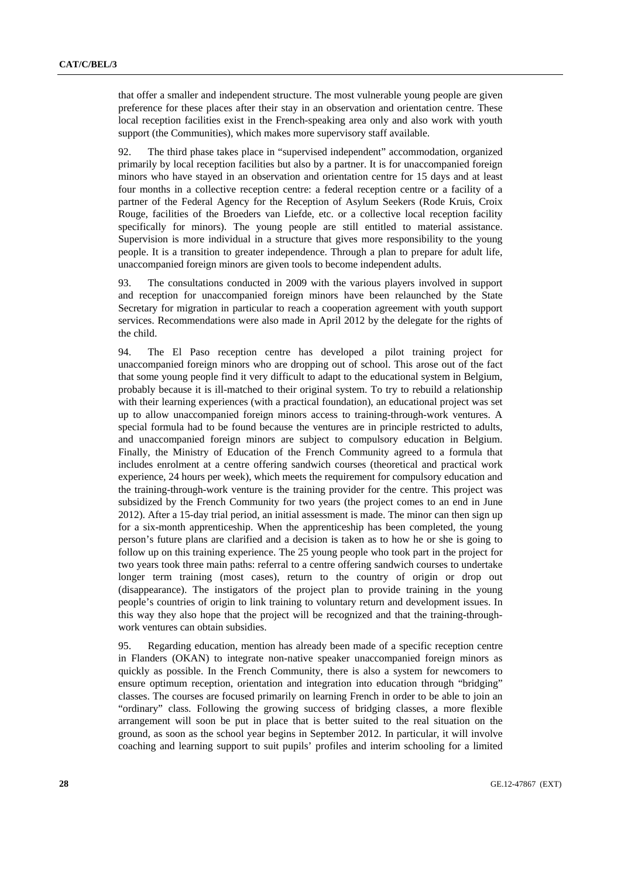that offer a smaller and independent structure. The most vulnerable young people are given preference for these places after their stay in an observation and orientation centre. These local reception facilities exist in the French-speaking area only and also work with youth support (the Communities), which makes more supervisory staff available.

92. The third phase takes place in "supervised independent" accommodation, organized primarily by local reception facilities but also by a partner. It is for unaccompanied foreign minors who have stayed in an observation and orientation centre for 15 days and at least four months in a collective reception centre: a federal reception centre or a facility of a partner of the Federal Agency for the Reception of Asylum Seekers (Rode Kruis, Croix Rouge, facilities of the Broeders van Liefde, etc. or a collective local reception facility specifically for minors). The young people are still entitled to material assistance. Supervision is more individual in a structure that gives more responsibility to the young people. It is a transition to greater independence. Through a plan to prepare for adult life, unaccompanied foreign minors are given tools to become independent adults.

93. The consultations conducted in 2009 with the various players involved in support and reception for unaccompanied foreign minors have been relaunched by the State Secretary for migration in particular to reach a cooperation agreement with youth support services. Recommendations were also made in April 2012 by the delegate for the rights of the child.

94. The El Paso reception centre has developed a pilot training project for unaccompanied foreign minors who are dropping out of school. This arose out of the fact that some young people find it very difficult to adapt to the educational system in Belgium, probably because it is ill-matched to their original system. To try to rebuild a relationship with their learning experiences (with a practical foundation), an educational project was set up to allow unaccompanied foreign minors access to training-through-work ventures. A special formula had to be found because the ventures are in principle restricted to adults, and unaccompanied foreign minors are subject to compulsory education in Belgium. Finally, the Ministry of Education of the French Community agreed to a formula that includes enrolment at a centre offering sandwich courses (theoretical and practical work experience, 24 hours per week), which meets the requirement for compulsory education and the training-through-work venture is the training provider for the centre. This project was subsidized by the French Community for two years (the project comes to an end in June 2012). After a 15-day trial period, an initial assessment is made. The minor can then sign up for a six-month apprenticeship. When the apprenticeship has been completed, the young person's future plans are clarified and a decision is taken as to how he or she is going to follow up on this training experience. The 25 young people who took part in the project for two years took three main paths: referral to a centre offering sandwich courses to undertake longer term training (most cases), return to the country of origin or drop out (disappearance). The instigators of the project plan to provide training in the young people's countries of origin to link training to voluntary return and development issues. In this way they also hope that the project will be recognized and that the training-through-work ventures can obtain subsidies.

95. Regarding education, mention has already been made of a specific reception centre in Flanders (OKAN) to integrate non-native speaker unaccompanied foreign minors as quickly as possible. In the French Community, there is also a system for newcomers to ensure optimum reception, orientation and integration into education through "bridging" classes. The courses are focused primarily on learning French in order to be able to join an "ordinary" class. Following the growing success of bridging classes, a more flexible arrangement will soon be put in place that is better suited to the real situation on the ground, as soon as the school year begins in September 2012. In particular, it will involve coaching and learning support to suit pupils' profiles and interim schooling for a limited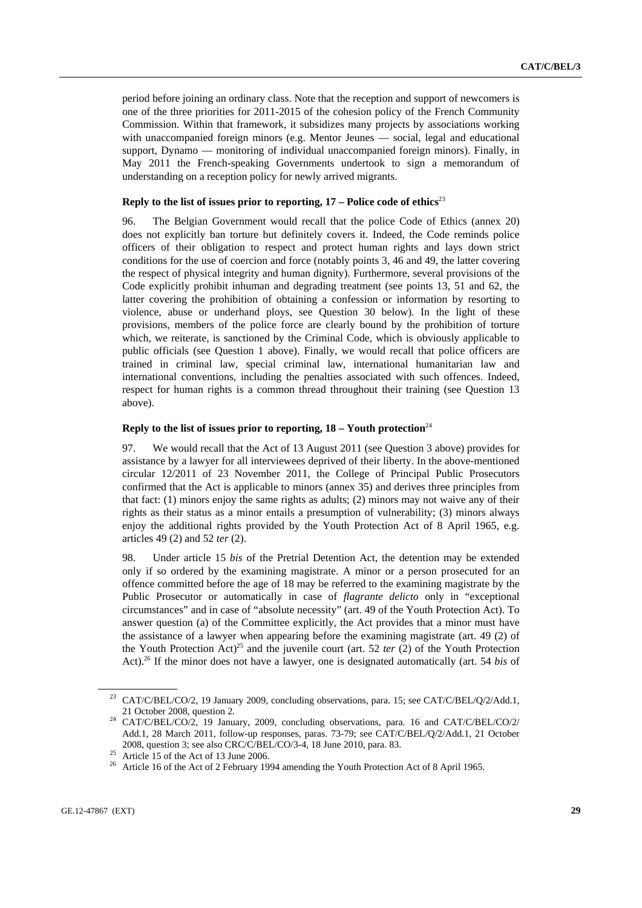period before joining an ordinary class. Note that the reception and support of newcomers is one of the three priorities for 2011-2015 of the cohesion policy of the French Community Commission. Within that framework, it subsidizes many projects by associations working with unaccompanied foreign minors (e.g. Mentor Jeunes — social, legal and educational support, Dynamo — monitoring of individual unaccompanied foreign minors). Finally, in May 2011 the French-speaking Governments undertook to sign a memorandum of understanding on a reception policy for newly arrived migrants.

### Reply to the list of issues prior to reporting, 17 – Police code of ethics[23]

96. The Belgian Government would recall that the police Code of Ethics (annex 20) does not explicitly ban torture but definitely covers it. Indeed, the Code reminds police officers of their obligation to respect and protect human rights and lays down strict conditions for the use of coercion and force (notably points 3, 46 and 49, the latter covering the respect of physical integrity and human dignity). Furthermore, several provisions of the Code explicitly prohibit inhuman and degrading treatment (see points 13, 51 and 62, the latter covering the prohibition of obtaining a confession or information by resorting to violence, abuse or underhand ploys, see Question 30 below). In the light of these provisions, members of the police force are clearly bound by the prohibition of torture which, we reiterate, is sanctioned by the Criminal Code, which is obviously applicable to public officials (see Question 1 above). Finally, we would recall that police officers are trained in criminal law, special criminal law, international humanitarian law and international conventions, including the penalties associated with such offences. Indeed, respect for human rights is a common thread throughout their training (see Question 13 above).

### Reply to the list of issues prior to reporting, 18 – Youth protection[24]

97. We would recall that the Act of 13 August 2011 (see Question 3 above) provides for assistance by a lawyer for all interviewees deprived of their liberty. In the above-mentioned circular 12/2011 of 23 November 2011, the College of Principal Public Prosecutors confirmed that the Act is applicable to minors (annex 35) and derives three principles from that fact: (1) minors enjoy the same rights as adults; (2) minors may not waive any of their rights as their status as a minor entails a presumption of vulnerability; (3) minors always enjoy the additional rights provided by the Youth Protection Act of 8 April 1965, e.g. articles 49 (2) and 52 *ter* (2).

98. Under article 15 *bis* of the Pretrial Detention Act, the detention may be extended only if so ordered by the examining magistrate. A minor or a person prosecuted for an offence committed before the age of 18 may be referred to the examining magistrate by the Public Prosecutor or automatically in case of *flagrante delicto* only in "exceptional circumstances" and in case of "absolute necessity" (art. 49 of the Youth Protection Act). To answer question (a) of the Committee explicitly, the Act provides that a minor must have the assistance of a lawyer when appearing before the examining magistrate (art. 49 (2) of the Youth Protection Act)[25] and the juvenile court (art. 52 *ter* (2) of the Youth Protection Act).[26] If the minor does not have a lawyer, one is designated automatically (art. 54 *bis* of

---

[23] CAT/C/BEL/CO/2, 19 January 2009, concluding observations, para. 15; see CAT/C/BEL/Q/2/Add.1, 21 October 2008, question 2.

[24] CAT/C/BEL/CO/2, 19 January, 2009, concluding observations, para. 16 and CAT/C/BEL/CO/2/Add.1, 28 March 2011, follow-up responses, paras. 73-79; see CAT/C/BEL/Q/2/Add.1, 21 October 2008, question 3; see also CRC/C/BEL/CO/3-4, 18 June 2010, para. 83.

[25] Article 15 of the Act of 13 June 2006.

[26] Article 16 of the Act of 2 February 1994 amending the Youth Protection Act of 8 April 1965.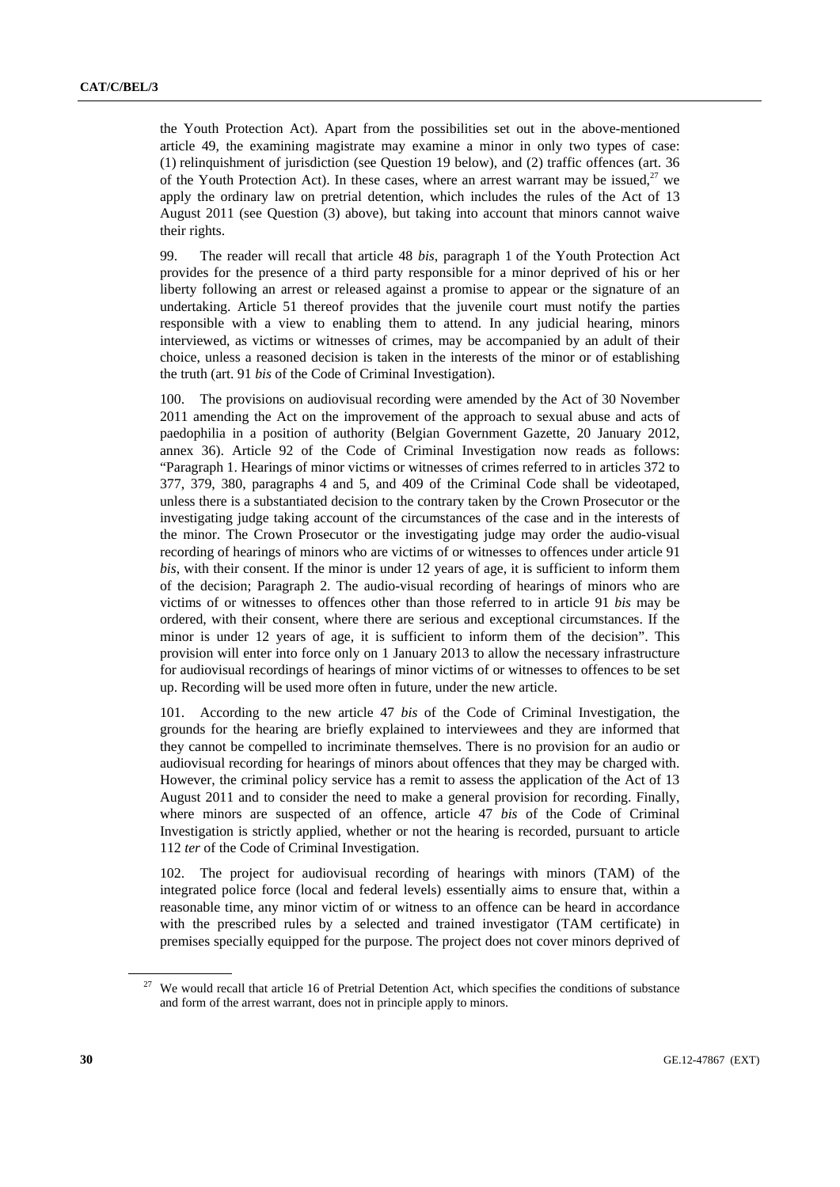the Youth Protection Act). Apart from the possibilities set out in the above-mentioned article 49, the examining magistrate may examine a minor in only two types of case: (1) relinquishment of jurisdiction (see Question 19 below), and (2) traffic offences (art. 36 of the Youth Protection Act). In these cases, where an arrest warrant may be issued,[27] we apply the ordinary law on pretrial detention, which includes the rules of the Act of 13 August 2011 (see Question (3) above), but taking into account that minors cannot waive their rights.

99. The reader will recall that article 48 *bis*, paragraph 1 of the Youth Protection Act provides for the presence of a third party responsible for a minor deprived of his or her liberty following an arrest or released against a promise to appear or the signature of an undertaking. Article 51 thereof provides that the juvenile court must notify the parties responsible with a view to enabling them to attend. In any judicial hearing, minors interviewed, as victims or witnesses of crimes, may be accompanied by an adult of their choice, unless a reasoned decision is taken in the interests of the minor or of establishing the truth (art. 91 *bis* of the Code of Criminal Investigation).

100. The provisions on audiovisual recording were amended by the Act of 30 November 2011 amending the Act on the improvement of the approach to sexual abuse and acts of paedophilia in a position of authority (Belgian Government Gazette, 20 January 2012, annex 36). Article 92 of the Code of Criminal Investigation now reads as follows: "Paragraph 1. Hearings of minor victims or witnesses of crimes referred to in articles 372 to 377, 379, 380, paragraphs 4 and 5, and 409 of the Criminal Code shall be videotaped, unless there is a substantiated decision to the contrary taken by the Crown Prosecutor or the investigating judge taking account of the circumstances of the case and in the interests of the minor. The Crown Prosecutor or the investigating judge may order the audio-visual recording of hearings of minors who are victims of or witnesses to offences under article 91 *bis*, with their consent. If the minor is under 12 years of age, it is sufficient to inform them of the decision; Paragraph 2. The audio-visual recording of hearings of minors who are victims of or witnesses to offences other than those referred to in article 91 *bis* may be ordered, with their consent, where there are serious and exceptional circumstances. If the minor is under 12 years of age, it is sufficient to inform them of the decision". This provision will enter into force only on 1 January 2013 to allow the necessary infrastructure for audiovisual recordings of hearings of minor victims of or witnesses to offences to be set up. Recording will be used more often in future, under the new article.

101. According to the new article 47 *bis* of the Code of Criminal Investigation, the grounds for the hearing are briefly explained to interviewees and they are informed that they cannot be compelled to incriminate themselves. There is no provision for an audio or audiovisual recording for hearings of minors about offences that they may be charged with. However, the criminal policy service has a remit to assess the application of the Act of 13 August 2011 and to consider the need to make a general provision for recording. Finally, where minors are suspected of an offence, article 47 *bis* of the Code of Criminal Investigation is strictly applied, whether or not the hearing is recorded, pursuant to article 112 *ter* of the Code of Criminal Investigation.

102. The project for audiovisual recording of hearings with minors (TAM) of the integrated police force (local and federal levels) essentially aims to ensure that, within a reasonable time, any minor victim of or witness to an offence can be heard in accordance with the prescribed rules by a selected and trained investigator (TAM certificate) in premises specially equipped for the purpose. The project does not cover minors deprived of

[27] We would recall that article 16 of Pretrial Detention Act, which specifies the conditions of substance and form of the arrest warrant, does not in principle apply to minors.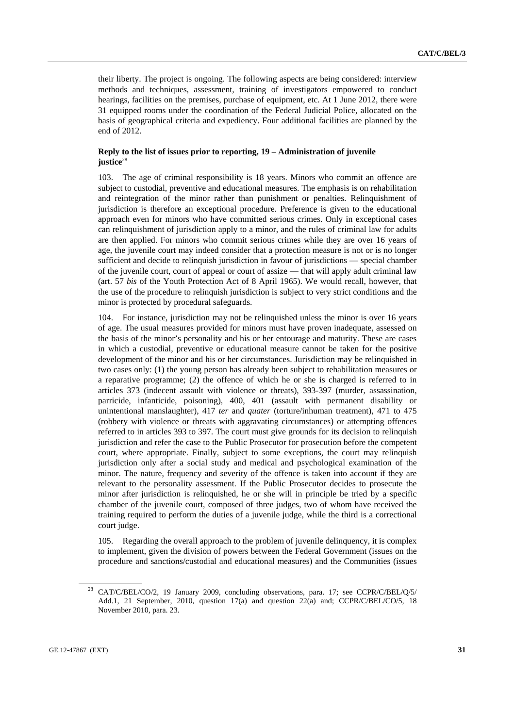their liberty. The project is ongoing. The following aspects are being considered: interview methods and techniques, assessment, training of investigators empowered to conduct hearings, facilities on the premises, purchase of equipment, etc. At 1 June 2012, there were 31 equipped rooms under the coordination of the Federal Judicial Police, allocated on the basis of geographical criteria and expediency. Four additional facilities are planned by the end of 2012.

### Reply to the list of issues prior to reporting, 19 – Administration of juvenile justice[28]

103. The age of criminal responsibility is 18 years. Minors who commit an offence are subject to custodial, preventive and educational measures. The emphasis is on rehabilitation and reintegration of the minor rather than punishment or penalties. Relinquishment of jurisdiction is therefore an exceptional procedure. Preference is given to the educational approach even for minors who have committed serious crimes. Only in exceptional cases can relinquishment of jurisdiction apply to a minor, and the rules of criminal law for adults are then applied. For minors who commit serious crimes while they are over 16 years of age, the juvenile court may indeed consider that a protection measure is not or is no longer sufficient and decide to relinquish jurisdiction in favour of jurisdictions — special chamber of the juvenile court, court of appeal or court of assize — that will apply adult criminal law (art. 57 *bis* of the Youth Protection Act of 8 April 1965). We would recall, however, that the use of the procedure to relinquish jurisdiction is subject to very strict conditions and the minor is protected by procedural safeguards.

104. For instance, jurisdiction may not be relinquished unless the minor is over 16 years of age. The usual measures provided for minors must have proven inadequate, assessed on the basis of the minor's personality and his or her entourage and maturity. These are cases in which a custodial, preventive or educational measure cannot be taken for the positive development of the minor and his or her circumstances. Jurisdiction may be relinquished in two cases only: (1) the young person has already been subject to rehabilitation measures or a reparative programme; (2) the offence of which he or she is charged is referred to in articles 373 (indecent assault with violence or threats), 393-397 (murder, assassination, parricide, infanticide, poisoning), 400, 401 (assault with permanent disability or unintentional manslaughter), 417 *ter* and *quater* (torture/inhuman treatment), 471 to 475 (robbery with violence or threats with aggravating circumstances) or attempting offences referred to in articles 393 to 397. The court must give grounds for its decision to relinquish jurisdiction and refer the case to the Public Prosecutor for prosecution before the competent court, where appropriate. Finally, subject to some exceptions, the court may relinquish jurisdiction only after a social study and medical and psychological examination of the minor. The nature, frequency and severity of the offence is taken into account if they are relevant to the personality assessment. If the Public Prosecutor decides to prosecute the minor after jurisdiction is relinquished, he or she will in principle be tried by a specific chamber of the juvenile court, composed of three judges, two of whom have received the training required to perform the duties of a juvenile judge, while the third is a correctional court judge.

105. Regarding the overall approach to the problem of juvenile delinquency, it is complex to implement, given the division of powers between the Federal Government (issues on the procedure and sanctions/custodial and educational measures) and the Communities (issues

---

[28] CAT/C/BEL/CO/2, 19 January 2009, concluding observations, para. 17; see CCPR/C/BEL/Q/5/Add.1, 21 September, 2010, question 17(a) and question 22(a) and; CCPR/C/BEL/CO/5, 18 November 2010, para. 23.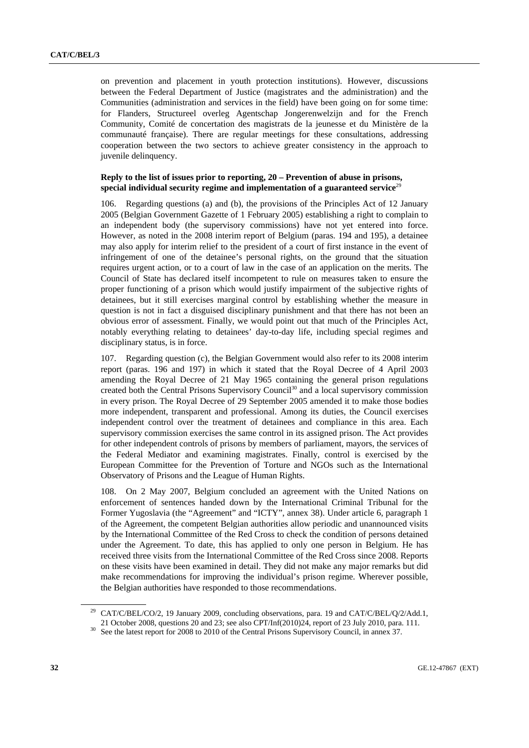on prevention and placement in youth protection institutions). However, discussions between the Federal Department of Justice (magistrates and the administration) and the Communities (administration and services in the field) have been going on for some time: for Flanders, Structureel overleg Agentschap Jongerenwelzijn and for the French Community, Comité de concertation des magistrats de la jeunesse et du Ministère de la communauté française). There are regular meetings for these consultations, addressing cooperation between the two sectors to achieve greater consistency in the approach to juvenile delinquency.

### Reply to the list of issues prior to reporting, 20 – Prevention of abuse in prisons, special individual security regime and implementation of a guaranteed service[29]

106. Regarding questions (a) and (b), the provisions of the Principles Act of 12 January 2005 (Belgian Government Gazette of 1 February 2005) establishing a right to complain to an independent body (the supervisory commissions) have not yet entered into force. However, as noted in the 2008 interim report of Belgium (paras. 194 and 195), a detainee may also apply for interim relief to the president of a court of first instance in the event of infringement of one of the detainee's personal rights, on the ground that the situation requires urgent action, or to a court of law in the case of an application on the merits. The Council of State has declared itself incompetent to rule on measures taken to ensure the proper functioning of a prison which would justify impairment of the subjective rights of detainees, but it still exercises marginal control by establishing whether the measure in question is not in fact a disguised disciplinary punishment and that there has not been an obvious error of assessment. Finally, we would point out that much of the Principles Act, notably everything relating to detainees' day-to-day life, including special regimes and disciplinary status, is in force.

107. Regarding question (c), the Belgian Government would also refer to its 2008 interim report (paras. 196 and 197) in which it stated that the Royal Decree of 4 April 2003 amending the Royal Decree of 21 May 1965 containing the general prison regulations created both the Central Prisons Supervisory Council[30] and a local supervisory commission in every prison. The Royal Decree of 29 September 2005 amended it to make those bodies more independent, transparent and professional. Among its duties, the Council exercises independent control over the treatment of detainees and compliance in this area. Each supervisory commission exercises the same control in its assigned prison. The Act provides for other independent controls of prisons by members of parliament, mayors, the services of the Federal Mediator and examining magistrates. Finally, control is exercised by the European Committee for the Prevention of Torture and NGOs such as the International Observatory of Prisons and the League of Human Rights.

108. On 2 May 2007, Belgium concluded an agreement with the United Nations on enforcement of sentences handed down by the International Criminal Tribunal for the Former Yugoslavia (the "Agreement" and "ICTY", annex 38). Under article 6, paragraph 1 of the Agreement, the competent Belgian authorities allow periodic and unannounced visits by the International Committee of the Red Cross to check the condition of persons detained under the Agreement. To date, this has applied to only one person in Belgium. He has received three visits from the International Committee of the Red Cross since 2008. Reports on these visits have been examined in detail. They did not make any major remarks but did make recommendations for improving the individual's prison regime. Wherever possible, the Belgian authorities have responded to those recommendations.

---

[29] CAT/C/BEL/CO/2, 19 January 2009, concluding observations, para. 19 and CAT/C/BEL/Q/2/Add.1, 21 October 2008, questions 20 and 23; see also CPT/Inf(2010)24, report of 23 July 2010, para. 111.

[30] See the latest report for 2008 to 2010 of the Central Prisons Supervisory Council, in annex 37.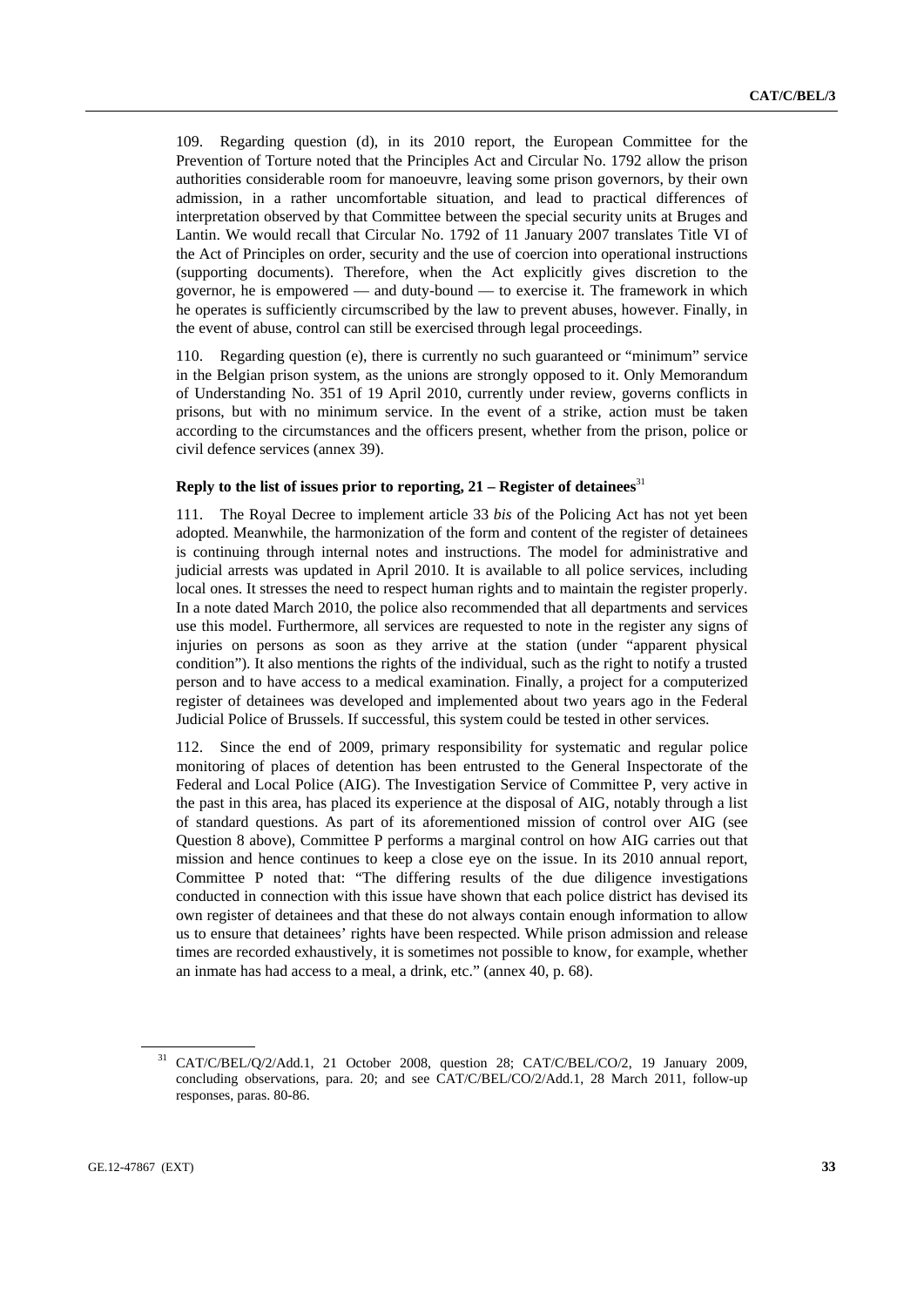109. Regarding question (d), in its 2010 report, the European Committee for the Prevention of Torture noted that the Principles Act and Circular No. 1792 allow the prison authorities considerable room for manoeuvre, leaving some prison governors, by their own admission, in a rather uncomfortable situation, and lead to practical differences of interpretation observed by that Committee between the special security units at Bruges and Lantin. We would recall that Circular No. 1792 of 11 January 2007 translates Title VI of the Act of Principles on order, security and the use of coercion into operational instructions (supporting documents). Therefore, when the Act explicitly gives discretion to the governor, he is empowered — and duty-bound — to exercise it. The framework in which he operates is sufficiently circumscribed by the law to prevent abuses, however. Finally, in the event of abuse, control can still be exercised through legal proceedings.

110. Regarding question (e), there is currently no such guaranteed or "minimum" service in the Belgian prison system, as the unions are strongly opposed to it. Only Memorandum of Understanding No. 351 of 19 April 2010, currently under review, governs conflicts in prisons, but with no minimum service. In the event of a strike, action must be taken according to the circumstances and the officers present, whether from the prison, police or civil defence services (annex 39).

### Reply to the list of issues prior to reporting, 21 – Register of detainees[31]

111. The Royal Decree to implement article 33 *bis* of the Policing Act has not yet been adopted. Meanwhile, the harmonization of the form and content of the register of detainees is continuing through internal notes and instructions. The model for administrative and judicial arrests was updated in April 2010. It is available to all police services, including local ones. It stresses the need to respect human rights and to maintain the register properly. In a note dated March 2010, the police also recommended that all departments and services use this model. Furthermore, all services are requested to note in the register any signs of injuries on persons as soon as they arrive at the station (under "apparent physical condition"). It also mentions the rights of the individual, such as the right to notify a trusted person and to have access to a medical examination. Finally, a project for a computerized register of detainees was developed and implemented about two years ago in the Federal Judicial Police of Brussels. If successful, this system could be tested in other services.

112. Since the end of 2009, primary responsibility for systematic and regular police monitoring of places of detention has been entrusted to the General Inspectorate of the Federal and Local Police (AIG). The Investigation Service of Committee P, very active in the past in this area, has placed its experience at the disposal of AIG, notably through a list of standard questions. As part of its aforementioned mission of control over AIG (see Question 8 above), Committee P performs a marginal control on how AIG carries out that mission and hence continues to keep a close eye on the issue. In its 2010 annual report, Committee P noted that: "The differing results of the due diligence investigations conducted in connection with this issue have shown that each police district has devised its own register of detainees and that these do not always contain enough information to allow us to ensure that detainees' rights have been respected. While prison admission and release times are recorded exhaustively, it is sometimes not possible to know, for example, whether an inmate has had access to a meal, a drink, etc." (annex 40, p. 68).

---

[31] CAT/C/BEL/Q/2/Add.1, 21 October 2008, question 28; CAT/C/BEL/CO/2, 19 January 2009, concluding observations, para. 20; and see CAT/C/BEL/CO/2/Add.1, 28 March 2011, follow-up responses, paras. 80-86.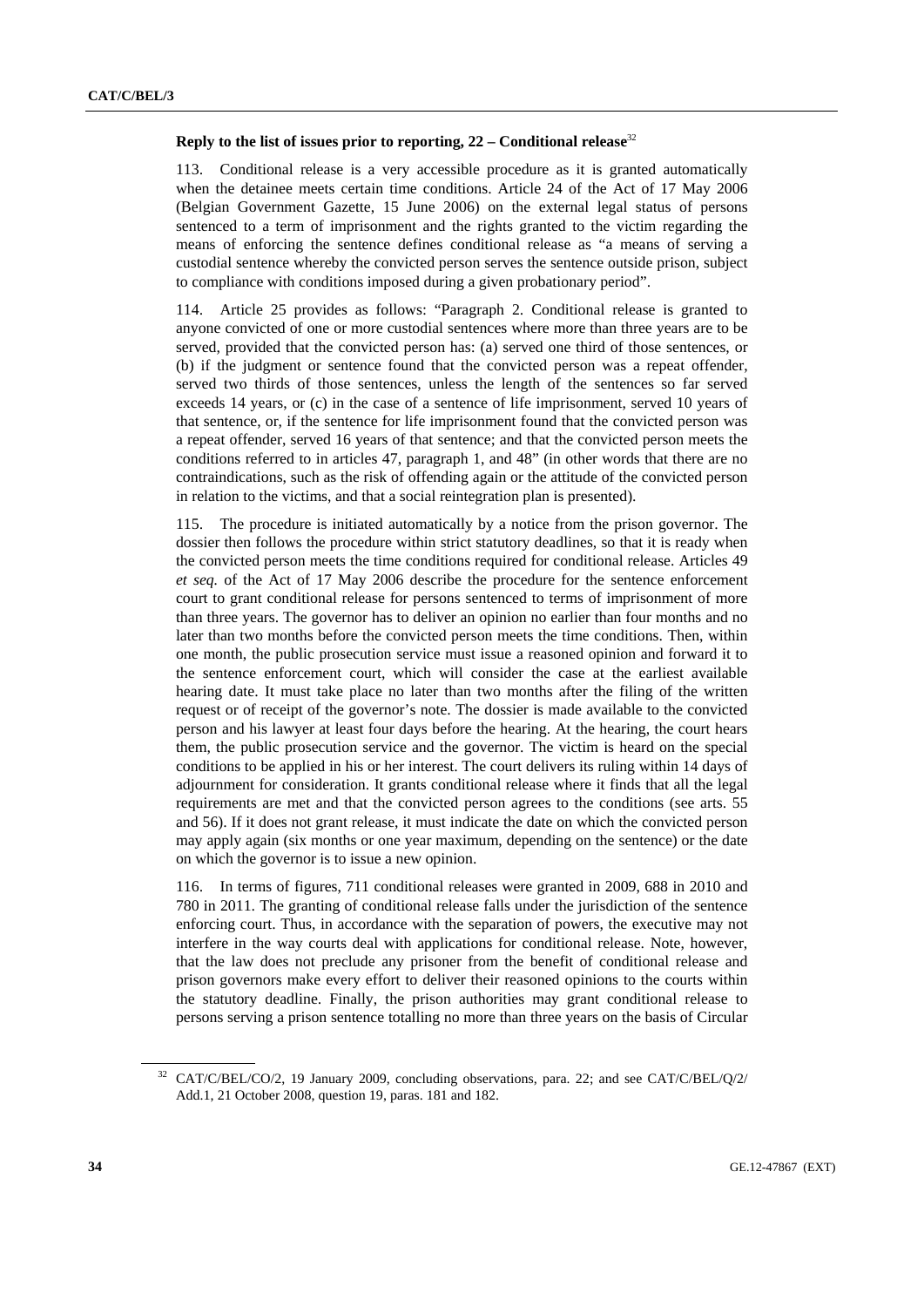### Reply to the list of issues prior to reporting, 22 – Conditional release[32]

113. Conditional release is a very accessible procedure as it is granted automatically when the detainee meets certain time conditions. Article 24 of the Act of 17 May 2006 (Belgian Government Gazette, 15 June 2006) on the external legal status of persons sentenced to a term of imprisonment and the rights granted to the victim regarding the means of enforcing the sentence defines conditional release as "a means of serving a custodial sentence whereby the convicted person serves the sentence outside prison, subject to compliance with conditions imposed during a given probationary period".

114. Article 25 provides as follows: "Paragraph 2. Conditional release is granted to anyone convicted of one or more custodial sentences where more than three years are to be served, provided that the convicted person has: (a) served one third of those sentences, or (b) if the judgment or sentence found that the convicted person was a repeat offender, served two thirds of those sentences, unless the length of the sentences so far served exceeds 14 years, or (c) in the case of a sentence of life imprisonment, served 10 years of that sentence, or, if the sentence for life imprisonment found that the convicted person was a repeat offender, served 16 years of that sentence; and that the convicted person meets the conditions referred to in articles 47, paragraph 1, and 48" (in other words that there are no contraindications, such as the risk of offending again or the attitude of the convicted person in relation to the victims, and that a social reintegration plan is presented).

115. The procedure is initiated automatically by a notice from the prison governor. The dossier then follows the procedure within strict statutory deadlines, so that it is ready when the convicted person meets the time conditions required for conditional release. Articles 49 *et seq.* of the Act of 17 May 2006 describe the procedure for the sentence enforcement court to grant conditional release for persons sentenced to terms of imprisonment of more than three years. The governor has to deliver an opinion no earlier than four months and no later than two months before the convicted person meets the time conditions. Then, within one month, the public prosecution service must issue a reasoned opinion and forward it to the sentence enforcement court, which will consider the case at the earliest available hearing date. It must take place no later than two months after the filing of the written request or of receipt of the governor's note. The dossier is made available to the convicted person and his lawyer at least four days before the hearing. At the hearing, the court hears them, the public prosecution service and the governor. The victim is heard on the special conditions to be applied in his or her interest. The court delivers its ruling within 14 days of adjournment for consideration. It grants conditional release where it finds that all the legal requirements are met and that the convicted person agrees to the conditions (see arts. 55 and 56). If it does not grant release, it must indicate the date on which the convicted person may apply again (six months or one year maximum, depending on the sentence) or the date on which the governor is to issue a new opinion.

116. In terms of figures, 711 conditional releases were granted in 2009, 688 in 2010 and 780 in 2011. The granting of conditional release falls under the jurisdiction of the sentence enforcing court. Thus, in accordance with the separation of powers, the executive may not interfere in the way courts deal with applications for conditional release. Note, however, that the law does not preclude any prisoner from the benefit of conditional release and prison governors make every effort to deliver their reasoned opinions to the courts within the statutory deadline. Finally, the prison authorities may grant conditional release to persons serving a prison sentence totalling no more than three years on the basis of Circular

---

[32] CAT/C/BEL/CO/2, 19 January 2009, concluding observations, para. 22; and see CAT/C/BEL/Q/2/Add.1, 21 October 2008, question 19, paras. 181 and 182.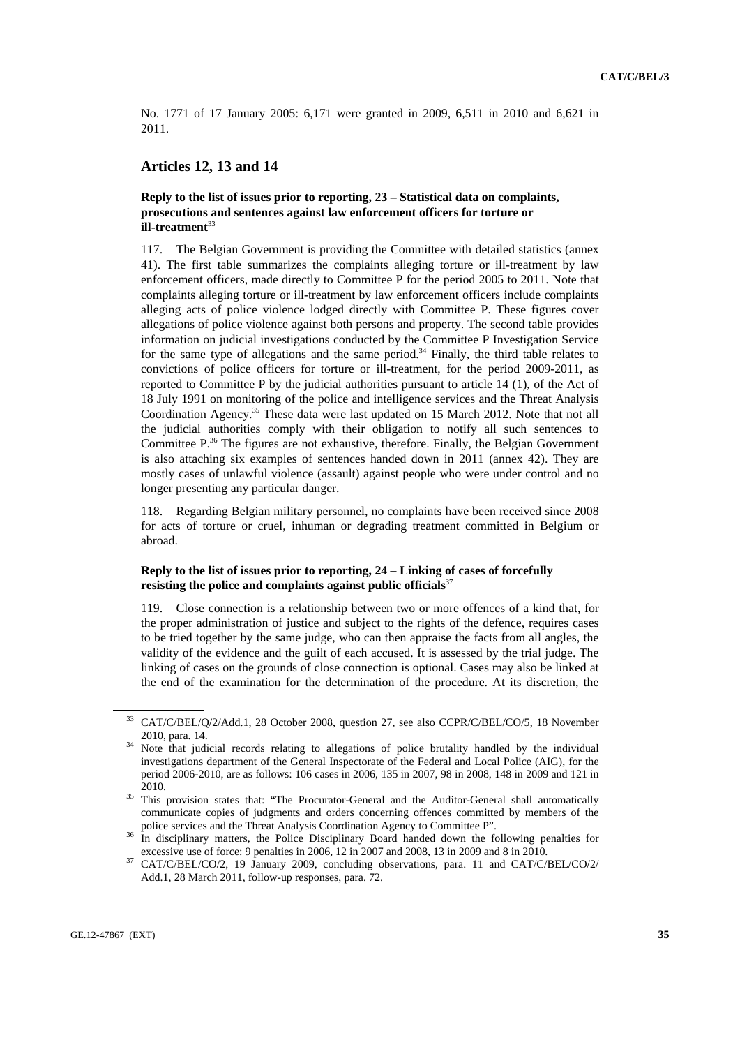No. 1771 of 17 January 2005: 6,171 were granted in 2009, 6,511 in 2010 and 6,621 in 2011.

## Articles 12, 13 and 14

### Reply to the list of issues prior to reporting, 23 – Statistical data on complaints, prosecutions and sentences against law enforcement officers for torture or ill-treatment[33]

117. The Belgian Government is providing the Committee with detailed statistics (annex 41). The first table summarizes the complaints alleging torture or ill-treatment by law enforcement officers, made directly to Committee P for the period 2005 to 2011. Note that complaints alleging torture or ill-treatment by law enforcement officers include complaints alleging acts of police violence lodged directly with Committee P. These figures cover allegations of police violence against both persons and property. The second table provides information on judicial investigations conducted by the Committee P Investigation Service for the same type of allegations and the same period.[34] Finally, the third table relates to convictions of police officers for torture or ill-treatment, for the period 2009-2011, as reported to Committee P by the judicial authorities pursuant to article 14 (1), of the Act of 18 July 1991 on monitoring of the police and intelligence services and the Threat Analysis Coordination Agency.[35] These data were last updated on 15 March 2012. Note that not all the judicial authorities comply with their obligation to notify all such sentences to Committee P.[36] The figures are not exhaustive, therefore. Finally, the Belgian Government is also attaching six examples of sentences handed down in 2011 (annex 42). They are mostly cases of unlawful violence (assault) against people who were under control and no longer presenting any particular danger.

118. Regarding Belgian military personnel, no complaints have been received since 2008 for acts of torture or cruel, inhuman or degrading treatment committed in Belgium or abroad.

### Reply to the list of issues prior to reporting, 24 – Linking of cases of forcefully resisting the police and complaints against public officials[37]

119. Close connection is a relationship between two or more offences of a kind that, for the proper administration of justice and subject to the rights of the defence, requires cases to be tried together by the same judge, who can then appraise the facts from all angles, the validity of the evidence and the guilt of each accused. It is assessed by the trial judge. The linking of cases on the grounds of close connection is optional. Cases may also be linked at the end of the examination for the determination of the procedure. At its discretion, the

---

[33] CAT/C/BEL/Q/2/Add.1, 28 October 2008, question 27, see also CCPR/C/BEL/CO/5, 18 November 2010, para. 14.

[34] Note that judicial records relating to allegations of police brutality handled by the individual investigations department of the General Inspectorate of the Federal and Local Police (AIG), for the period 2006-2010, are as follows: 106 cases in 2006, 135 in 2007, 98 in 2008, 148 in 2009 and 121 in 2010.

[35] This provision states that: "The Procurator-General and the Auditor-General shall automatically communicate copies of judgments and orders concerning offences committed by members of the police services and the Threat Analysis Coordination Agency to Committee P".

[36] In disciplinary matters, the Police Disciplinary Board handed down the following penalties for excessive use of force: 9 penalties in 2006, 12 in 2007 and 2008, 13 in 2009 and 8 in 2010.

[37] CAT/C/BEL/CO/2, 19 January 2009, concluding observations, para. 11 and CAT/C/BEL/CO/2/Add.1, 28 March 2011, follow-up responses, para. 72.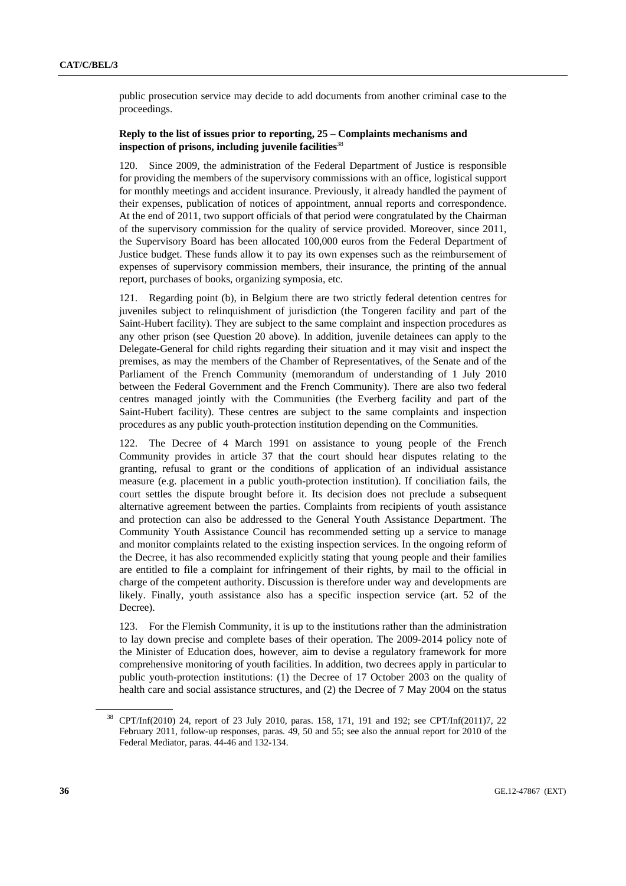public prosecution service may decide to add documents from another criminal case to the proceedings.

### Reply to the list of issues prior to reporting, 25 – Complaints mechanisms and inspection of prisons, including juvenile facilities[38]

120. Since 2009, the administration of the Federal Department of Justice is responsible for providing the members of the supervisory commissions with an office, logistical support for monthly meetings and accident insurance. Previously, it already handled the payment of their expenses, publication of notices of appointment, annual reports and correspondence. At the end of 2011, two support officials of that period were congratulated by the Chairman of the supervisory commission for the quality of service provided. Moreover, since 2011, the Supervisory Board has been allocated 100,000 euros from the Federal Department of Justice budget. These funds allow it to pay its own expenses such as the reimbursement of expenses of supervisory commission members, their insurance, the printing of the annual report, purchases of books, organizing symposia, etc.

121. Regarding point (b), in Belgium there are two strictly federal detention centres for juveniles subject to relinquishment of jurisdiction (the Tongeren facility and part of the Saint-Hubert facility). They are subject to the same complaint and inspection procedures as any other prison (see Question 20 above). In addition, juvenile detainees can apply to the Delegate-General for child rights regarding their situation and it may visit and inspect the premises, as may the members of the Chamber of Representatives, of the Senate and of the Parliament of the French Community (memorandum of understanding of 1 July 2010 between the Federal Government and the French Community). There are also two federal centres managed jointly with the Communities (the Everberg facility and part of the Saint-Hubert facility). These centres are subject to the same complaints and inspection procedures as any public youth-protection institution depending on the Communities.

122. The Decree of 4 March 1991 on assistance to young people of the French Community provides in article 37 that the court should hear disputes relating to the granting, refusal to grant or the conditions of application of an individual assistance measure (e.g. placement in a public youth-protection institution). If conciliation fails, the court settles the dispute brought before it. Its decision does not preclude a subsequent alternative agreement between the parties. Complaints from recipients of youth assistance and protection can also be addressed to the General Youth Assistance Department. The Community Youth Assistance Council has recommended setting up a service to manage and monitor complaints related to the existing inspection services. In the ongoing reform of the Decree, it has also recommended explicitly stating that young people and their families are entitled to file a complaint for infringement of their rights, by mail to the official in charge of the competent authority. Discussion is therefore under way and developments are likely. Finally, youth assistance also has a specific inspection service (art. 52 of the Decree).

123. For the Flemish Community, it is up to the institutions rather than the administration to lay down precise and complete bases of their operation. The 2009-2014 policy note of the Minister of Education does, however, aim to devise a regulatory framework for more comprehensive monitoring of youth facilities. In addition, two decrees apply in particular to public youth-protection institutions: (1) the Decree of 17 October 2003 on the quality of health care and social assistance structures, and (2) the Decree of 7 May 2004 on the status

---

[38] CPT/Inf(2010) 24, report of 23 July 2010, paras. 158, 171, 191 and 192; see CPT/Inf(2011)7, 22 February 2011, follow-up responses, paras. 49, 50 and 55; see also the annual report for 2010 of the Federal Mediator, paras. 44-46 and 132-134.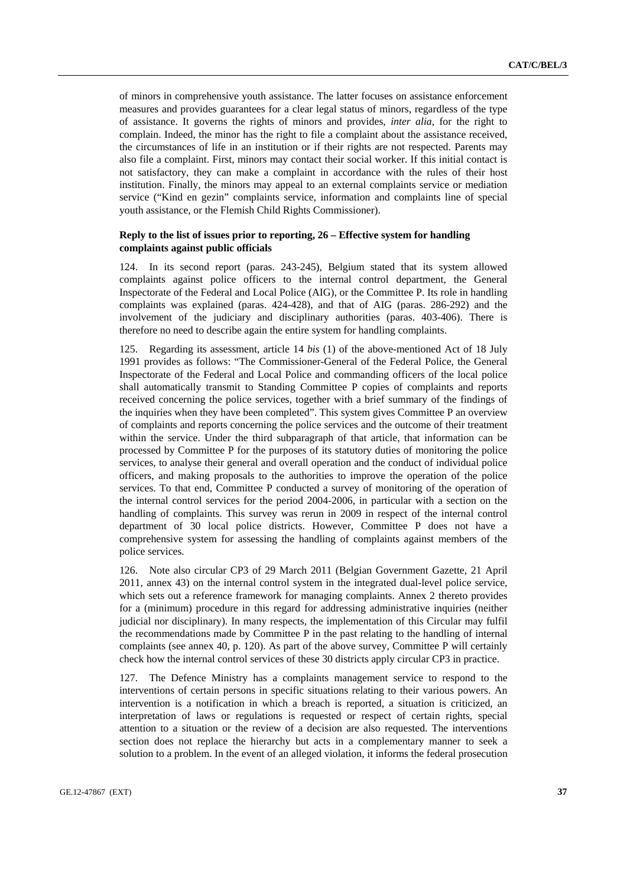of minors in comprehensive youth assistance. The latter focuses on assistance enforcement measures and provides guarantees for a clear legal status of minors, regardless of the type of assistance. It governs the rights of minors and provides, *inter alia*, for the right to complain. Indeed, the minor has the right to file a complaint about the assistance received, the circumstances of life in an institution or if their rights are not respected. Parents may also file a complaint. First, minors may contact their social worker. If this initial contact is not satisfactory, they can make a complaint in accordance with the rules of their host institution. Finally, the minors may appeal to an external complaints service or mediation service ("Kind en gezin" complaints service, information and complaints line of special youth assistance, or the Flemish Child Rights Commissioner).

### Reply to the list of issues prior to reporting, 26 – Effective system for handling complaints against public officials

124. In its second report (paras. 243-245), Belgium stated that its system allowed complaints against police officers to the internal control department, the General Inspectorate of the Federal and Local Police (AIG), or the Committee P. Its role in handling complaints was explained (paras. 424-428), and that of AIG (paras. 286-292) and the involvement of the judiciary and disciplinary authorities (paras. 403-406). There is therefore no need to describe again the entire system for handling complaints.

125. Regarding its assessment, article 14 *bis* (1) of the above-mentioned Act of 18 July 1991 provides as follows: "The Commissioner-General of the Federal Police, the General Inspectorate of the Federal and Local Police and commanding officers of the local police shall automatically transmit to Standing Committee P copies of complaints and reports received concerning the police services, together with a brief summary of the findings of the inquiries when they have been completed". This system gives Committee P an overview of complaints and reports concerning the police services and the outcome of their treatment within the service. Under the third subparagraph of that article, that information can be processed by Committee P for the purposes of its statutory duties of monitoring the police services, to analyse their general and overall operation and the conduct of individual police officers, and making proposals to the authorities to improve the operation of the police services. To that end, Committee P conducted a survey of monitoring of the operation of the internal control services for the period 2004-2006, in particular with a section on the handling of complaints. This survey was rerun in 2009 in respect of the internal control department of 30 local police districts. However, Committee P does not have a comprehensive system for assessing the handling of complaints against members of the police services.

126. Note also circular CP3 of 29 March 2011 (Belgian Government Gazette, 21 April 2011, annex 43) on the internal control system in the integrated dual-level police service, which sets out a reference framework for managing complaints. Annex 2 thereto provides for a (minimum) procedure in this regard for addressing administrative inquiries (neither judicial nor disciplinary). In many respects, the implementation of this Circular may fulfil the recommendations made by Committee P in the past relating to the handling of internal complaints (see annex 40, p. 120). As part of the above survey, Committee P will certainly check how the internal control services of these 30 districts apply circular CP3 in practice.

127. The Defence Ministry has a complaints management service to respond to the interventions of certain persons in specific situations relating to their various powers. An intervention is a notification in which a breach is reported, a situation is criticized, an interpretation of laws or regulations is requested or respect of certain rights, special attention to a situation or the review of a decision are also requested. The interventions section does not replace the hierarchy but acts in a complementary manner to seek a solution to a problem. In the event of an alleged violation, it informs the federal prosecution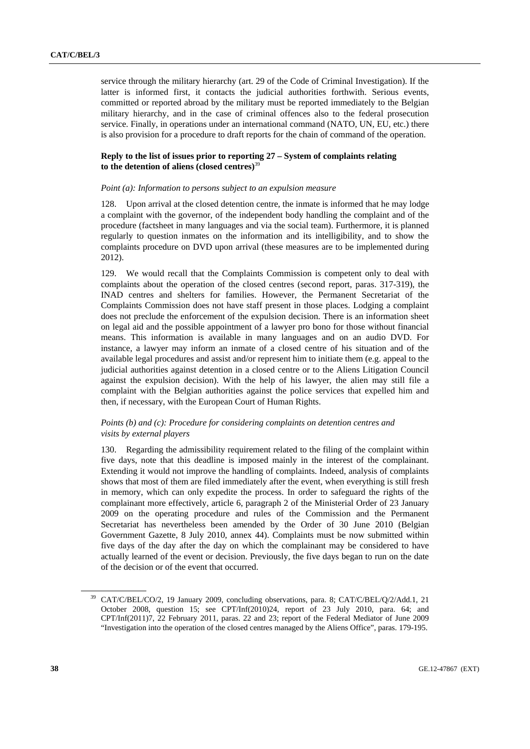service through the military hierarchy (art. 29 of the Code of Criminal Investigation). If the latter is informed first, it contacts the judicial authorities forthwith. Serious events, committed or reported abroad by the military must be reported immediately to the Belgian military hierarchy, and in the case of criminal offences also to the federal prosecution service. Finally, in operations under an international command (NATO, UN, EU, etc.) there is also provision for a procedure to draft reports for the chain of command of the operation.

### Reply to the list of issues prior to reporting 27 – System of complaints relating to the detention of aliens (closed centres)[39]

*Point (a): Information to persons subject to an expulsion measure*

128. Upon arrival at the closed detention centre, the inmate is informed that he may lodge a complaint with the governor, of the independent body handling the complaint and of the procedure (factsheet in many languages and via the social team). Furthermore, it is planned regularly to question inmates on the information and its intelligibility, and to show the complaints procedure on DVD upon arrival (these measures are to be implemented during 2012).

129. We would recall that the Complaints Commission is competent only to deal with complaints about the operation of the closed centres (second report, paras. 317-319), the INAD centres and shelters for families. However, the Permanent Secretariat of the Complaints Commission does not have staff present in those places. Lodging a complaint does not preclude the enforcement of the expulsion decision. There is an information sheet on legal aid and the possible appointment of a lawyer pro bono for those without financial means. This information is available in many languages and on an audio DVD. For instance, a lawyer may inform an inmate of a closed centre of his situation and of the available legal procedures and assist and/or represent him to initiate them (e.g. appeal to the judicial authorities against detention in a closed centre or to the Aliens Litigation Council against the expulsion decision). With the help of his lawyer, the alien may still file a complaint with the Belgian authorities against the police services that expelled him and then, if necessary, with the European Court of Human Rights.

*Points (b) and (c): Procedure for considering complaints on detention centres and visits by external players*

130. Regarding the admissibility requirement related to the filing of the complaint within five days, note that this deadline is imposed mainly in the interest of the complainant. Extending it would not improve the handling of complaints. Indeed, analysis of complaints shows that most of them are filed immediately after the event, when everything is still fresh in memory, which can only expedite the process. In order to safeguard the rights of the complainant more effectively, article 6, paragraph 2 of the Ministerial Order of 23 January 2009 on the operating procedure and rules of the Commission and the Permanent Secretariat has nevertheless been amended by the Order of 30 June 2010 (Belgian Government Gazette, 8 July 2010, annex 44). Complaints must be now submitted within five days of the day after the day on which the complainant may be considered to have actually learned of the event or decision. Previously, the five days began to run on the date of the decision or of the event that occurred.

[39] CAT/C/BEL/CO/2, 19 January 2009, concluding observations, para. 8; CAT/C/BEL/Q/2/Add.1, 21 October 2008, question 15; see CPT/Inf(2010)24, report of 23 July 2010, para. 64; and CPT/Inf(2011)7, 22 February 2011, paras. 22 and 23; report of the Federal Mediator of June 2009 "Investigation into the operation of the closed centres managed by the Aliens Office", paras. 179-195.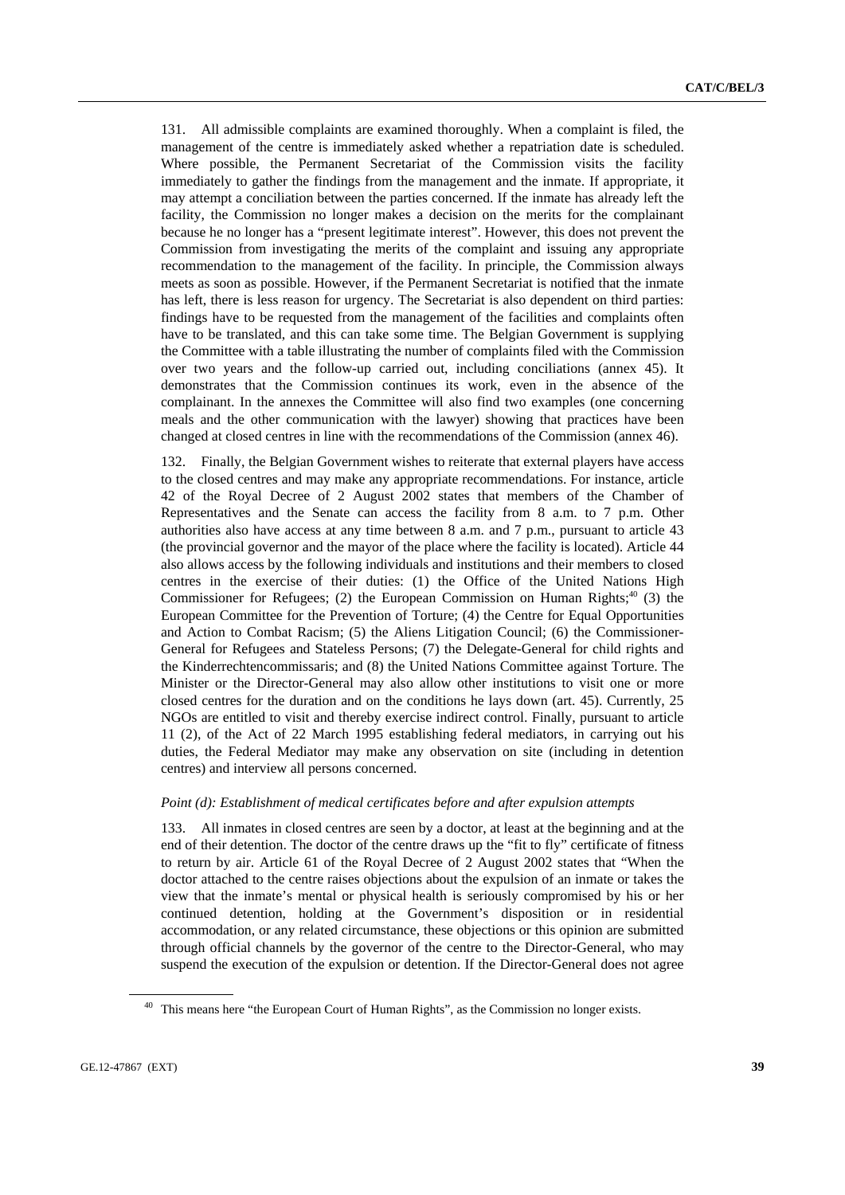131. All admissible complaints are examined thoroughly. When a complaint is filed, the management of the centre is immediately asked whether a repatriation date is scheduled. Where possible, the Permanent Secretariat of the Commission visits the facility immediately to gather the findings from the management and the inmate. If appropriate, it may attempt a conciliation between the parties concerned. If the inmate has already left the facility, the Commission no longer makes a decision on the merits for the complainant because he no longer has a "present legitimate interest". However, this does not prevent the Commission from investigating the merits of the complaint and issuing any appropriate recommendation to the management of the facility. In principle, the Commission always meets as soon as possible. However, if the Permanent Secretariat is notified that the inmate has left, there is less reason for urgency. The Secretariat is also dependent on third parties: findings have to be requested from the management of the facilities and complaints often have to be translated, and this can take some time. The Belgian Government is supplying the Committee with a table illustrating the number of complaints filed with the Commission over two years and the follow-up carried out, including conciliations (annex 45). It demonstrates that the Commission continues its work, even in the absence of the complainant. In the annexes the Committee will also find two examples (one concerning meals and the other communication with the lawyer) showing that practices have been changed at closed centres in line with the recommendations of the Commission (annex 46).

132. Finally, the Belgian Government wishes to reiterate that external players have access to the closed centres and may make any appropriate recommendations. For instance, article 42 of the Royal Decree of 2 August 2002 states that members of the Chamber of Representatives and the Senate can access the facility from 8 a.m. to 7 p.m. Other authorities also have access at any time between 8 a.m. and 7 p.m., pursuant to article 43 (the provincial governor and the mayor of the place where the facility is located). Article 44 also allows access by the following individuals and institutions and their members to closed centres in the exercise of their duties: (1) the Office of the United Nations High Commissioner for Refugees; (2) the European Commission on Human Rights;[40] (3) the European Committee for the Prevention of Torture; (4) the Centre for Equal Opportunities and Action to Combat Racism; (5) the Aliens Litigation Council; (6) the Commissioner-General for Refugees and Stateless Persons; (7) the Delegate-General for child rights and the Kinderrechtencommissaris; and (8) the United Nations Committee against Torture. The Minister or the Director-General may also allow other institutions to visit one or more closed centres for the duration and on the conditions he lays down (art. 45). Currently, 25 NGOs are entitled to visit and thereby exercise indirect control. Finally, pursuant to article 11 (2), of the Act of 22 March 1995 establishing federal mediators, in carrying out his duties, the Federal Mediator may make any observation on site (including in detention centres) and interview all persons concerned.

*Point (d): Establishment of medical certificates before and after expulsion attempts*

133. All inmates in closed centres are seen by a doctor, at least at the beginning and at the end of their detention. The doctor of the centre draws up the "fit to fly" certificate of fitness to return by air. Article 61 of the Royal Decree of 2 August 2002 states that "When the doctor attached to the centre raises objections about the expulsion of an inmate or takes the view that the inmate's mental or physical health is seriously compromised by his or her continued detention, holding at the Government's disposition or in residential accommodation, or any related circumstance, these objections or this opinion are submitted through official channels by the governor of the centre to the Director-General, who may suspend the execution of the expulsion or detention. If the Director-General does not agree

[40] This means here "the European Court of Human Rights", as the Commission no longer exists.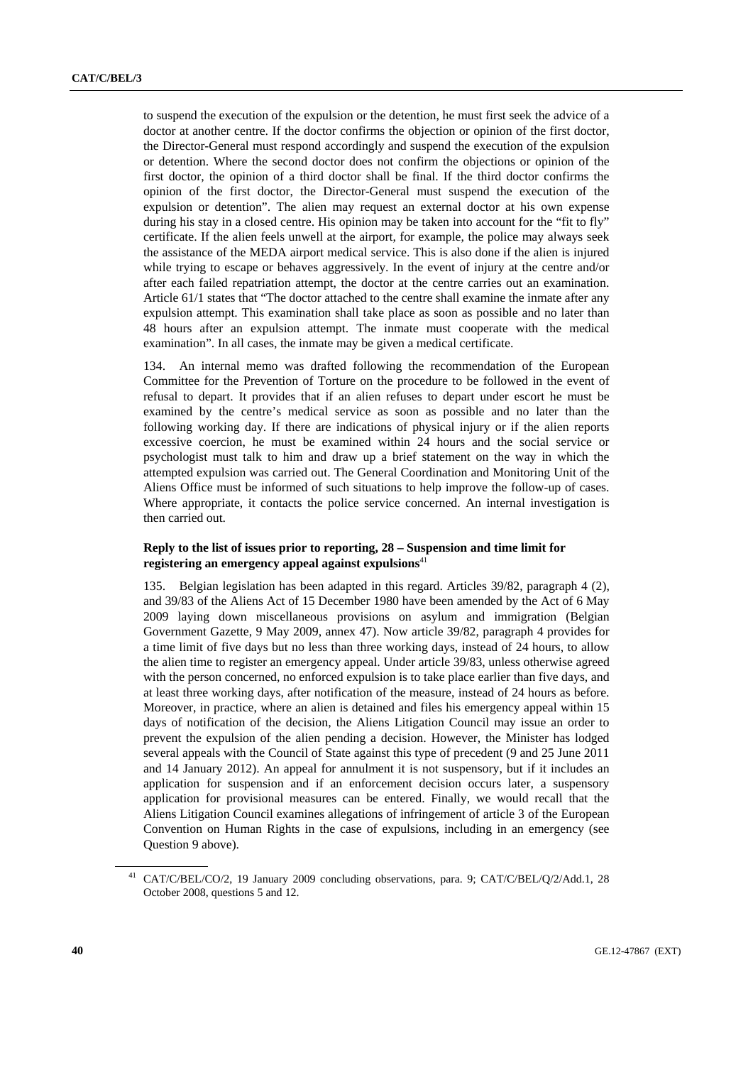to suspend the execution of the expulsion or the detention, he must first seek the advice of a doctor at another centre. If the doctor confirms the objection or opinion of the first doctor, the Director-General must respond accordingly and suspend the execution of the expulsion or detention. Where the second doctor does not confirm the objections or opinion of the first doctor, the opinion of a third doctor shall be final. If the third doctor confirms the opinion of the first doctor, the Director-General must suspend the execution of the expulsion or detention". The alien may request an external doctor at his own expense during his stay in a closed centre. His opinion may be taken into account for the "fit to fly" certificate. If the alien feels unwell at the airport, for example, the police may always seek the assistance of the MEDA airport medical service. This is also done if the alien is injured while trying to escape or behaves aggressively. In the event of injury at the centre and/or after each failed repatriation attempt, the doctor at the centre carries out an examination. Article 61/1 states that "The doctor attached to the centre shall examine the inmate after any expulsion attempt. This examination shall take place as soon as possible and no later than 48 hours after an expulsion attempt. The inmate must cooperate with the medical examination". In all cases, the inmate may be given a medical certificate.

134. An internal memo was drafted following the recommendation of the European Committee for the Prevention of Torture on the procedure to be followed in the event of refusal to depart. It provides that if an alien refuses to depart under escort he must be examined by the centre's medical service as soon as possible and no later than the following working day. If there are indications of physical injury or if the alien reports excessive coercion, he must be examined within 24 hours and the social service or psychologist must talk to him and draw up a brief statement on the way in which the attempted expulsion was carried out. The General Coordination and Monitoring Unit of the Aliens Office must be informed of such situations to help improve the follow-up of cases. Where appropriate, it contacts the police service concerned. An internal investigation is then carried out.

### Reply to the list of issues prior to reporting, 28 – Suspension and time limit for registering an emergency appeal against expulsions[41]

135. Belgian legislation has been adapted in this regard. Articles 39/82, paragraph 4 (2), and 39/83 of the Aliens Act of 15 December 1980 have been amended by the Act of 6 May 2009 laying down miscellaneous provisions on asylum and immigration (Belgian Government Gazette, 9 May 2009, annex 47). Now article 39/82, paragraph 4 provides for a time limit of five days but no less than three working days, instead of 24 hours, to allow the alien time to register an emergency appeal. Under article 39/83, unless otherwise agreed with the person concerned, no enforced expulsion is to take place earlier than five days, and at least three working days, after notification of the measure, instead of 24 hours as before. Moreover, in practice, where an alien is detained and files his emergency appeal within 15 days of notification of the decision, the Aliens Litigation Council may issue an order to prevent the expulsion of the alien pending a decision. However, the Minister has lodged several appeals with the Council of State against this type of precedent (9 and 25 June 2011 and 14 January 2012). An appeal for annulment it is not suspensory, but if it includes an application for suspension and if an enforcement decision occurs later, a suspensory application for provisional measures can be entered. Finally, we would recall that the Aliens Litigation Council examines allegations of infringement of article 3 of the European Convention on Human Rights in the case of expulsions, including in an emergency (see Question 9 above).

[41] CAT/C/BEL/CO/2, 19 January 2009 concluding observations, para. 9; CAT/C/BEL/Q/2/Add.1, 28 October 2008, questions 5 and 12.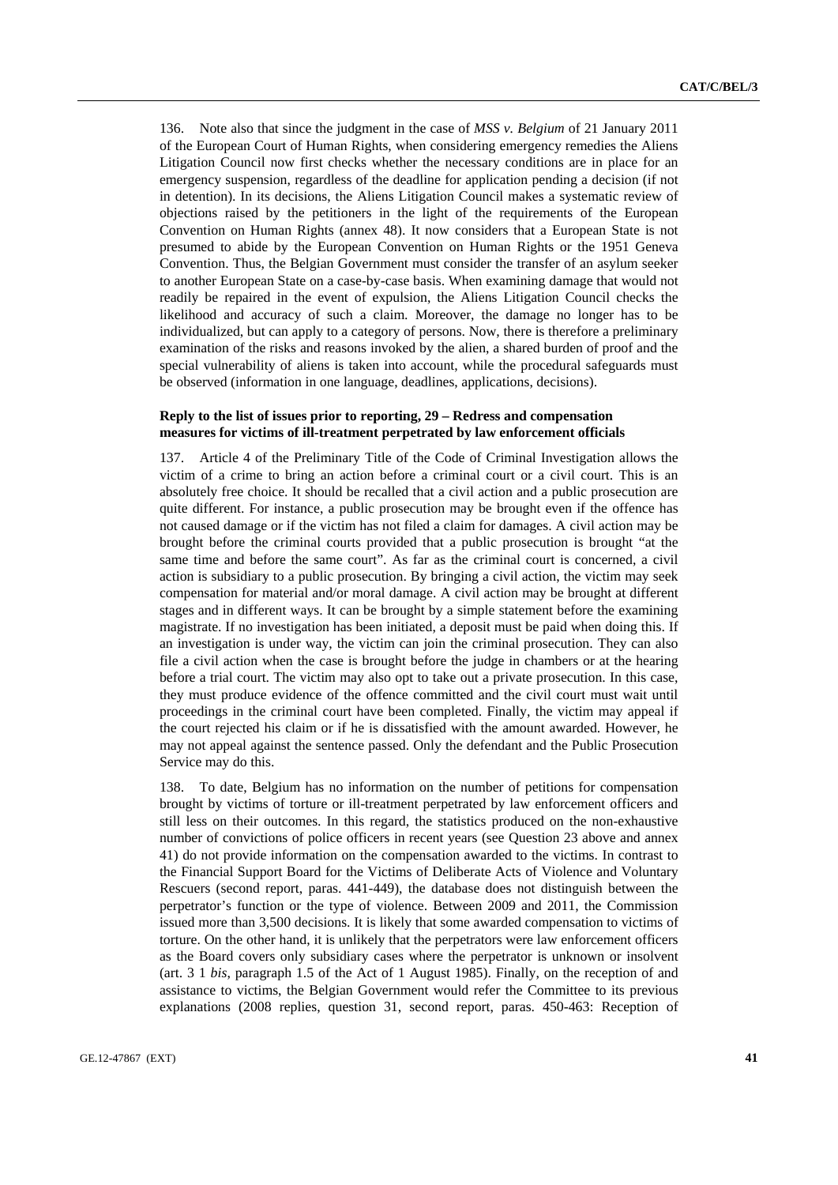136. Note also that since the judgment in the case of *MSS v. Belgium* of 21 January 2011 of the European Court of Human Rights, when considering emergency remedies the Aliens Litigation Council now first checks whether the necessary conditions are in place for an emergency suspension, regardless of the deadline for application pending a decision (if not in detention). In its decisions, the Aliens Litigation Council makes a systematic review of objections raised by the petitioners in the light of the requirements of the European Convention on Human Rights (annex 48). It now considers that a European State is not presumed to abide by the European Convention on Human Rights or the 1951 Geneva Convention. Thus, the Belgian Government must consider the transfer of an asylum seeker to another European State on a case-by-case basis. When examining damage that would not readily be repaired in the event of expulsion, the Aliens Litigation Council checks the likelihood and accuracy of such a claim. Moreover, the damage no longer has to be individualized, but can apply to a category of persons. Now, there is therefore a preliminary examination of the risks and reasons invoked by the alien, a shared burden of proof and the special vulnerability of aliens is taken into account, while the procedural safeguards must be observed (information in one language, deadlines, applications, decisions).

### Reply to the list of issues prior to reporting, 29 – Redress and compensation measures for victims of ill-treatment perpetrated by law enforcement officials

137. Article 4 of the Preliminary Title of the Code of Criminal Investigation allows the victim of a crime to bring an action before a criminal court or a civil court. This is an absolutely free choice. It should be recalled that a civil action and a public prosecution are quite different. For instance, a public prosecution may be brought even if the offence has not caused damage or if the victim has not filed a claim for damages. A civil action may be brought before the criminal courts provided that a public prosecution is brought "at the same time and before the same court". As far as the criminal court is concerned, a civil action is subsidiary to a public prosecution. By bringing a civil action, the victim may seek compensation for material and/or moral damage. A civil action may be brought at different stages and in different ways. It can be brought by a simple statement before the examining magistrate. If no investigation has been initiated, a deposit must be paid when doing this. If an investigation is under way, the victim can join the criminal prosecution. They can also file a civil action when the case is brought before the judge in chambers or at the hearing before a trial court. The victim may also opt to take out a private prosecution. In this case, they must produce evidence of the offence committed and the civil court must wait until proceedings in the criminal court have been completed. Finally, the victim may appeal if the court rejected his claim or if he is dissatisfied with the amount awarded. However, he may not appeal against the sentence passed. Only the defendant and the Public Prosecution Service may do this.

138. To date, Belgium has no information on the number of petitions for compensation brought by victims of torture or ill-treatment perpetrated by law enforcement officers and still less on their outcomes. In this regard, the statistics produced on the non-exhaustive number of convictions of police officers in recent years (see Question 23 above and annex 41) do not provide information on the compensation awarded to the victims. In contrast to the Financial Support Board for the Victims of Deliberate Acts of Violence and Voluntary Rescuers (second report, paras. 441-449), the database does not distinguish between the perpetrator's function or the type of violence. Between 2009 and 2011, the Commission issued more than 3,500 decisions. It is likely that some awarded compensation to victims of torture. On the other hand, it is unlikely that the perpetrators were law enforcement officers as the Board covers only subsidiary cases where the perpetrator is unknown or insolvent (art. 3 1 *bis*, paragraph 1.5 of the Act of 1 August 1985). Finally, on the reception of and assistance to victims, the Belgian Government would refer the Committee to its previous explanations (2008 replies, question 31, second report, paras. 450-463: Reception of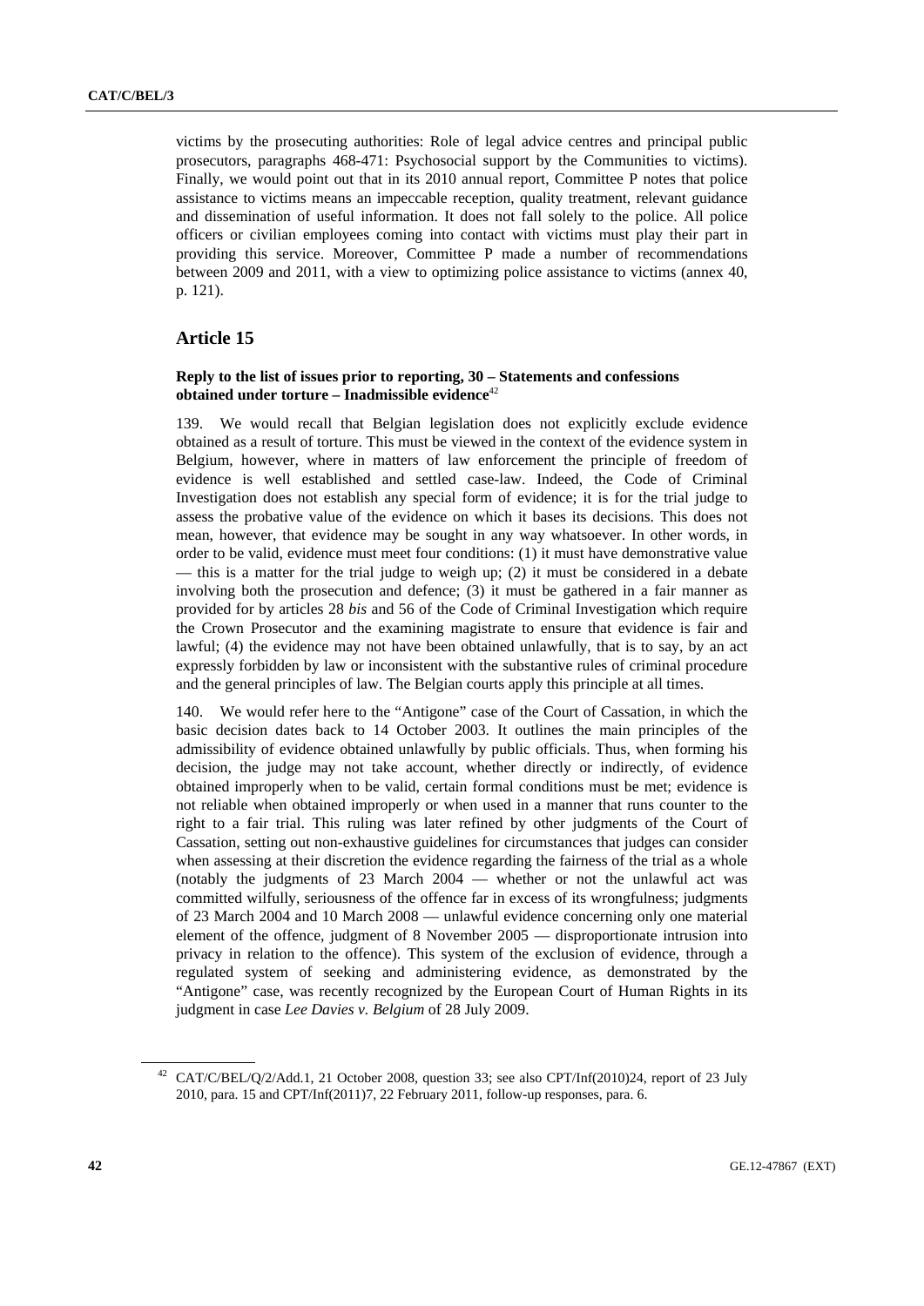victims by the prosecuting authorities: Role of legal advice centres and principal public prosecutors, paragraphs 468-471: Psychosocial support by the Communities to victims). Finally, we would point out that in its 2010 annual report, Committee P notes that police assistance to victims means an impeccable reception, quality treatment, relevant guidance and dissemination of useful information. It does not fall solely to the police. All police officers or civilian employees coming into contact with victims must play their part in providing this service. Moreover, Committee P made a number of recommendations between 2009 and 2011, with a view to optimizing police assistance to victims (annex 40, p. 121).

## Article 15

### Reply to the list of issues prior to reporting, 30 – Statements and confessions obtained under torture – Inadmissible evidence[42]

139. We would recall that Belgian legislation does not explicitly exclude evidence obtained as a result of torture. This must be viewed in the context of the evidence system in Belgium, however, where in matters of law enforcement the principle of freedom of evidence is well established and settled case-law. Indeed, the Code of Criminal Investigation does not establish any special form of evidence; it is for the trial judge to assess the probative value of the evidence on which it bases its decisions. This does not mean, however, that evidence may be sought in any way whatsoever. In other words, in order to be valid, evidence must meet four conditions: (1) it must have demonstrative value — this is a matter for the trial judge to weigh up; (2) it must be considered in a debate involving both the prosecution and defence; (3) it must be gathered in a fair manner as provided for by articles 28 *bis* and 56 of the Code of Criminal Investigation which require the Crown Prosecutor and the examining magistrate to ensure that evidence is fair and lawful; (4) the evidence may not have been obtained unlawfully, that is to say, by an act expressly forbidden by law or inconsistent with the substantive rules of criminal procedure and the general principles of law. The Belgian courts apply this principle at all times.

140. We would refer here to the "Antigone" case of the Court of Cassation, in which the basic decision dates back to 14 October 2003. It outlines the main principles of the admissibility of evidence obtained unlawfully by public officials. Thus, when forming his decision, the judge may not take account, whether directly or indirectly, of evidence obtained improperly when to be valid, certain formal conditions must be met; evidence is not reliable when obtained improperly or when used in a manner that runs counter to the right to a fair trial. This ruling was later refined by other judgments of the Court of Cassation, setting out non-exhaustive guidelines for circumstances that judges can consider when assessing at their discretion the evidence regarding the fairness of the trial as a whole (notably the judgments of 23 March 2004 — whether or not the unlawful act was committed wilfully, seriousness of the offence far in excess of its wrongfulness; judgments of 23 March 2004 and 10 March 2008 — unlawful evidence concerning only one material element of the offence, judgment of 8 November 2005 — disproportionate intrusion into privacy in relation to the offence). This system of the exclusion of evidence, through a regulated system of seeking and administering evidence, as demonstrated by the "Antigone" case, was recently recognized by the European Court of Human Rights in its judgment in case *Lee Davies v. Belgium* of 28 July 2009.

[42] CAT/C/BEL/Q/2/Add.1, 21 October 2008, question 33; see also CPT/Inf(2010)24, report of 23 July 2010, para. 15 and CPT/Inf(2011)7, 22 February 2011, follow-up responses, para. 6.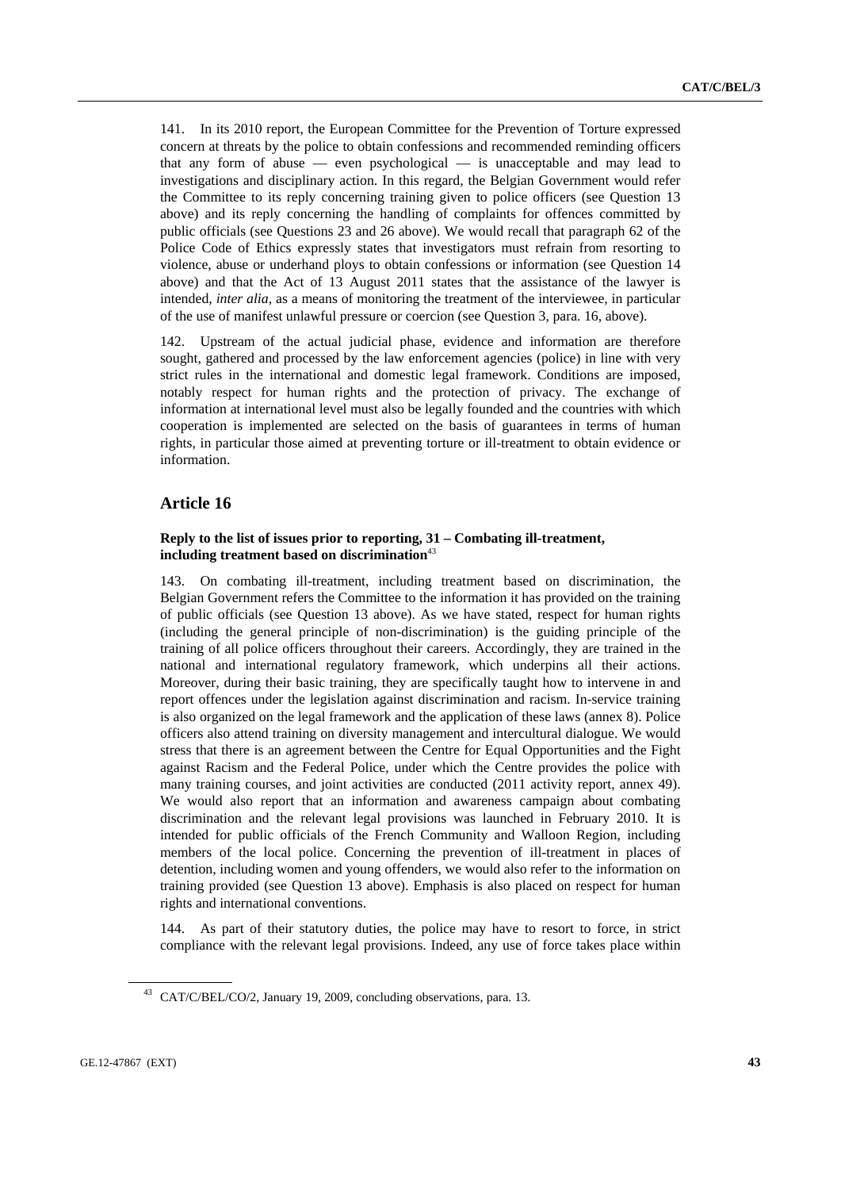141. In its 2010 report, the European Committee for the Prevention of Torture expressed concern at threats by the police to obtain confessions and recommended reminding officers that any form of abuse — even psychological — is unacceptable and may lead to investigations and disciplinary action. In this regard, the Belgian Government would refer the Committee to its reply concerning training given to police officers (see Question 13 above) and its reply concerning the handling of complaints for offences committed by public officials (see Questions 23 and 26 above). We would recall that paragraph 62 of the Police Code of Ethics expressly states that investigators must refrain from resorting to violence, abuse or underhand ploys to obtain confessions or information (see Question 14 above) and that the Act of 13 August 2011 states that the assistance of the lawyer is intended, *inter alia*, as a means of monitoring the treatment of the interviewee, in particular of the use of manifest unlawful pressure or coercion (see Question 3, para. 16, above).

142. Upstream of the actual judicial phase, evidence and information are therefore sought, gathered and processed by the law enforcement agencies (police) in line with very strict rules in the international and domestic legal framework. Conditions are imposed, notably respect for human rights and the protection of privacy. The exchange of information at international level must also be legally founded and the countries with which cooperation is implemented are selected on the basis of guarantees in terms of human rights, in particular those aimed at preventing torture or ill-treatment to obtain evidence or information.

## Article 16

### Reply to the list of issues prior to reporting, 31 – Combating ill-treatment, including treatment based on discrimination[43]

143. On combating ill-treatment, including treatment based on discrimination, the Belgian Government refers the Committee to the information it has provided on the training of public officials (see Question 13 above). As we have stated, respect for human rights (including the general principle of non-discrimination) is the guiding principle of the training of all police officers throughout their careers. Accordingly, they are trained in the national and international regulatory framework, which underpins all their actions. Moreover, during their basic training, they are specifically taught how to intervene in and report offences under the legislation against discrimination and racism. In-service training is also organized on the legal framework and the application of these laws (annex 8). Police officers also attend training on diversity management and intercultural dialogue. We would stress that there is an agreement between the Centre for Equal Opportunities and the Fight against Racism and the Federal Police, under which the Centre provides the police with many training courses, and joint activities are conducted (2011 activity report, annex 49). We would also report that an information and awareness campaign about combating discrimination and the relevant legal provisions was launched in February 2010. It is intended for public officials of the French Community and Walloon Region, including members of the local police. Concerning the prevention of ill-treatment in places of detention, including women and young offenders, we would also refer to the information on training provided (see Question 13 above). Emphasis is also placed on respect for human rights and international conventions.

144. As part of their statutory duties, the police may have to resort to force, in strict compliance with the relevant legal provisions. Indeed, any use of force takes place within

[43] CAT/C/BEL/CO/2, January 19, 2009, concluding observations, para. 13.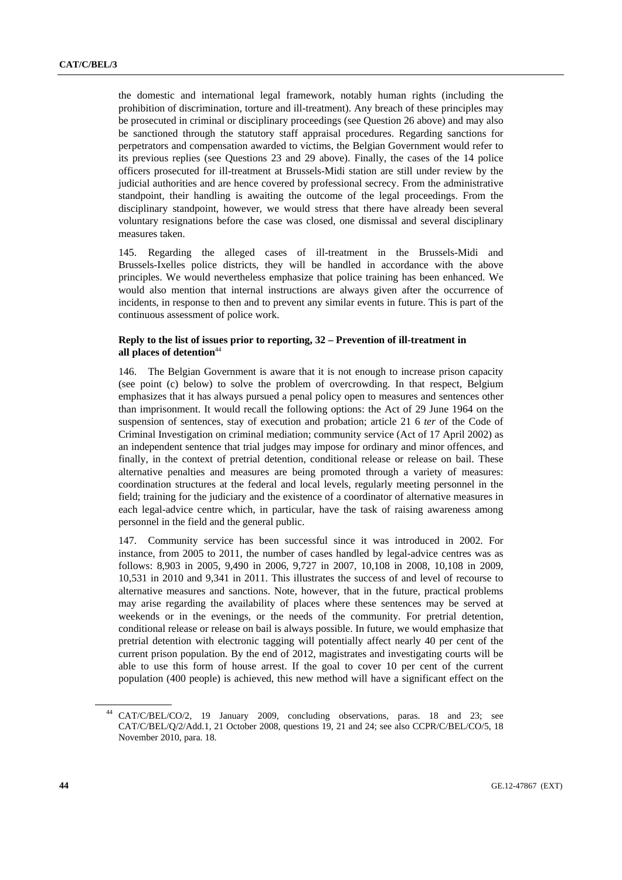the domestic and international legal framework, notably human rights (including the prohibition of discrimination, torture and ill-treatment). Any breach of these principles may be prosecuted in criminal or disciplinary proceedings (see Question 26 above) and may also be sanctioned through the statutory staff appraisal procedures. Regarding sanctions for perpetrators and compensation awarded to victims, the Belgian Government would refer to its previous replies (see Questions 23 and 29 above). Finally, the cases of the 14 police officers prosecuted for ill-treatment at Brussels-Midi station are still under review by the judicial authorities and are hence covered by professional secrecy. From the administrative standpoint, their handling is awaiting the outcome of the legal proceedings. From the disciplinary standpoint, however, we would stress that there have already been several voluntary resignations before the case was closed, one dismissal and several disciplinary measures taken.

145. Regarding the alleged cases of ill-treatment in the Brussels-Midi and Brussels-Ixelles police districts, they will be handled in accordance with the above principles. We would nevertheless emphasize that police training has been enhanced. We would also mention that internal instructions are always given after the occurrence of incidents, in response to then and to prevent any similar events in future. This is part of the continuous assessment of police work.

### Reply to the list of issues prior to reporting, 32 – Prevention of ill-treatment in all places of detention[44]

146. The Belgian Government is aware that it is not enough to increase prison capacity (see point (c) below) to solve the problem of overcrowding. In that respect, Belgium emphasizes that it has always pursued a penal policy open to measures and sentences other than imprisonment. It would recall the following options: the Act of 29 June 1964 on the suspension of sentences, stay of execution and probation; article 21 6 *ter* of the Code of Criminal Investigation on criminal mediation; community service (Act of 17 April 2002) as an independent sentence that trial judges may impose for ordinary and minor offences, and finally, in the context of pretrial detention, conditional release or release on bail. These alternative penalties and measures are being promoted through a variety of measures: coordination structures at the federal and local levels, regularly meeting personnel in the field; training for the judiciary and the existence of a coordinator of alternative measures in each legal-advice centre which, in particular, have the task of raising awareness among personnel in the field and the general public.

147. Community service has been successful since it was introduced in 2002. For instance, from 2005 to 2011, the number of cases handled by legal-advice centres was as follows: 8,903 in 2005, 9,490 in 2006, 9,727 in 2007, 10,108 in 2008, 10,108 in 2009, 10,531 in 2010 and 9,341 in 2011. This illustrates the success of and level of recourse to alternative measures and sanctions. Note, however, that in the future, practical problems may arise regarding the availability of places where these sentences may be served at weekends or in the evenings, or the needs of the community. For pretrial detention, conditional release or release on bail is always possible. In future, we would emphasize that pretrial detention with electronic tagging will potentially affect nearly 40 per cent of the current prison population. By the end of 2012, magistrates and investigating courts will be able to use this form of house arrest. If the goal to cover 10 per cent of the current population (400 people) is achieved, this new method will have a significant effect on the

[44] CAT/C/BEL/CO/2, 19 January 2009, concluding observations, paras. 18 and 23; see CAT/C/BEL/Q/2/Add.1, 21 October 2008, questions 19, 21 and 24; see also CCPR/C/BEL/CO/5, 18 November 2010, para. 18.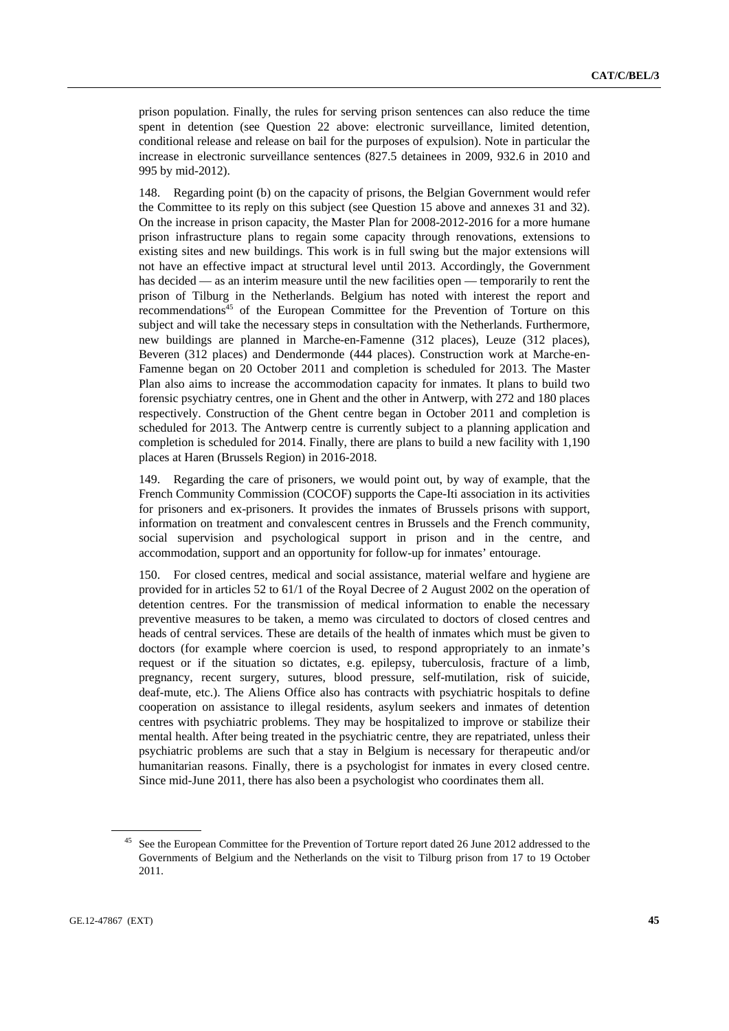prison population. Finally, the rules for serving prison sentences can also reduce the time spent in detention (see Question 22 above: electronic surveillance, limited detention, conditional release and release on bail for the purposes of expulsion). Note in particular the increase in electronic surveillance sentences (827.5 detainees in 2009, 932.6 in 2010 and 995 by mid-2012).

148. Regarding point (b) on the capacity of prisons, the Belgian Government would refer the Committee to its reply on this subject (see Question 15 above and annexes 31 and 32). On the increase in prison capacity, the Master Plan for 2008-2012-2016 for a more humane prison infrastructure plans to regain some capacity through renovations, extensions to existing sites and new buildings. This work is in full swing but the major extensions will not have an effective impact at structural level until 2013. Accordingly, the Government has decided — as an interim measure until the new facilities open — temporarily to rent the prison of Tilburg in the Netherlands. Belgium has noted with interest the report and recommendations[45] of the European Committee for the Prevention of Torture on this subject and will take the necessary steps in consultation with the Netherlands. Furthermore, new buildings are planned in Marche-en-Famenne (312 places), Leuze (312 places), Beveren (312 places) and Dendermonde (444 places). Construction work at Marche-en-Famenne began on 20 October 2011 and completion is scheduled for 2013. The Master Plan also aims to increase the accommodation capacity for inmates. It plans to build two forensic psychiatry centres, one in Ghent and the other in Antwerp, with 272 and 180 places respectively. Construction of the Ghent centre began in October 2011 and completion is scheduled for 2013. The Antwerp centre is currently subject to a planning application and completion is scheduled for 2014. Finally, there are plans to build a new facility with 1,190 places at Haren (Brussels Region) in 2016-2018.

149. Regarding the care of prisoners, we would point out, by way of example, that the French Community Commission (COCOF) supports the Cape-Iti association in its activities for prisoners and ex-prisoners. It provides the inmates of Brussels prisons with support, information on treatment and convalescent centres in Brussels and the French community, social supervision and psychological support in prison and in the centre, and accommodation, support and an opportunity for follow-up for inmates' entourage.

150. For closed centres, medical and social assistance, material welfare and hygiene are provided for in articles 52 to 61/1 of the Royal Decree of 2 August 2002 on the operation of detention centres. For the transmission of medical information to enable the necessary preventive measures to be taken, a memo was circulated to doctors of closed centres and heads of central services. These are details of the health of inmates which must be given to doctors (for example where coercion is used, to respond appropriately to an inmate's request or if the situation so dictates, e.g. epilepsy, tuberculosis, fracture of a limb, pregnancy, recent surgery, sutures, blood pressure, self-mutilation, risk of suicide, deaf-mute, etc.). The Aliens Office also has contracts with psychiatric hospitals to define cooperation on assistance to illegal residents, asylum seekers and inmates of detention centres with psychiatric problems. They may be hospitalized to improve or stabilize their mental health. After being treated in the psychiatric centre, they are repatriated, unless their psychiatric problems are such that a stay in Belgium is necessary for therapeutic and/or humanitarian reasons. Finally, there is a psychologist for inmates in every closed centre. Since mid-June 2011, there has also been a psychologist who coordinates them all.

[45] See the European Committee for the Prevention of Torture report dated 26 June 2012 addressed to the Governments of Belgium and the Netherlands on the visit to Tilburg prison from 17 to 19 October 2011.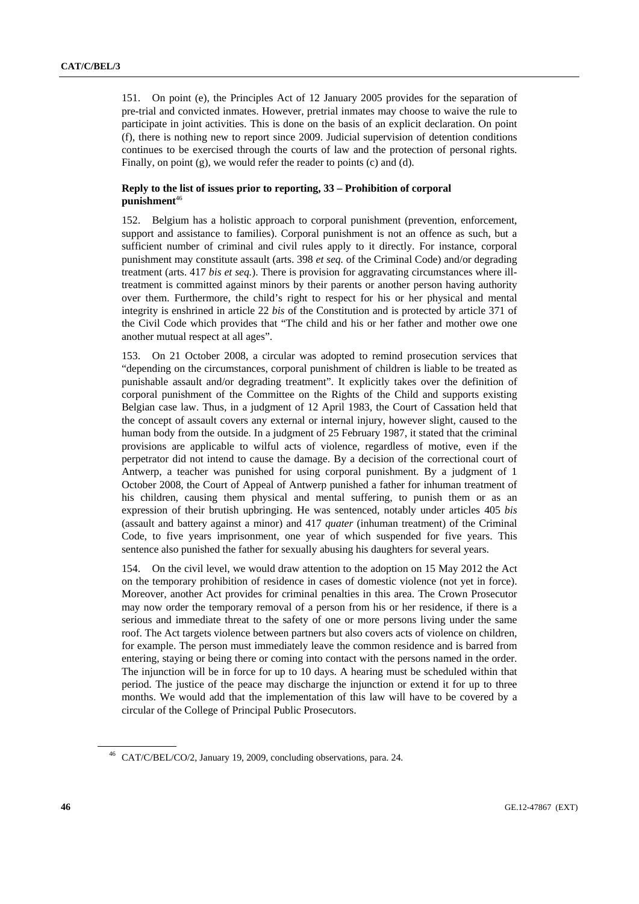151. On point (e), the Principles Act of 12 January 2005 provides for the separation of pre-trial and convicted inmates. However, pretrial inmates may choose to waive the rule to participate in joint activities. This is done on the basis of an explicit declaration. On point (f), there is nothing new to report since 2009. Judicial supervision of detention conditions continues to be exercised through the courts of law and the protection of personal rights. Finally, on point (g), we would refer the reader to points (c) and (d).

### Reply to the list of issues prior to reporting, 33 – Prohibition of corporal punishment[46]

152. Belgium has a holistic approach to corporal punishment (prevention, enforcement, support and assistance to families). Corporal punishment is not an offence as such, but a sufficient number of criminal and civil rules apply to it directly. For instance, corporal punishment may constitute assault (arts. 398 *et seq.* of the Criminal Code) and/or degrading treatment (arts. 417 *bis et seq.*). There is provision for aggravating circumstances where ill-treatment is committed against minors by their parents or another person having authority over them. Furthermore, the child's right to respect for his or her physical and mental integrity is enshrined in article 22 *bis* of the Constitution and is protected by article 371 of the Civil Code which provides that "The child and his or her father and mother owe one another mutual respect at all ages".

153. On 21 October 2008, a circular was adopted to remind prosecution services that "depending on the circumstances, corporal punishment of children is liable to be treated as punishable assault and/or degrading treatment". It explicitly takes over the definition of corporal punishment of the Committee on the Rights of the Child and supports existing Belgian case law. Thus, in a judgment of 12 April 1983, the Court of Cassation held that the concept of assault covers any external or internal injury, however slight, caused to the human body from the outside. In a judgment of 25 February 1987, it stated that the criminal provisions are applicable to wilful acts of violence, regardless of motive, even if the perpetrator did not intend to cause the damage. By a decision of the correctional court of Antwerp, a teacher was punished for using corporal punishment. By a judgment of 1 October 2008, the Court of Appeal of Antwerp punished a father for inhuman treatment of his children, causing them physical and mental suffering, to punish them or as an expression of their brutish upbringing. He was sentenced, notably under articles 405 *bis* (assault and battery against a minor) and 417 *quater* (inhuman treatment) of the Criminal Code, to five years imprisonment, one year of which suspended for five years. This sentence also punished the father for sexually abusing his daughters for several years.

154. On the civil level, we would draw attention to the adoption on 15 May 2012 the Act on the temporary prohibition of residence in cases of domestic violence (not yet in force). Moreover, another Act provides for criminal penalties in this area. The Crown Prosecutor may now order the temporary removal of a person from his or her residence, if there is a serious and immediate threat to the safety of one or more persons living under the same roof. The Act targets violence between partners but also covers acts of violence on children, for example. The person must immediately leave the common residence and is barred from entering, staying or being there or coming into contact with the persons named in the order. The injunction will be in force for up to 10 days. A hearing must be scheduled within that period. The justice of the peace may discharge the injunction or extend it for up to three months. We would add that the implementation of this law will have to be covered by a circular of the College of Principal Public Prosecutors.

[46] CAT/C/BEL/CO/2, January 19, 2009, concluding observations, para. 24.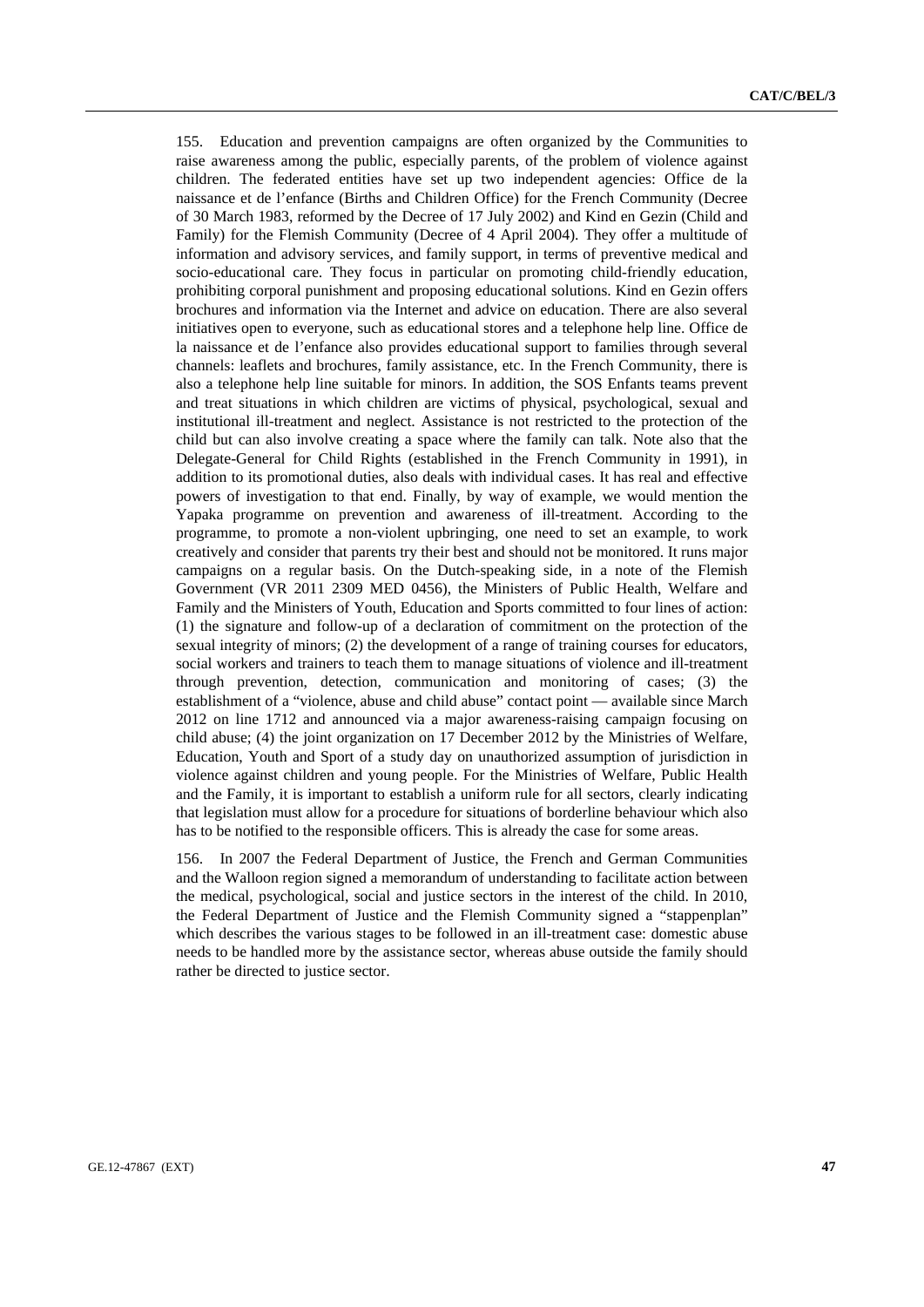155. Education and prevention campaigns are often organized by the Communities to raise awareness among the public, especially parents, of the problem of violence against children. The federated entities have set up two independent agencies: Office de la naissance et de l'enfance (Births and Children Office) for the French Community (Decree of 30 March 1983, reformed by the Decree of 17 July 2002) and Kind en Gezin (Child and Family) for the Flemish Community (Decree of 4 April 2004). They offer a multitude of information and advisory services, and family support, in terms of preventive medical and socio-educational care. They focus in particular on promoting child-friendly education, prohibiting corporal punishment and proposing educational solutions. Kind en Gezin offers brochures and information via the Internet and advice on education. There are also several initiatives open to everyone, such as educational stores and a telephone help line. Office de la naissance et de l'enfance also provides educational support to families through several channels: leaflets and brochures, family assistance, etc. In the French Community, there is also a telephone help line suitable for minors. In addition, the SOS Enfants teams prevent and treat situations in which children are victims of physical, psychological, sexual and institutional ill-treatment and neglect. Assistance is not restricted to the protection of the child but can also involve creating a space where the family can talk. Note also that the Delegate-General for Child Rights (established in the French Community in 1991), in addition to its promotional duties, also deals with individual cases. It has real and effective powers of investigation to that end. Finally, by way of example, we would mention the Yapaka programme on prevention and awareness of ill-treatment. According to the programme, to promote a non-violent upbringing, one need to set an example, to work creatively and consider that parents try their best and should not be monitored. It runs major campaigns on a regular basis. On the Dutch-speaking side, in a note of the Flemish Government (VR 2011 2309 MED 0456), the Ministers of Public Health, Welfare and Family and the Ministers of Youth, Education and Sports committed to four lines of action: (1) the signature and follow-up of a declaration of commitment on the protection of the sexual integrity of minors; (2) the development of a range of training courses for educators, social workers and trainers to teach them to manage situations of violence and ill-treatment through prevention, detection, communication and monitoring of cases; (3) the establishment of a "violence, abuse and child abuse" contact point — available since March 2012 on line 1712 and announced via a major awareness-raising campaign focusing on child abuse; (4) the joint organization on 17 December 2012 by the Ministries of Welfare, Education, Youth and Sport of a study day on unauthorized assumption of jurisdiction in violence against children and young people. For the Ministries of Welfare, Public Health and the Family, it is important to establish a uniform rule for all sectors, clearly indicating that legislation must allow for a procedure for situations of borderline behaviour which also has to be notified to the responsible officers. This is already the case for some areas.

156. In 2007 the Federal Department of Justice, the French and German Communities and the Walloon region signed a memorandum of understanding to facilitate action between the medical, psychological, social and justice sectors in the interest of the child. In 2010, the Federal Department of Justice and the Flemish Community signed a "stappenplan" which describes the various stages to be followed in an ill-treatment case: domestic abuse needs to be handled more by the assistance sector, whereas abuse outside the family should rather be directed to justice sector.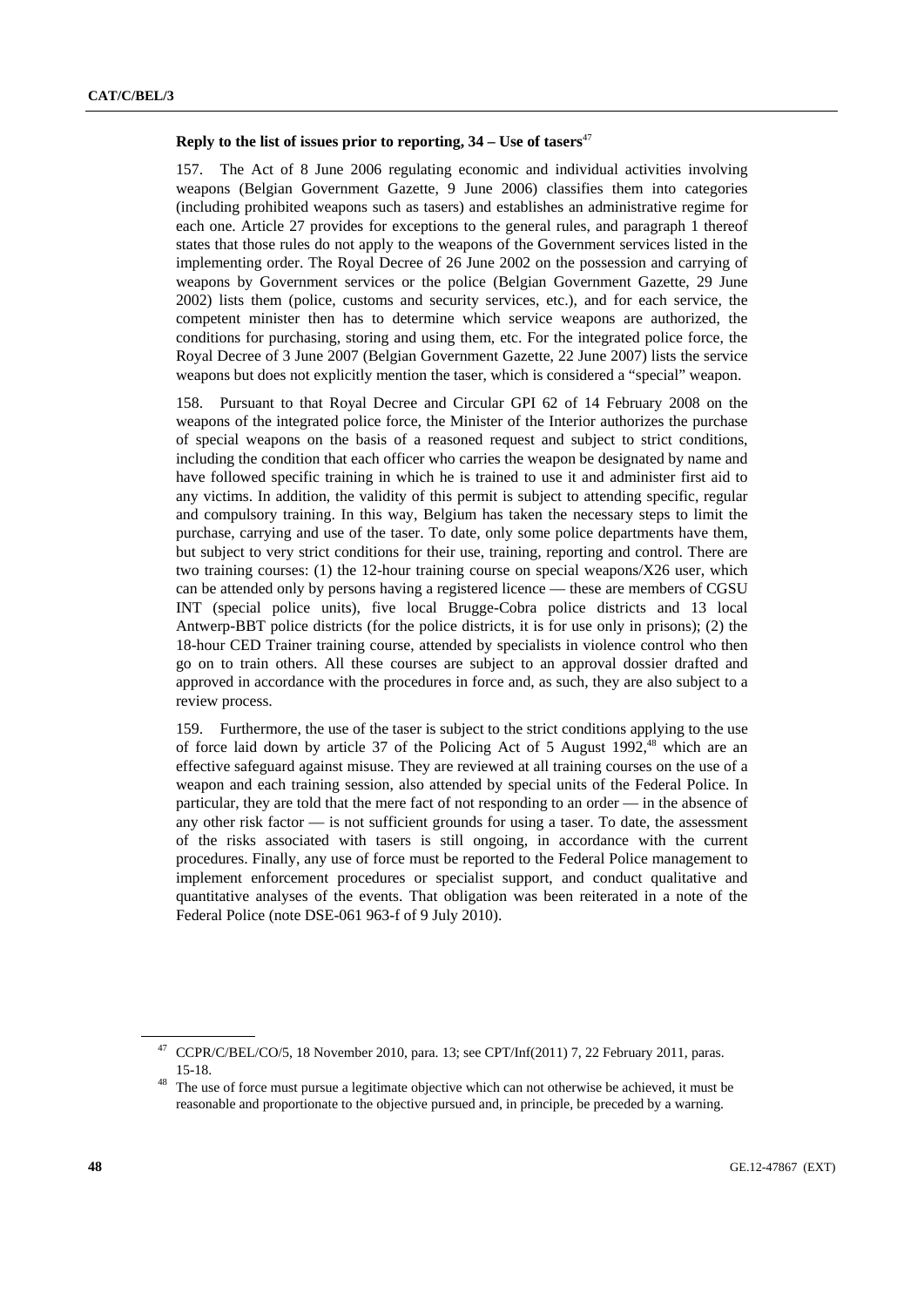### Reply to the list of issues prior to reporting, 34 – Use of tasers[47]

157. The Act of 8 June 2006 regulating economic and individual activities involving weapons (Belgian Government Gazette, 9 June 2006) classifies them into categories (including prohibited weapons such as tasers) and establishes an administrative regime for each one. Article 27 provides for exceptions to the general rules, and paragraph 1 thereof states that those rules do not apply to the weapons of the Government services listed in the implementing order. The Royal Decree of 26 June 2002 on the possession and carrying of weapons by Government services or the police (Belgian Government Gazette, 29 June 2002) lists them (police, customs and security services, etc.), and for each service, the competent minister then has to determine which service weapons are authorized, the conditions for purchasing, storing and using them, etc. For the integrated police force, the Royal Decree of 3 June 2007 (Belgian Government Gazette, 22 June 2007) lists the service weapons but does not explicitly mention the taser, which is considered a "special" weapon.

158. Pursuant to that Royal Decree and Circular GPI 62 of 14 February 2008 on the weapons of the integrated police force, the Minister of the Interior authorizes the purchase of special weapons on the basis of a reasoned request and subject to strict conditions, including the condition that each officer who carries the weapon be designated by name and have followed specific training in which he is trained to use it and administer first aid to any victims. In addition, the validity of this permit is subject to attending specific, regular and compulsory training. In this way, Belgium has taken the necessary steps to limit the purchase, carrying and use of the taser. To date, only some police departments have them, but subject to very strict conditions for their use, training, reporting and control. There are two training courses: (1) the 12-hour training course on special weapons/X26 user, which can be attended only by persons having a registered licence — these are members of CGSU INT (special police units), five local Brugge-Cobra police districts and 13 local Antwerp-BBT police districts (for the police districts, it is for use only in prisons); (2) the 18-hour CED Trainer training course, attended by specialists in violence control who then go on to train others. All these courses are subject to an approval dossier drafted and approved in accordance with the procedures in force and, as such, they are also subject to a review process.

159. Furthermore, the use of the taser is subject to the strict conditions applying to the use of force laid down by article 37 of the Policing Act of 5 August 1992,[48] which are an effective safeguard against misuse. They are reviewed at all training courses on the use of a weapon and each training session, also attended by special units of the Federal Police. In particular, they are told that the mere fact of not responding to an order — in the absence of any other risk factor — is not sufficient grounds for using a taser. To date, the assessment of the risks associated with tasers is still ongoing, in accordance with the current procedures. Finally, any use of force must be reported to the Federal Police management to implement enforcement procedures or specialist support, and conduct qualitative and quantitative analyses of the events. That obligation was been reiterated in a note of the Federal Police (note DSE-061 963-f of 9 July 2010).

---

[47] CCPR/C/BEL/CO/5, 18 November 2010, para. 13; see CPT/Inf(2011) 7, 22 February 2011, paras. 15-18.

[48] The use of force must pursue a legitimate objective which can not otherwise be achieved, it must be reasonable and proportionate to the objective pursued and, in principle, be preceded by a warning.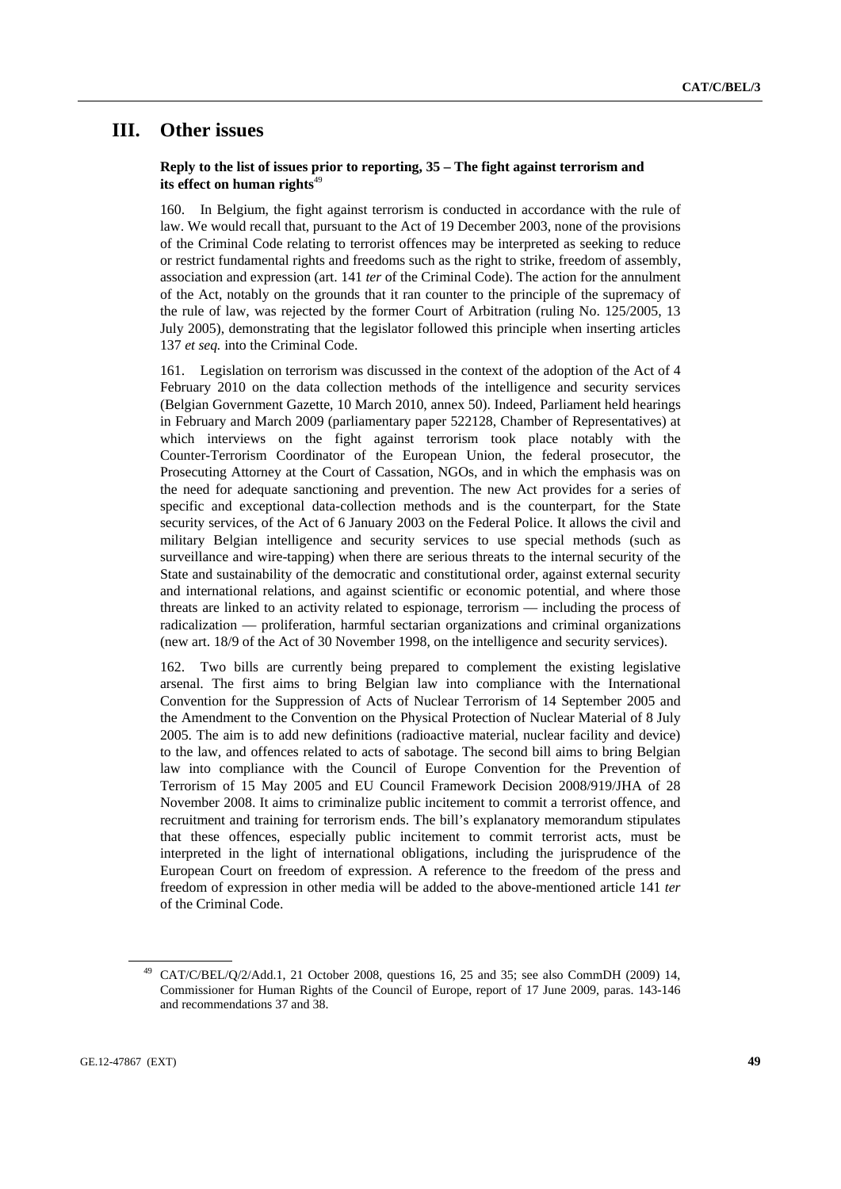# III. Other issues

**Reply to the list of issues prior to reporting, 35 – The fight against terrorism and its effect on human rights**[49]

160. In Belgium, the fight against terrorism is conducted in accordance with the rule of law. We would recall that, pursuant to the Act of 19 December 2003, none of the provisions of the Criminal Code relating to terrorist offences may be interpreted as seeking to reduce or restrict fundamental rights and freedoms such as the right to strike, freedom of assembly, association and expression (art. 141 *ter* of the Criminal Code). The action for the annulment of the Act, notably on the grounds that it ran counter to the principle of the supremacy of the rule of law, was rejected by the former Court of Arbitration (ruling No. 125/2005, 13 July 2005), demonstrating that the legislator followed this principle when inserting articles 137 *et seq.* into the Criminal Code.

161. Legislation on terrorism was discussed in the context of the adoption of the Act of 4 February 2010 on the data collection methods of the intelligence and security services (Belgian Government Gazette, 10 March 2010, annex 50). Indeed, Parliament held hearings in February and March 2009 (parliamentary paper 522128, Chamber of Representatives) at which interviews on the fight against terrorism took place notably with the Counter-Terrorism Coordinator of the European Union, the federal prosecutor, the Prosecuting Attorney at the Court of Cassation, NGOs, and in which the emphasis was on the need for adequate sanctioning and prevention. The new Act provides for a series of specific and exceptional data-collection methods and is the counterpart, for the State security services, of the Act of 6 January 2003 on the Federal Police. It allows the civil and military Belgian intelligence and security services to use special methods (such as surveillance and wire-tapping) when there are serious threats to the internal security of the State and sustainability of the democratic and constitutional order, against external security and international relations, and against scientific or economic potential, and where those threats are linked to an activity related to espionage, terrorism — including the process of radicalization — proliferation, harmful sectarian organizations and criminal organizations (new art. 18/9 of the Act of 30 November 1998, on the intelligence and security services).

162. Two bills are currently being prepared to complement the existing legislative arsenal. The first aims to bring Belgian law into compliance with the International Convention for the Suppression of Acts of Nuclear Terrorism of 14 September 2005 and the Amendment to the Convention on the Physical Protection of Nuclear Material of 8 July 2005. The aim is to add new definitions (radioactive material, nuclear facility and device) to the law, and offences related to acts of sabotage. The second bill aims to bring Belgian law into compliance with the Council of Europe Convention for the Prevention of Terrorism of 15 May 2005 and EU Council Framework Decision 2008/919/JHA of 28 November 2008. It aims to criminalize public incitement to commit a terrorist offence, and recruitment and training for terrorism ends. The bill's explanatory memorandum stipulates that these offences, especially public incitement to commit terrorist acts, must be interpreted in the light of international obligations, including the jurisprudence of the European Court on freedom of expression. A reference to the freedom of the press and freedom of expression in other media will be added to the above-mentioned article 141 *ter* of the Criminal Code.

---

[49] CAT/C/BEL/Q/2/Add.1, 21 October 2008, questions 16, 25 and 35; see also CommDH (2009) 14, Commissioner for Human Rights of the Council of Europe, report of 17 June 2009, paras. 143-146 and recommendations 37 and 38.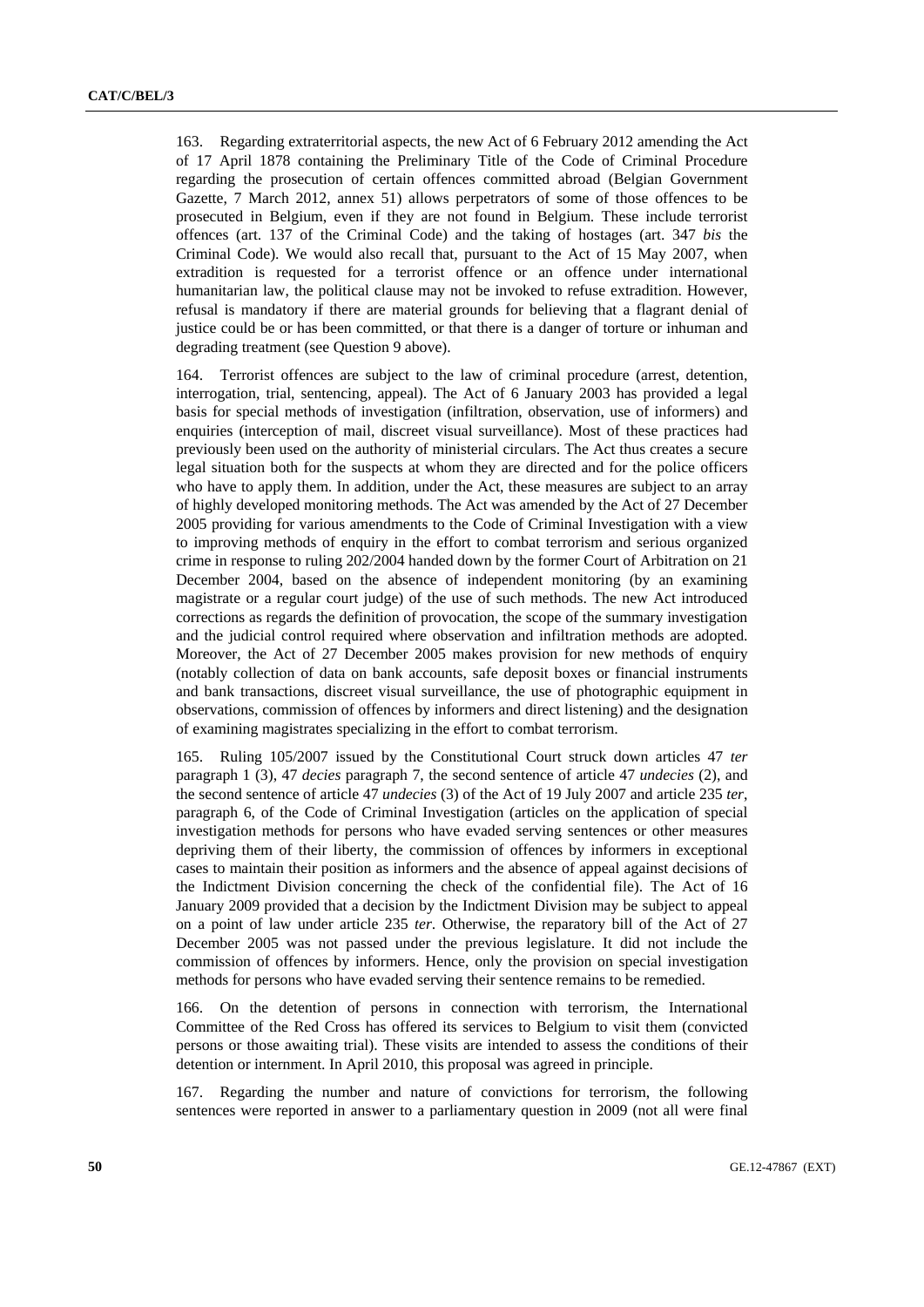163. Regarding extraterritorial aspects, the new Act of 6 February 2012 amending the Act of 17 April 1878 containing the Preliminary Title of the Code of Criminal Procedure regarding the prosecution of certain offences committed abroad (Belgian Government Gazette, 7 March 2012, annex 51) allows perpetrators of some of those offences to be prosecuted in Belgium, even if they are not found in Belgium. These include terrorist offences (art. 137 of the Criminal Code) and the taking of hostages (art. 347 *bis* the Criminal Code). We would also recall that, pursuant to the Act of 15 May 2007, when extradition is requested for a terrorist offence or an offence under international humanitarian law, the political clause may not be invoked to refuse extradition. However, refusal is mandatory if there are material grounds for believing that a flagrant denial of justice could be or has been committed, or that there is a danger of torture or inhuman and degrading treatment (see Question 9 above).

164. Terrorist offences are subject to the law of criminal procedure (arrest, detention, interrogation, trial, sentencing, appeal). The Act of 6 January 2003 has provided a legal basis for special methods of investigation (infiltration, observation, use of informers) and enquiries (interception of mail, discreet visual surveillance). Most of these practices had previously been used on the authority of ministerial circulars. The Act thus creates a secure legal situation both for the suspects at whom they are directed and for the police officers who have to apply them. In addition, under the Act, these measures are subject to an array of highly developed monitoring methods. The Act was amended by the Act of 27 December 2005 providing for various amendments to the Code of Criminal Investigation with a view to improving methods of enquiry in the effort to combat terrorism and serious organized crime in response to ruling 202/2004 handed down by the former Court of Arbitration on 21 December 2004, based on the absence of independent monitoring (by an examining magistrate or a regular court judge) of the use of such methods. The new Act introduced corrections as regards the definition of provocation, the scope of the summary investigation and the judicial control required where observation and infiltration methods are adopted. Moreover, the Act of 27 December 2005 makes provision for new methods of enquiry (notably collection of data on bank accounts, safe deposit boxes or financial instruments and bank transactions, discreet visual surveillance, the use of photographic equipment in observations, commission of offences by informers and direct listening) and the designation of examining magistrates specializing in the effort to combat terrorism.

165. Ruling 105/2007 issued by the Constitutional Court struck down articles 47 *ter* paragraph 1 (3), 47 *decies* paragraph 7, the second sentence of article 47 *undecies* (2), and the second sentence of article 47 *undecies* (3) of the Act of 19 July 2007 and article 235 *ter*, paragraph 6, of the Code of Criminal Investigation (articles on the application of special investigation methods for persons who have evaded serving sentences or other measures depriving them of their liberty, the commission of offences by informers in exceptional cases to maintain their position as informers and the absence of appeal against decisions of the Indictment Division concerning the check of the confidential file). The Act of 16 January 2009 provided that a decision by the Indictment Division may be subject to appeal on a point of law under article 235 *ter*. Otherwise, the reparatory bill of the Act of 27 December 2005 was not passed under the previous legislature. It did not include the commission of offences by informers. Hence, only the provision on special investigation methods for persons who have evaded serving their sentence remains to be remedied.

166. On the detention of persons in connection with terrorism, the International Committee of the Red Cross has offered its services to Belgium to visit them (convicted persons or those awaiting trial). These visits are intended to assess the conditions of their detention or internment. In April 2010, this proposal was agreed in principle.

167. Regarding the number and nature of convictions for terrorism, the following sentences were reported in answer to a parliamentary question in 2009 (not all were final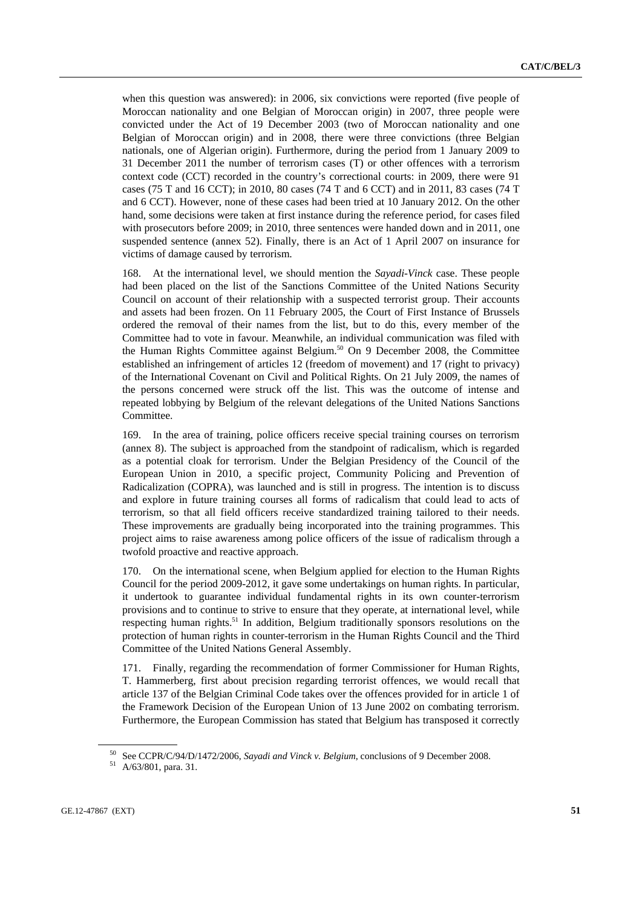when this question was answered): in 2006, six convictions were reported (five people of Moroccan nationality and one Belgian of Moroccan origin) in 2007, three people were convicted under the Act of 19 December 2003 (two of Moroccan nationality and one Belgian of Moroccan origin) and in 2008, there were three convictions (three Belgian nationals, one of Algerian origin). Furthermore, during the period from 1 January 2009 to 31 December 2011 the number of terrorism cases (T) or other offences with a terrorism context code (CCT) recorded in the country's correctional courts: in 2009, there were 91 cases (75 T and 16 CCT); in 2010, 80 cases (74 T and 6 CCT) and in 2011, 83 cases (74 T and 6 CCT). However, none of these cases had been tried at 10 January 2012. On the other hand, some decisions were taken at first instance during the reference period, for cases filed with prosecutors before 2009; in 2010, three sentences were handed down and in 2011, one suspended sentence (annex 52). Finally, there is an Act of 1 April 2007 on insurance for victims of damage caused by terrorism.

168. At the international level, we should mention the *Sayadi-Vinck* case. These people had been placed on the list of the Sanctions Committee of the United Nations Security Council on account of their relationship with a suspected terrorist group. Their accounts and assets had been frozen. On 11 February 2005, the Court of First Instance of Brussels ordered the removal of their names from the list, but to do this, every member of the Committee had to vote in favour. Meanwhile, an individual communication was filed with the Human Rights Committee against Belgium.[50] On 9 December 2008, the Committee established an infringement of articles 12 (freedom of movement) and 17 (right to privacy) of the International Covenant on Civil and Political Rights. On 21 July 2009, the names of the persons concerned were struck off the list. This was the outcome of intense and repeated lobbying by Belgium of the relevant delegations of the United Nations Sanctions Committee.

169. In the area of training, police officers receive special training courses on terrorism (annex 8). The subject is approached from the standpoint of radicalism, which is regarded as a potential cloak for terrorism. Under the Belgian Presidency of the Council of the European Union in 2010, a specific project, Community Policing and Prevention of Radicalization (COPRA), was launched and is still in progress. The intention is to discuss and explore in future training courses all forms of radicalism that could lead to acts of terrorism, so that all field officers receive standardized training tailored to their needs. These improvements are gradually being incorporated into the training programmes. This project aims to raise awareness among police officers of the issue of radicalism through a twofold proactive and reactive approach.

170. On the international scene, when Belgium applied for election to the Human Rights Council for the period 2009-2012, it gave some undertakings on human rights. In particular, it undertook to guarantee individual fundamental rights in its own counter-terrorism provisions and to continue to strive to ensure that they operate, at international level, while respecting human rights.[51] In addition, Belgium traditionally sponsors resolutions on the protection of human rights in counter-terrorism in the Human Rights Council and the Third Committee of the United Nations General Assembly.

171. Finally, regarding the recommendation of former Commissioner for Human Rights, T. Hammerberg, first about precision regarding terrorist offences, we would recall that article 137 of the Belgian Criminal Code takes over the offences provided for in article 1 of the Framework Decision of the European Union of 13 June 2002 on combating terrorism. Furthermore, the European Commission has stated that Belgium has transposed it correctly

---

[50] See CCPR/C/94/D/1472/2006, *Sayadi and Vinck v. Belgium*, conclusions of 9 December 2008.

[51] A/63/801, para. 31.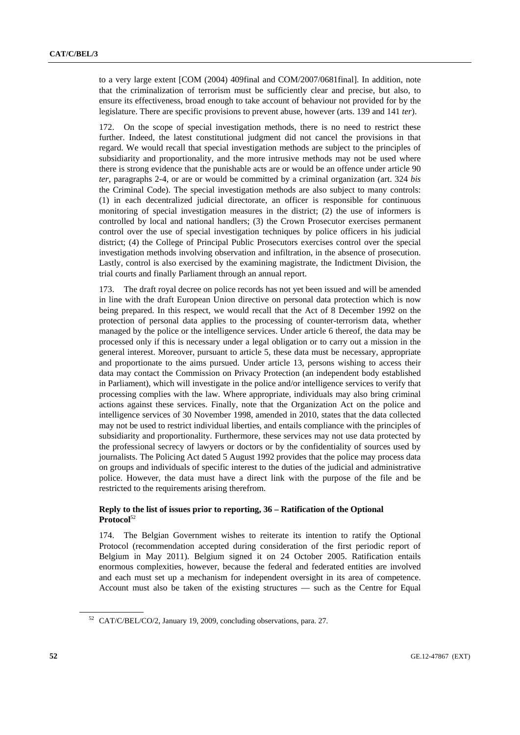to a very large extent [COM (2004) 409final and COM/2007/0681final]. In addition, note that the criminalization of terrorism must be sufficiently clear and precise, but also, to ensure its effectiveness, broad enough to take account of behaviour not provided for by the legislature. There are specific provisions to prevent abuse, however (arts. 139 and 141 *ter*).

172. On the scope of special investigation methods, there is no need to restrict these further. Indeed, the latest constitutional judgment did not cancel the provisions in that regard. We would recall that special investigation methods are subject to the principles of subsidiarity and proportionality, and the more intrusive methods may not be used where there is strong evidence that the punishable acts are or would be an offence under article 90 *ter*, paragraphs 2-4, or are or would be committed by a criminal organization (art. 324 *bis* the Criminal Code). The special investigation methods are also subject to many controls: (1) in each decentralized judicial directorate, an officer is responsible for continuous monitoring of special investigation measures in the district; (2) the use of informers is controlled by local and national handlers; (3) the Crown Prosecutor exercises permanent control over the use of special investigation techniques by police officers in his judicial district; (4) the College of Principal Public Prosecutors exercises control over the special investigation methods involving observation and infiltration, in the absence of prosecution. Lastly, control is also exercised by the examining magistrate, the Indictment Division, the trial courts and finally Parliament through an annual report.

173. The draft royal decree on police records has not yet been issued and will be amended in line with the draft European Union directive on personal data protection which is now being prepared. In this respect, we would recall that the Act of 8 December 1992 on the protection of personal data applies to the processing of counter-terrorism data, whether managed by the police or the intelligence services. Under article 6 thereof, the data may be processed only if this is necessary under a legal obligation or to carry out a mission in the general interest. Moreover, pursuant to article 5, these data must be necessary, appropriate and proportionate to the aims pursued. Under article 13, persons wishing to access their data may contact the Commission on Privacy Protection (an independent body established in Parliament), which will investigate in the police and/or intelligence services to verify that processing complies with the law. Where appropriate, individuals may also bring criminal actions against these services. Finally, note that the Organization Act on the police and intelligence services of 30 November 1998, amended in 2010, states that the data collected may not be used to restrict individual liberties, and entails compliance with the principles of subsidiarity and proportionality. Furthermore, these services may not use data protected by the professional secrecy of lawyers or doctors or by the confidentiality of sources used by journalists. The Policing Act dated 5 August 1992 provides that the police may process data on groups and individuals of specific interest to the duties of the judicial and administrative police. However, the data must have a direct link with the purpose of the file and be restricted to the requirements arising therefrom.

### Reply to the list of issues prior to reporting, 36 – Ratification of the Optional Protocol[52]

174. The Belgian Government wishes to reiterate its intention to ratify the Optional Protocol (recommendation accepted during consideration of the first periodic report of Belgium in May 2011). Belgium signed it on 24 October 2005. Ratification entails enormous complexities, however, because the federal and federated entities are involved and each must set up a mechanism for independent oversight in its area of competence. Account must also be taken of the existing structures — such as the Centre for Equal

[52] CAT/C/BEL/CO/2, January 19, 2009, concluding observations, para. 27.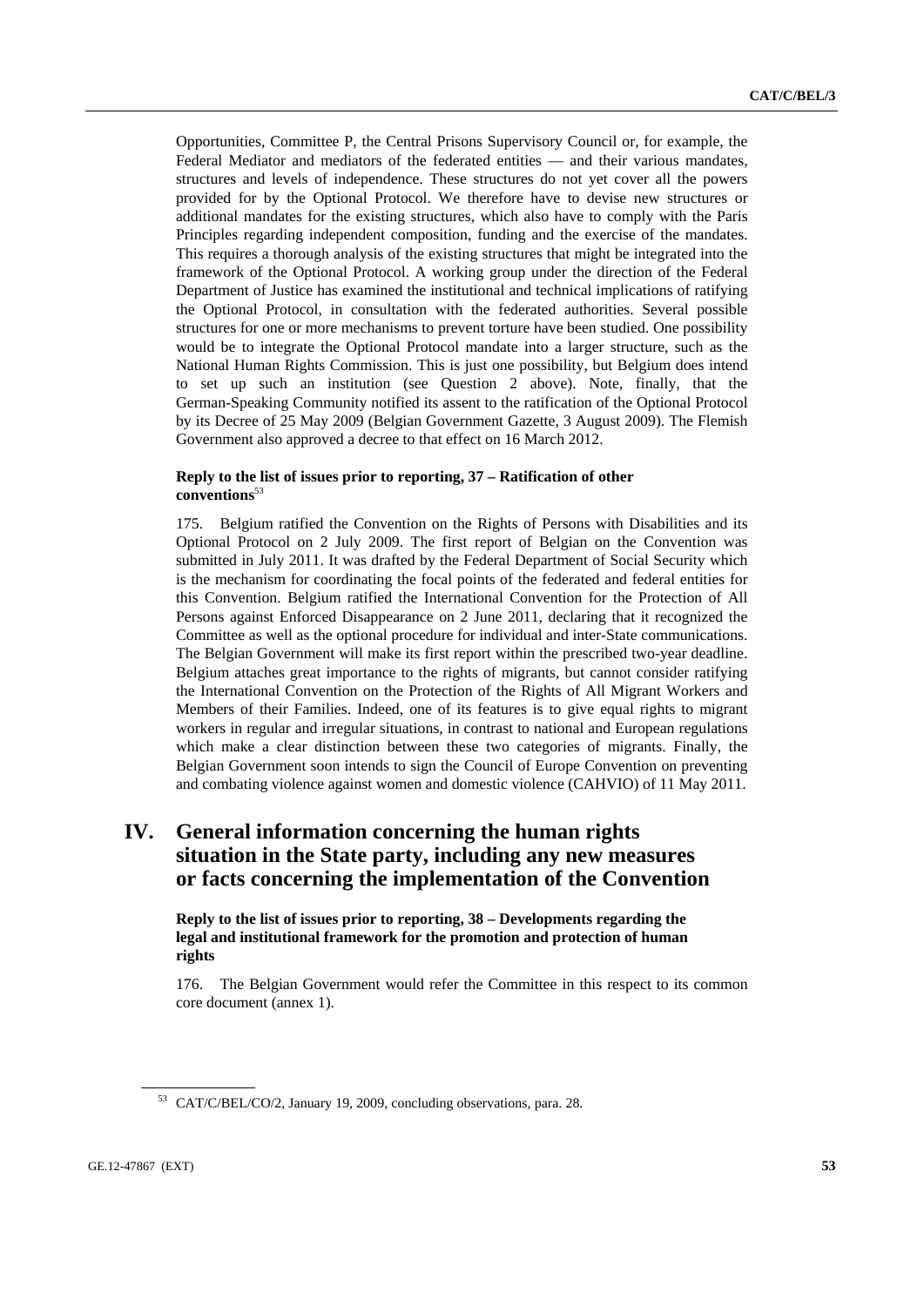Opportunities, Committee P, the Central Prisons Supervisory Council or, for example, the Federal Mediator and mediators of the federated entities — and their various mandates, structures and levels of independence. These structures do not yet cover all the powers provided for by the Optional Protocol. We therefore have to devise new structures or additional mandates for the existing structures, which also have to comply with the Paris Principles regarding independent composition, funding and the exercise of the mandates. This requires a thorough analysis of the existing structures that might be integrated into the framework of the Optional Protocol. A working group under the direction of the Federal Department of Justice has examined the institutional and technical implications of ratifying the Optional Protocol, in consultation with the federated authorities. Several possible structures for one or more mechanisms to prevent torture have been studied. One possibility would be to integrate the Optional Protocol mandate into a larger structure, such as the National Human Rights Commission. This is just one possibility, but Belgium does intend to set up such an institution (see Question 2 above). Note, finally, that the German-Speaking Community notified its assent to the ratification of the Optional Protocol by its Decree of 25 May 2009 (Belgian Government Gazette, 3 August 2009). The Flemish Government also approved a decree to that effect on 16 March 2012.

**Reply to the list of issues prior to reporting, 37 – Ratification of other conventions**[53]

175. Belgium ratified the Convention on the Rights of Persons with Disabilities and its Optional Protocol on 2 July 2009. The first report of Belgian on the Convention was submitted in July 2011. It was drafted by the Federal Department of Social Security which is the mechanism for coordinating the focal points of the federated and federal entities for this Convention. Belgium ratified the International Convention for the Protection of All Persons against Enforced Disappearance on 2 June 2011, declaring that it recognized the Committee as well as the optional procedure for individual and inter-State communications. The Belgian Government will make its first report within the prescribed two-year deadline. Belgium attaches great importance to the rights of migrants, but cannot consider ratifying the International Convention on the Protection of the Rights of All Migrant Workers and Members of their Families. Indeed, one of its features is to give equal rights to migrant workers in regular and irregular situations, in contrast to national and European regulations which make a clear distinction between these two categories of migrants. Finally, the Belgian Government soon intends to sign the Council of Europe Convention on preventing and combating violence against women and domestic violence (CAHVIO) of 11 May 2011.

# IV. General information concerning the human rights situation in the State party, including any new measures or facts concerning the implementation of the Convention

**Reply to the list of issues prior to reporting, 38 – Developments regarding the legal and institutional framework for the promotion and protection of human rights**

176. The Belgian Government would refer the Committee in this respect to its common core document (annex 1).

[53] CAT/C/BEL/CO/2, January 19, 2009, concluding observations, para. 28.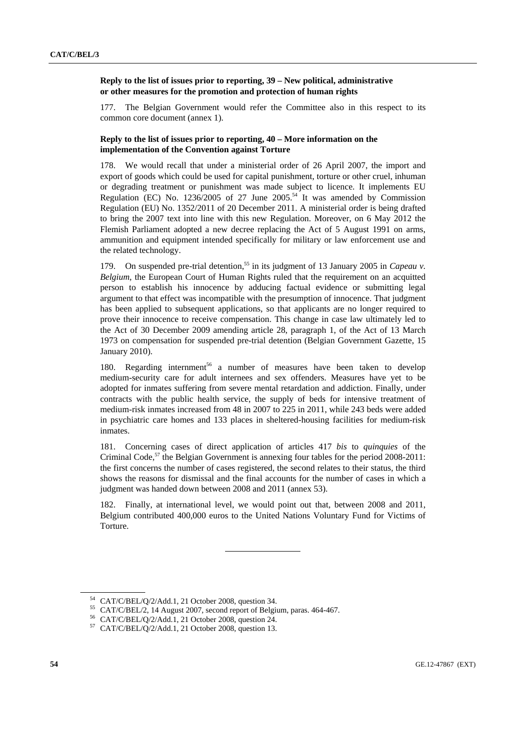**Reply to the list of issues prior to reporting, 39 – New political, administrative or other measures for the promotion and protection of human rights**

177. The Belgian Government would refer the Committee also in this respect to its common core document (annex 1).

**Reply to the list of issues prior to reporting, 40 – More information on the implementation of the Convention against Torture**

178. We would recall that under a ministerial order of 26 April 2007, the import and export of goods which could be used for capital punishment, torture or other cruel, inhuman or degrading treatment or punishment was made subject to licence. It implements EU Regulation (EC) No. 1236/2005 of 27 June 2005.[54] It was amended by Commission Regulation (EU) No. 1352/2011 of 20 December 2011. A ministerial order is being drafted to bring the 2007 text into line with this new Regulation. Moreover, on 6 May 2012 the Flemish Parliament adopted a new decree replacing the Act of 5 August 1991 on arms, ammunition and equipment intended specifically for military or law enforcement use and the related technology.

179. On suspended pre-trial detention,[55] in its judgment of 13 January 2005 in *Capeau v. Belgium*, the European Court of Human Rights ruled that the requirement on an acquitted person to establish his innocence by adducing factual evidence or submitting legal argument to that effect was incompatible with the presumption of innocence. That judgment has been applied to subsequent applications, so that applicants are no longer required to prove their innocence to receive compensation. This change in case law ultimately led to the Act of 30 December 2009 amending article 28, paragraph 1, of the Act of 13 March 1973 on compensation for suspended pre-trial detention (Belgian Government Gazette, 15 January 2010).

180. Regarding internment[56] a number of measures have been taken to develop medium-security care for adult internees and sex offenders. Measures have yet to be adopted for inmates suffering from severe mental retardation and addiction. Finally, under contracts with the public health service, the supply of beds for intensive treatment of medium-risk inmates increased from 48 in 2007 to 225 in 2011, while 243 beds were added in psychiatric care homes and 133 places in sheltered-housing facilities for medium-risk inmates.

181. Concerning cases of direct application of articles 417 *bis* to *quinquies* of the Criminal Code,[57] the Belgian Government is annexing four tables for the period 2008-2011: the first concerns the number of cases registered, the second relates to their status, the third shows the reasons for dismissal and the final accounts for the number of cases in which a judgment was handed down between 2008 and 2011 (annex 53).

182. Finally, at international level, we would point out that, between 2008 and 2011, Belgium contributed 400,000 euros to the United Nations Voluntary Fund for Victims of Torture.

---

[54] CAT/C/BEL/Q/2/Add.1, 21 October 2008, question 34.

[55] CAT/C/BEL/2, 14 August 2007, second report of Belgium, paras. 464-467.

[56] CAT/C/BEL/Q/2/Add.1, 21 October 2008, question 24.

[57] CAT/C/BEL/Q/2/Add.1, 21 October 2008, question 13.